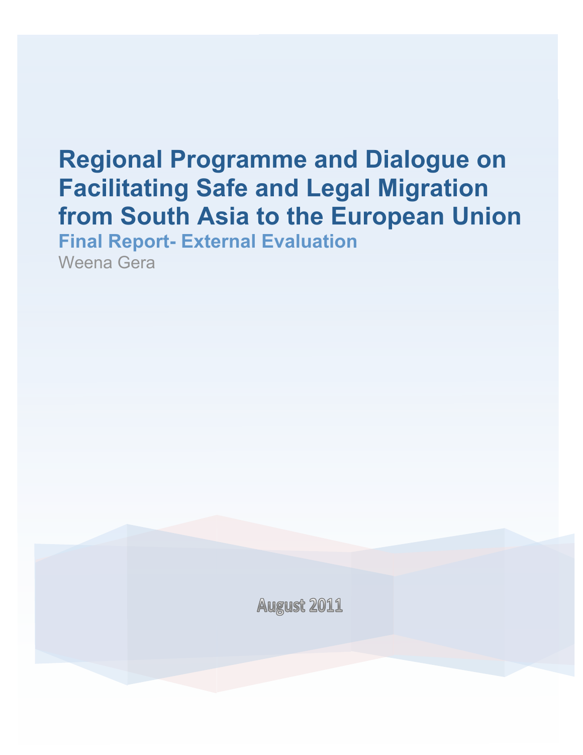# Regional Programme and Dialogue on Facilitating Safe and Legal Migration from South Asia to the European Union

## Final Report- External Evaluation

Weena Gera

August 2011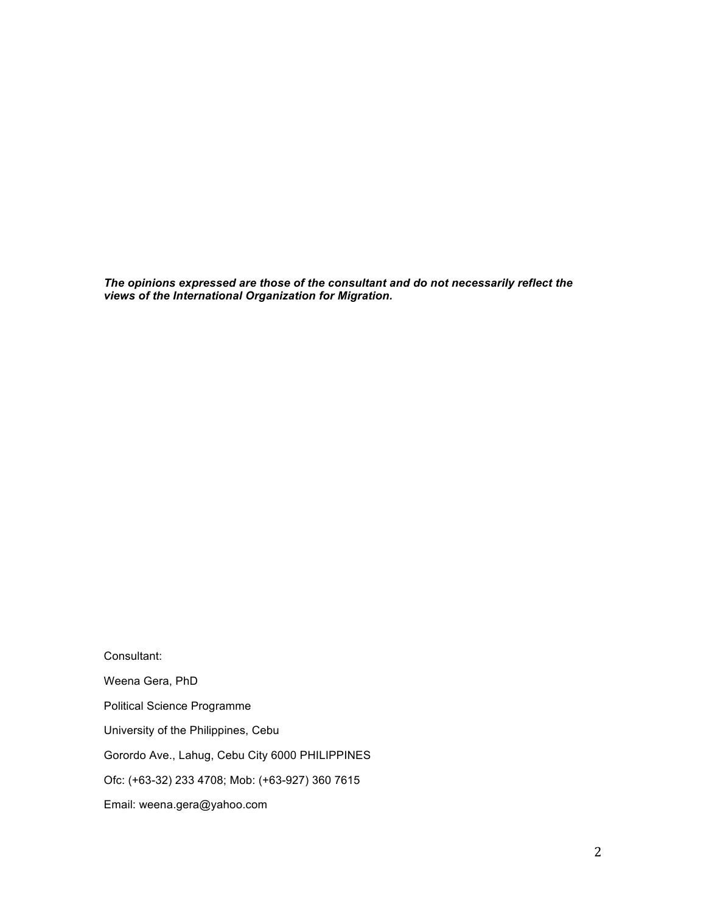***The opinions expressed are those of the consultant and do not necessarily reflect the views of the International Organization for Migration.***

Consultant:

Weena Gera, PhD

Political Science Programme

University of the Philippines, Cebu

Gorordo Ave., Lahug, Cebu City 6000 PHILIPPINES

Ofc: (+63-32) 233 4708; Mob: (+63-927) 360 7615

Email: weena.gera@yahoo.com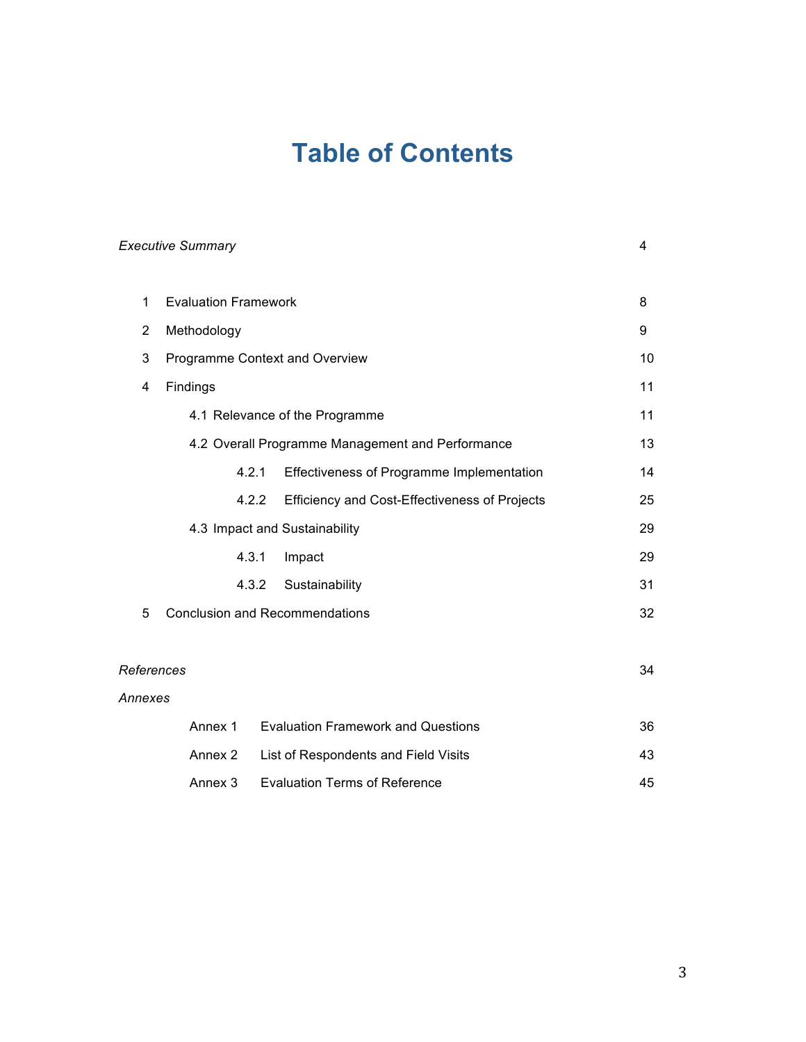# Table of Contents

| | |
|---|---|
| *Executive Summary* | 4 |
| 1 Evaluation Framework | 8 |
| 2 Methodology | 9 |
| 3 Programme Context and Overview | 10 |
| 4 Findings | 11 |
| 4.1 Relevance of the Programme | 11 |
| 4.2 Overall Programme Management and Performance | 13 |
| 4.2.1 Effectiveness of Programme Implementation | 14 |
| 4.2.2 Efficiency and Cost-Effectiveness of Projects | 25 |
| 4.3 Impact and Sustainability | 29 |
| 4.3.1 Impact | 29 |
| 4.3.2 Sustainability | 31 |
| 5 Conclusion and Recommendations | 32 |
| *References* | 34 |
| *Annexes* | |
| Annex 1 Evaluation Framework and Questions | 36 |
| Annex 2 List of Respondents and Field Visits | 43 |
| Annex 3 Evaluation Terms of Reference | 45 |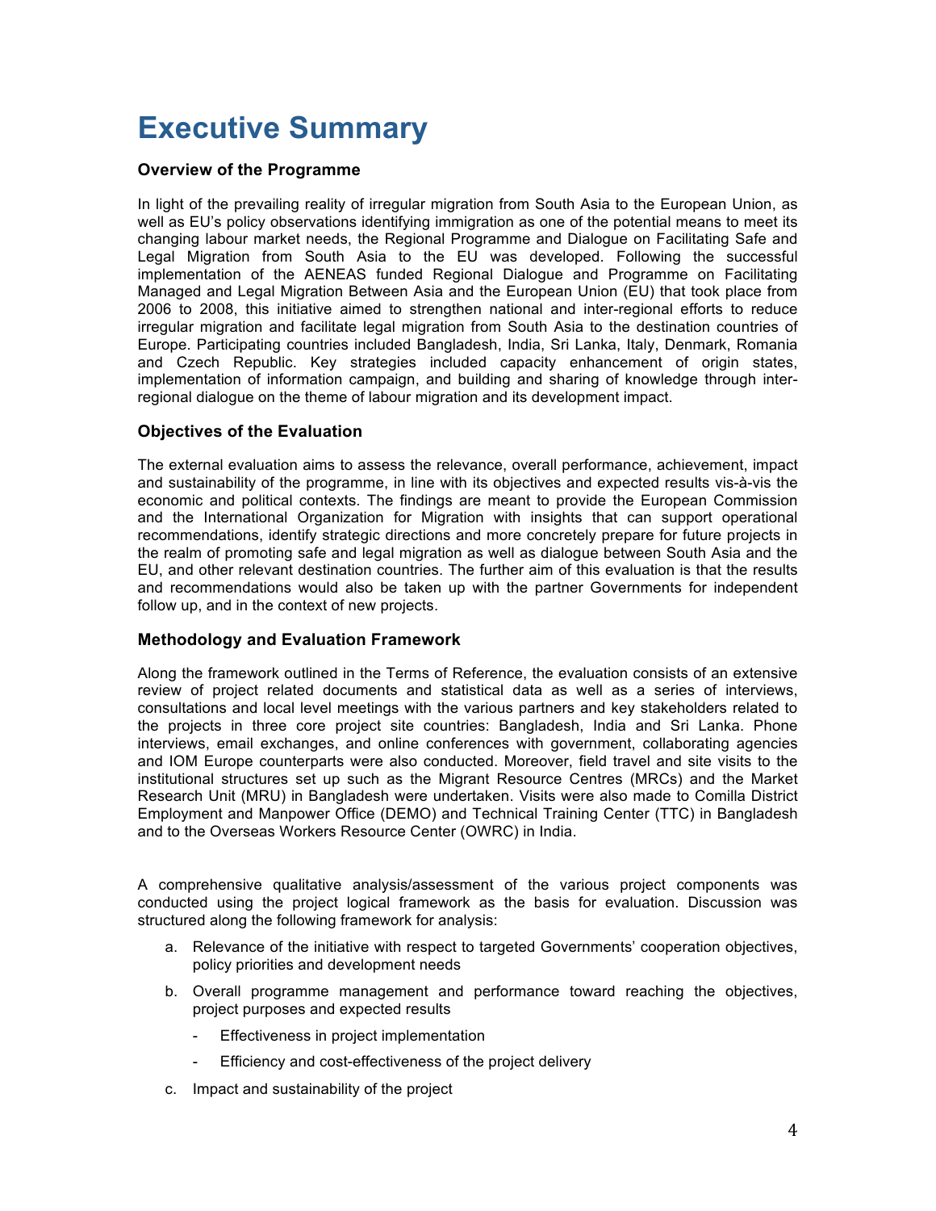# Executive Summary

### Overview of the Programme

In light of the prevailing reality of irregular migration from South Asia to the European Union, as well as EU's policy observations identifying immigration as one of the potential means to meet its changing labour market needs, the Regional Programme and Dialogue on Facilitating Safe and Legal Migration from South Asia to the EU was developed. Following the successful implementation of the AENEAS funded Regional Dialogue and Programme on Facilitating Managed and Legal Migration Between Asia and the European Union (EU) that took place from 2006 to 2008, this initiative aimed to strengthen national and inter-regional efforts to reduce irregular migration and facilitate legal migration from South Asia to the destination countries of Europe. Participating countries included Bangladesh, India, Sri Lanka, Italy, Denmark, Romania and Czech Republic. Key strategies included capacity enhancement of origin states, implementation of information campaign, and building and sharing of knowledge through inter-regional dialogue on the theme of labour migration and its development impact.

### Objectives of the Evaluation

The external evaluation aims to assess the relevance, overall performance, achievement, impact and sustainability of the programme, in line with its objectives and expected results vis-à-vis the economic and political contexts. The findings are meant to provide the European Commission and the International Organization for Migration with insights that can support operational recommendations, identify strategic directions and more concretely prepare for future projects in the realm of promoting safe and legal migration as well as dialogue between South Asia and the EU, and other relevant destination countries. The further aim of this evaluation is that the results and recommendations would also be taken up with the partner Governments for independent follow up, and in the context of new projects.

### Methodology and Evaluation Framework

Along the framework outlined in the Terms of Reference, the evaluation consists of an extensive review of project related documents and statistical data as well as a series of interviews, consultations and local level meetings with the various partners and key stakeholders related to the projects in three core project site countries: Bangladesh, India and Sri Lanka. Phone interviews, email exchanges, and online conferences with government, collaborating agencies and IOM Europe counterparts were also conducted. Moreover, field travel and site visits to the institutional structures set up such as the Migrant Resource Centres (MRCs) and the Market Research Unit (MRU) in Bangladesh were undertaken. Visits were also made to Comilla District Employment and Manpower Office (DEMO) and Technical Training Center (TTC) in Bangladesh and to the Overseas Workers Resource Center (OWRC) in India.

A comprehensive qualitative analysis/assessment of the various project components was conducted using the project logical framework as the basis for evaluation. Discussion was structured along the following framework for analysis:

a. Relevance of the initiative with respect to targeted Governments' cooperation objectives, policy priorities and development needs

b. Overall programme management and performance toward reaching the objectives, project purposes and expected results

   - Effectiveness in project implementation
   - Efficiency and cost-effectiveness of the project delivery

c. Impact and sustainability of the project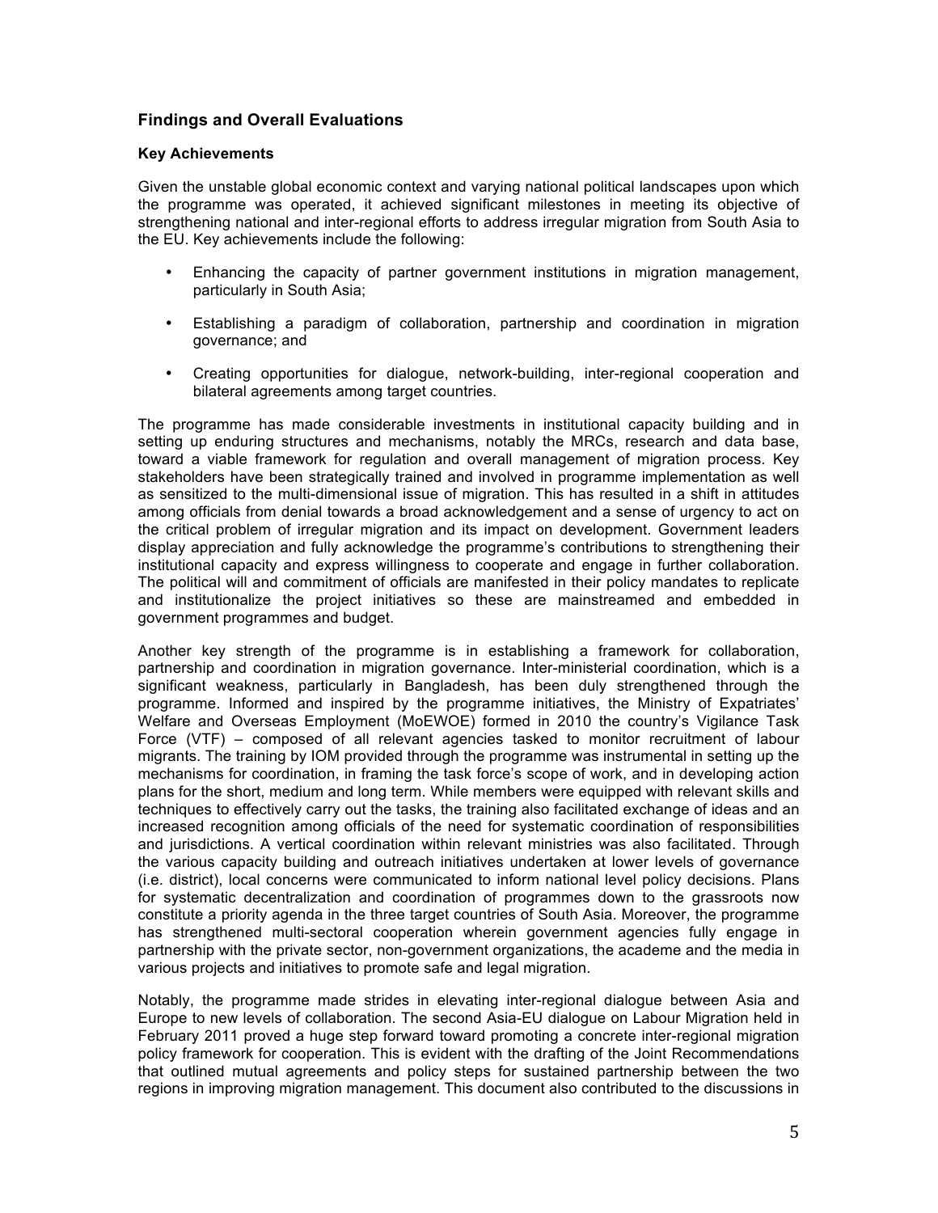## Findings and Overall Evaluations

### Key Achievements

Given the unstable global economic context and varying national political landscapes upon which the programme was operated, it achieved significant milestones in meeting its objective of strengthening national and inter-regional efforts to address irregular migration from South Asia to the EU. Key achievements include the following:

- Enhancing the capacity of partner government institutions in migration management, particularly in South Asia;
- Establishing a paradigm of collaboration, partnership and coordination in migration governance; and
- Creating opportunities for dialogue, network-building, inter-regional cooperation and bilateral agreements among target countries.

The programme has made considerable investments in institutional capacity building and in setting up enduring structures and mechanisms, notably the MRCs, research and data base, toward a viable framework for regulation and overall management of migration process. Key stakeholders have been strategically trained and involved in programme implementation as well as sensitized to the multi-dimensional issue of migration. This has resulted in a shift in attitudes among officials from denial towards a broad acknowledgement and a sense of urgency to act on the critical problem of irregular migration and its impact on development. Government leaders display appreciation and fully acknowledge the programme's contributions to strengthening their institutional capacity and express willingness to cooperate and engage in further collaboration. The political will and commitment of officials are manifested in their policy mandates to replicate and institutionalize the project initiatives so these are mainstreamed and embedded in government programmes and budget.

Another key strength of the programme is in establishing a framework for collaboration, partnership and coordination in migration governance. Inter-ministerial coordination, which is a significant weakness, particularly in Bangladesh, has been duly strengthened through the programme. Informed and inspired by the programme initiatives, the Ministry of Expatriates' Welfare and Overseas Employment (MoEWOE) formed in 2010 the country's Vigilance Task Force (VTF) – composed of all relevant agencies tasked to monitor recruitment of labour migrants. The training by IOM provided through the programme was instrumental in setting up the mechanisms for coordination, in framing the task force's scope of work, and in developing action plans for the short, medium and long term. While members were equipped with relevant skills and techniques to effectively carry out the tasks, the training also facilitated exchange of ideas and an increased recognition among officials of the need for systematic coordination of responsibilities and jurisdictions. A vertical coordination within relevant ministries was also facilitated. Through the various capacity building and outreach initiatives undertaken at lower levels of governance (i.e. district), local concerns were communicated to inform national level policy decisions. Plans for systematic decentralization and coordination of programmes down to the grassroots now constitute a priority agenda in the three target countries of South Asia. Moreover, the programme has strengthened multi-sectoral cooperation wherein government agencies fully engage in partnership with the private sector, non-government organizations, the academe and the media in various projects and initiatives to promote safe and legal migration.

Notably, the programme made strides in elevating inter-regional dialogue between Asia and Europe to new levels of collaboration. The second Asia-EU dialogue on Labour Migration held in February 2011 proved a huge step forward toward promoting a concrete inter-regional migration policy framework for cooperation. This is evident with the drafting of the Joint Recommendations that outlined mutual agreements and policy steps for sustained partnership between the two regions in improving migration management. This document also contributed to the discussions in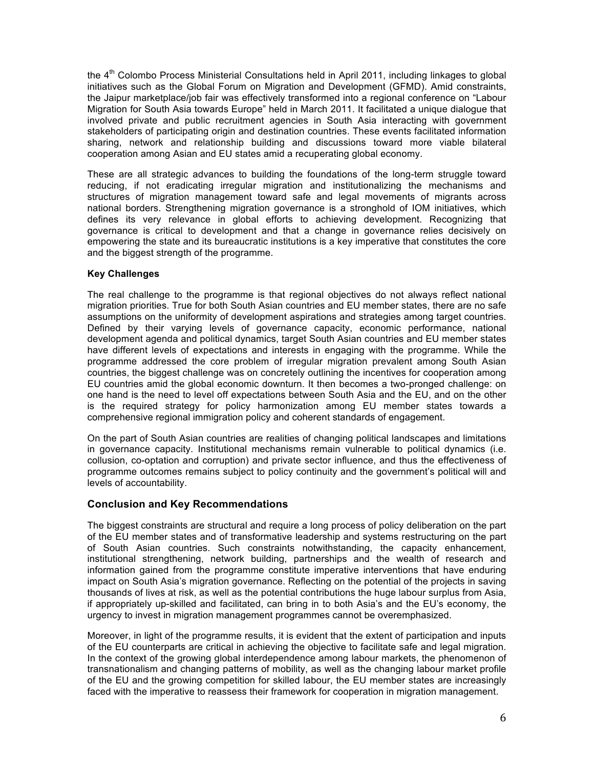the 4th Colombo Process Ministerial Consultations held in April 2011, including linkages to global initiatives such as the Global Forum on Migration and Development (GFMD). Amid constraints, the Jaipur marketplace/job fair was effectively transformed into a regional conference on "Labour Migration for South Asia towards Europe" held in March 2011. It facilitated a unique dialogue that involved private and public recruitment agencies in South Asia interacting with government stakeholders of participating origin and destination countries. These events facilitated information sharing, network and relationship building and discussions toward more viable bilateral cooperation among Asian and EU states amid a recuperating global economy.

These are all strategic advances to building the foundations of the long-term struggle toward reducing, if not eradicating irregular migration and institutionalizing the mechanisms and structures of migration management toward safe and legal movements of migrants across national borders. Strengthening migration governance is a stronghold of IOM initiatives, which defines its very relevance in global efforts to achieving development. Recognizing that governance is critical to development and that a change in governance relies decisively on empowering the state and its bureaucratic institutions is a key imperative that constitutes the core and the biggest strength of the programme.

**Key Challenges**

The real challenge to the programme is that regional objectives do not always reflect national migration priorities. True for both South Asian countries and EU member states, there are no safe assumptions on the uniformity of development aspirations and strategies among target countries. Defined by their varying levels of governance capacity, economic performance, national development agenda and political dynamics, target South Asian countries and EU member states have different levels of expectations and interests in engaging with the programme. While the programme addressed the core problem of irregular migration prevalent among South Asian countries, the biggest challenge was on concretely outlining the incentives for cooperation among EU countries amid the global economic downturn. It then becomes a two-pronged challenge: on one hand is the need to level off expectations between South Asia and the EU, and on the other is the required strategy for policy harmonization among EU member states towards a comprehensive regional immigration policy and coherent standards of engagement.

On the part of South Asian countries are realities of changing political landscapes and limitations in governance capacity. Institutional mechanisms remain vulnerable to political dynamics (i.e. collusion, co-optation and corruption) and private sector influence, and thus the effectiveness of programme outcomes remains subject to policy continuity and the government's political will and levels of accountability.

## Conclusion and Key Recommendations

The biggest constraints are structural and require a long process of policy deliberation on the part of the EU member states and of transformative leadership and systems restructuring on the part of South Asian countries. Such constraints notwithstanding, the capacity enhancement, institutional strengthening, network building, partnerships and the wealth of research and information gained from the programme constitute imperative interventions that have enduring impact on South Asia's migration governance. Reflecting on the potential of the projects in saving thousands of lives at risk, as well as the potential contributions the huge labour surplus from Asia, if appropriately up-skilled and facilitated, can bring in to both Asia's and the EU's economy, the urgency to invest in migration management programmes cannot be overemphasized.

Moreover, in light of the programme results, it is evident that the extent of participation and inputs of the EU counterparts are critical in achieving the objective to facilitate safe and legal migration. In the context of the growing global interdependence among labour markets, the phenomenon of transnationalism and changing patterns of mobility, as well as the changing labour market profile of the EU and the growing competition for skilled labour, the EU member states are increasingly faced with the imperative to reassess their framework for cooperation in migration management.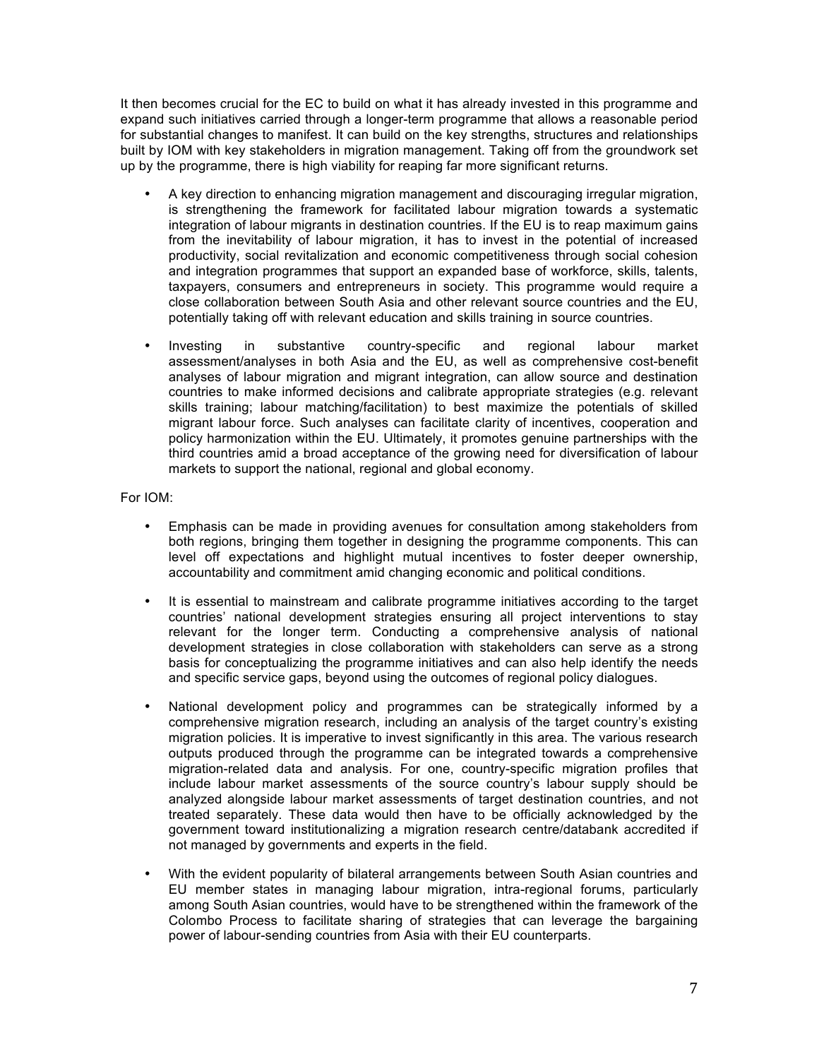It then becomes crucial for the EC to build on what it has already invested in this programme and expand such initiatives carried through a longer-term programme that allows a reasonable period for substantial changes to manifest. It can build on the key strengths, structures and relationships built by IOM with key stakeholders in migration management. Taking off from the groundwork set up by the programme, there is high viability for reaping far more significant returns.

- A key direction to enhancing migration management and discouraging irregular migration, is strengthening the framework for facilitated labour migration towards a systematic integration of labour migrants in destination countries. If the EU is to reap maximum gains from the inevitability of labour migration, it has to invest in the potential of increased productivity, social revitalization and economic competitiveness through social cohesion and integration programmes that support an expanded base of workforce, skills, talents, taxpayers, consumers and entrepreneurs in society. This programme would require a close collaboration between South Asia and other relevant source countries and the EU, potentially taking off with relevant education and skills training in source countries.
- Investing in substantive country-specific and regional labour market assessment/analyses in both Asia and the EU, as well as comprehensive cost-benefit analyses of labour migration and migrant integration, can allow source and destination countries to make informed decisions and calibrate appropriate strategies (e.g. relevant skills training; labour matching/facilitation) to best maximize the potentials of skilled migrant labour force. Such analyses can facilitate clarity of incentives, cooperation and policy harmonization within the EU. Ultimately, it promotes genuine partnerships with the third countries amid a broad acceptance of the growing need for diversification of labour markets to support the national, regional and global economy.

For IOM:

- Emphasis can be made in providing avenues for consultation among stakeholders from both regions, bringing them together in designing the programme components. This can level off expectations and highlight mutual incentives to foster deeper ownership, accountability and commitment amid changing economic and political conditions.
- It is essential to mainstream and calibrate programme initiatives according to the target countries' national development strategies ensuring all project interventions to stay relevant for the longer term. Conducting a comprehensive analysis of national development strategies in close collaboration with stakeholders can serve as a strong basis for conceptualizing the programme initiatives and can also help identify the needs and specific service gaps, beyond using the outcomes of regional policy dialogues.
- National development policy and programmes can be strategically informed by a comprehensive migration research, including an analysis of the target country's existing migration policies. It is imperative to invest significantly in this area. The various research outputs produced through the programme can be integrated towards a comprehensive migration-related data and analysis. For one, country-specific migration profiles that include labour market assessments of the source country's labour supply should be analyzed alongside labour market assessments of target destination countries, and not treated separately. These data would then have to be officially acknowledged by the government toward institutionalizing a migration research centre/databank accredited if not managed by governments and experts in the field.
- With the evident popularity of bilateral arrangements between South Asian countries and EU member states in managing labour migration, intra-regional forums, particularly among South Asian countries, would have to be strengthened within the framework of the Colombo Process to facilitate sharing of strategies that can leverage the bargaining power of labour-sending countries from Asia with their EU counterparts.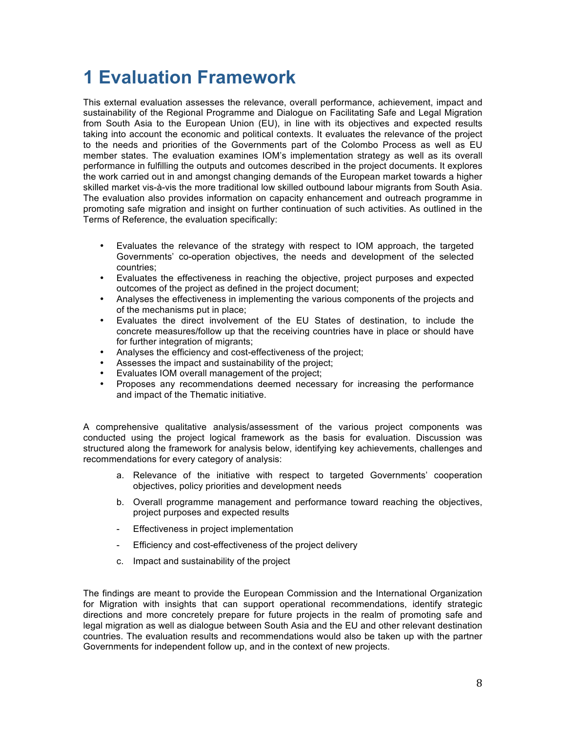# 1 Evaluation Framework

This external evaluation assesses the relevance, overall performance, achievement, impact and sustainability of the Regional Programme and Dialogue on Facilitating Safe and Legal Migration from South Asia to the European Union (EU), in line with its objectives and expected results taking into account the economic and political contexts. It evaluates the relevance of the project to the needs and priorities of the Governments part of the Colombo Process as well as EU member states. The evaluation examines IOM's implementation strategy as well as its overall performance in fulfilling the outputs and outcomes described in the project documents. It explores the work carried out in and amongst changing demands of the European market towards a higher skilled market vis-à-vis the more traditional low skilled outbound labour migrants from South Asia. The evaluation also provides information on capacity enhancement and outreach programme in promoting safe migration and insight on further continuation of such activities. As outlined in the Terms of Reference, the evaluation specifically:

- Evaluates the relevance of the strategy with respect to IOM approach, the targeted Governments' co-operation objectives, the needs and development of the selected countries;
- Evaluates the effectiveness in reaching the objective, project purposes and expected outcomes of the project as defined in the project document;
- Analyses the effectiveness in implementing the various components of the projects and of the mechanisms put in place;
- Evaluates the direct involvement of the EU States of destination, to include the concrete measures/follow up that the receiving countries have in place or should have for further integration of migrants;
- Analyses the efficiency and cost-effectiveness of the project;
- Assesses the impact and sustainability of the project;
- Evaluates IOM overall management of the project;
- Proposes any recommendations deemed necessary for increasing the performance and impact of the Thematic initiative.

A comprehensive qualitative analysis/assessment of the various project components was conducted using the project logical framework as the basis for evaluation. Discussion was structured along the framework for analysis below, identifying key achievements, challenges and recommendations for every category of analysis:

a. Relevance of the initiative with respect to targeted Governments' cooperation objectives, policy priorities and development needs

b. Overall programme management and performance toward reaching the objectives, project purposes and expected results

- Effectiveness in project implementation

- Efficiency and cost-effectiveness of the project delivery

c. Impact and sustainability of the project

The findings are meant to provide the European Commission and the International Organization for Migration with insights that can support operational recommendations, identify strategic directions and more concretely prepare for future projects in the realm of promoting safe and legal migration as well as dialogue between South Asia and the EU and other relevant destination countries. The evaluation results and recommendations would also be taken up with the partner Governments for independent follow up, and in the context of new projects.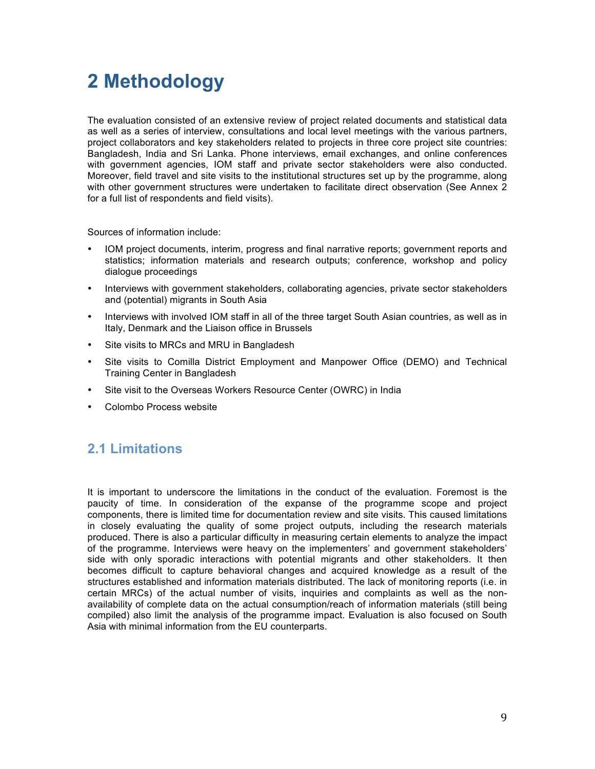# 2 Methodology

The evaluation consisted of an extensive review of project related documents and statistical data as well as a series of interview, consultations and local level meetings with the various partners, project collaborators and key stakeholders related to projects in three core project site countries: Bangladesh, India and Sri Lanka. Phone interviews, email exchanges, and online conferences with government agencies, IOM staff and private sector stakeholders were also conducted. Moreover, field travel and site visits to the institutional structures set up by the programme, along with other government structures were undertaken to facilitate direct observation (See Annex 2 for a full list of respondents and field visits).

Sources of information include:

- IOM project documents, interim, progress and final narrative reports; government reports and statistics; information materials and research outputs; conference, workshop and policy dialogue proceedings
- Interviews with government stakeholders, collaborating agencies, private sector stakeholders and (potential) migrants in South Asia
- Interviews with involved IOM staff in all of the three target South Asian countries, as well as in Italy, Denmark and the Liaison office in Brussels
- Site visits to MRCs and MRU in Bangladesh
- Site visits to Comilla District Employment and Manpower Office (DEMO) and Technical Training Center in Bangladesh
- Site visit to the Overseas Workers Resource Center (OWRC) in India
- Colombo Process website

## 2.1 Limitations

It is important to underscore the limitations in the conduct of the evaluation. Foremost is the paucity of time. In consideration of the expanse of the programme scope and project components, there is limited time for documentation review and site visits. This caused limitations in closely evaluating the quality of some project outputs, including the research materials produced. There is also a particular difficulty in measuring certain elements to analyze the impact of the programme. Interviews were heavy on the implementers' and government stakeholders' side with only sporadic interactions with potential migrants and other stakeholders. It then becomes difficult to capture behavioral changes and acquired knowledge as a result of the structures established and information materials distributed. The lack of monitoring reports (i.e. in certain MRCs) of the actual number of visits, inquiries and complaints as well as the non-availability of complete data on the actual consumption/reach of information materials (still being compiled) also limit the analysis of the programme impact. Evaluation is also focused on South Asia with minimal information from the EU counterparts.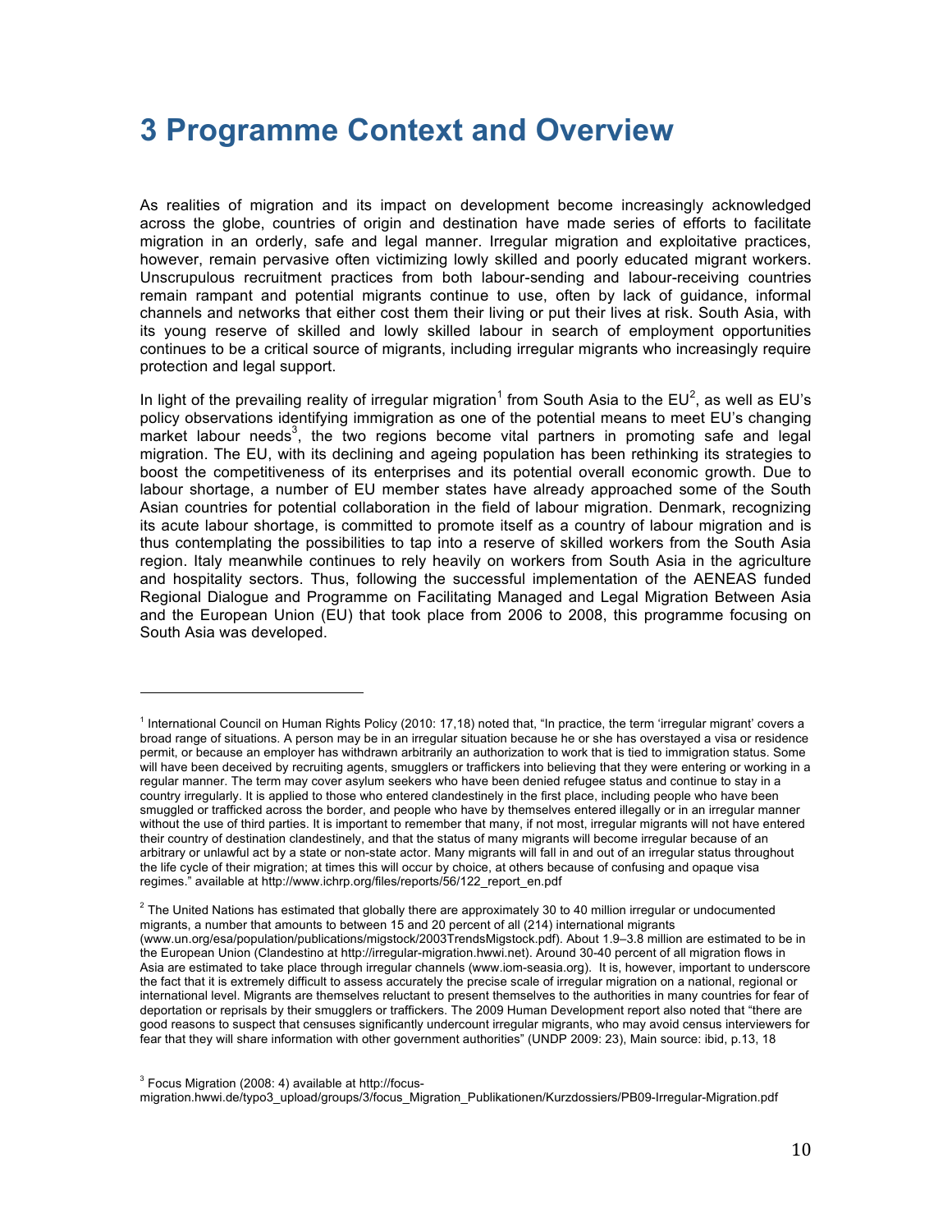# 3 Programme Context and Overview

As realities of migration and its impact on development become increasingly acknowledged across the globe, countries of origin and destination have made series of efforts to facilitate migration in an orderly, safe and legal manner. Irregular migration and exploitative practices, however, remain pervasive often victimizing lowly skilled and poorly educated migrant workers. Unscrupulous recruitment practices from both labour-sending and labour-receiving countries remain rampant and potential migrants continue to use, often by lack of guidance, informal channels and networks that either cost them their living or put their lives at risk. South Asia, with its young reserve of skilled and lowly skilled labour in search of employment opportunities continues to be a critical source of migrants, including irregular migrants who increasingly require protection and legal support.

In light of the prevailing reality of irregular migration[1] from South Asia to the EU[2], as well as EU's policy observations identifying immigration as one of the potential means to meet EU's changing market labour needs[3], the two regions become vital partners in promoting safe and legal migration. The EU, with its declining and ageing population has been rethinking its strategies to boost the competitiveness of its enterprises and its potential overall economic growth. Due to labour shortage, a number of EU member states have already approached some of the South Asian countries for potential collaboration in the field of labour migration. Denmark, recognizing its acute labour shortage, is committed to promote itself as a country of labour migration and is thus contemplating the possibilities to tap into a reserve of skilled workers from the South Asia region. Italy meanwhile continues to rely heavily on workers from South Asia in the agriculture and hospitality sectors. Thus, following the successful implementation of the AENEAS funded Regional Dialogue and Programme on Facilitating Managed and Legal Migration Between Asia and the European Union (EU) that took place from 2006 to 2008, this programme focusing on South Asia was developed.

---

[1] International Council on Human Rights Policy (2010: 17,18) noted that, "In practice, the term 'irregular migrant' covers a broad range of situations. A person may be in an irregular situation because he or she has overstayed a visa or residence permit, or because an employer has withdrawn arbitrarily an authorization to work that is tied to immigration status. Some will have been deceived by recruiting agents, smugglers or traffickers into believing that they were entering or working in a regular manner. The term may cover asylum seekers who have been denied refugee status and continue to stay in a country irregularly. It is applied to those who entered clandestinely in the first place, including people who have been smuggled or trafficked across the border, and people who have by themselves entered illegally or in an irregular manner without the use of third parties. It is important to remember that many, if not most, irregular migrants will not have entered their country of destination clandestinely, and that the status of many migrants will become irregular because of an arbitrary or unlawful act by a state or non-state actor. Many migrants will fall in and out of an irregular status throughout the life cycle of their migration; at times this will occur by choice, at others because of confusing and opaque visa regimes." available at http://www.ichrp.org/files/reports/56/122_report_en.pdf

[2] The United Nations has estimated that globally there are approximately 30 to 40 million irregular or undocumented migrants, a number that amounts to between 15 and 20 percent of all (214) international migrants (www.un.org/esa/population/publications/migstock/2003TrendsMigstock.pdf). About 1.9–3.8 million are estimated to be in the European Union (Clandestino at http://irregular-migration.hwwi.net). Around 30-40 percent of all migration flows in Asia are estimated to take place through irregular channels (www.iom-seasia.org). It is, however, important to underscore the fact that it is extremely difficult to assess accurately the precise scale of irregular migration on a national, regional or international level. Migrants are themselves reluctant to present themselves to the authorities in many countries for fear of deportation or reprisals by their smugglers or traffickers. The 2009 Human Development report also noted that "there are good reasons to suspect that censuses significantly undercount irregular migrants, who may avoid census interviewers for fear that they will share information with other government authorities" (UNDP 2009: 23), Main source: ibid, p.13, 18

[3] Focus Migration (2008: 4) available at http://focus-migration.hwwi.de/typo3_upload/groups/3/focus_Migration_Publikationen/Kurzdossiers/PB09-Irregular-Migration.pdf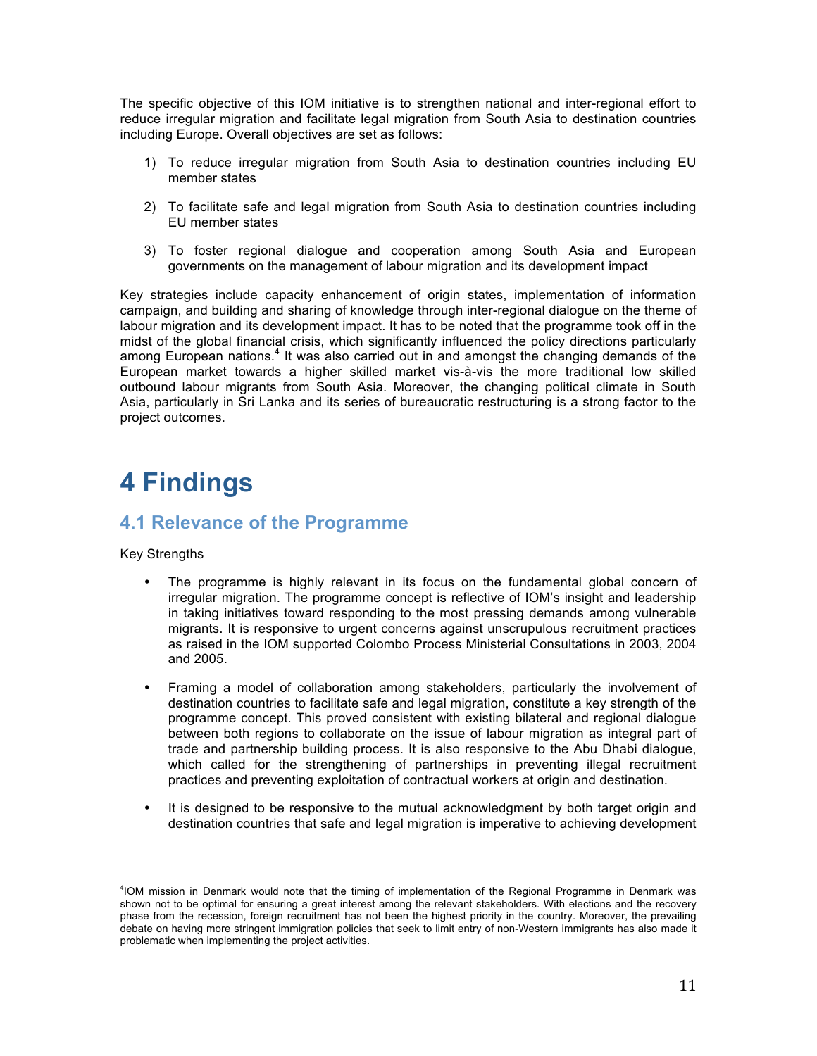The specific objective of this IOM initiative is to strengthen national and inter-regional effort to reduce irregular migration and facilitate legal migration from South Asia to destination countries including Europe. Overall objectives are set as follows:

1) To reduce irregular migration from South Asia to destination countries including EU member states
2) To facilitate safe and legal migration from South Asia to destination countries including EU member states
3) To foster regional dialogue and cooperation among South Asia and European governments on the management of labour migration and its development impact

Key strategies include capacity enhancement of origin states, implementation of information campaign, and building and sharing of knowledge through inter-regional dialogue on the theme of labour migration and its development impact. It has to be noted that the programme took off in the midst of the global financial crisis, which significantly influenced the policy directions particularly among European nations.[4] It was also carried out in and amongst the changing demands of the European market towards a higher skilled market vis-à-vis the more traditional low skilled outbound labour migrants from South Asia. Moreover, the changing political climate in South Asia, particularly in Sri Lanka and its series of bureaucratic restructuring is a strong factor to the project outcomes.

# 4 Findings

## 4.1 Relevance of the Programme

Key Strengths

- The programme is highly relevant in its focus on the fundamental global concern of irregular migration. The programme concept is reflective of IOM's insight and leadership in taking initiatives toward responding to the most pressing demands among vulnerable migrants. It is responsive to urgent concerns against unscrupulous recruitment practices as raised in the IOM supported Colombo Process Ministerial Consultations in 2003, 2004 and 2005.
- Framing a model of collaboration among stakeholders, particularly the involvement of destination countries to facilitate safe and legal migration, constitute a key strength of the programme concept. This proved consistent with existing bilateral and regional dialogue between both regions to collaborate on the issue of labour migration as integral part of trade and partnership building process. It is also responsive to the Abu Dhabi dialogue, which called for the strengthening of partnerships in preventing illegal recruitment practices and preventing exploitation of contractual workers at origin and destination.
- It is designed to be responsive to the mutual acknowledgment by both target origin and destination countries that safe and legal migration is imperative to achieving development

---

[4]IOM mission in Denmark would note that the timing of implementation of the Regional Programme in Denmark was shown not to be optimal for ensuring a great interest among the relevant stakeholders. With elections and the recovery phase from the recession, foreign recruitment has not been the highest priority in the country. Moreover, the prevailing debate on having more stringent immigration policies that seek to limit entry of non-Western immigrants has also made it problematic when implementing the project activities.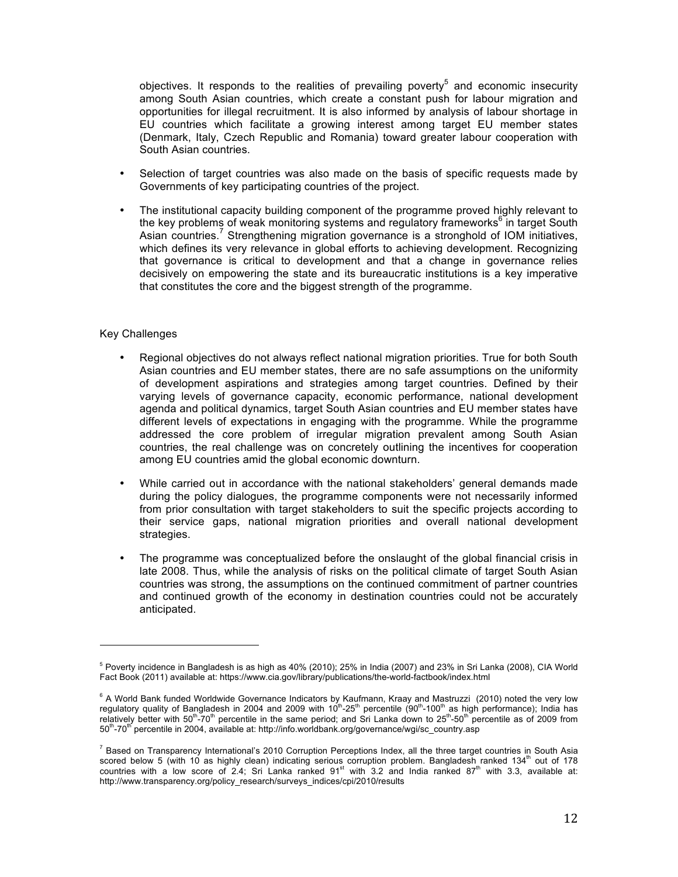objectives. It responds to the realities of prevailing poverty[5] and economic insecurity among South Asian countries, which create a constant push for labour migration and opportunities for illegal recruitment. It is also informed by analysis of labour shortage in EU countries which facilitate a growing interest among target EU member states (Denmark, Italy, Czech Republic and Romania) toward greater labour cooperation with South Asian countries.

- Selection of target countries was also made on the basis of specific requests made by Governments of key participating countries of the project.
- The institutional capacity building component of the programme proved highly relevant to the key problems of weak monitoring systems and regulatory frameworks[6] in target South Asian countries.[7] Strengthening migration governance is a stronghold of IOM initiatives, which defines its very relevance in global efforts to achieving development. Recognizing that governance is critical to development and that a change in governance relies decisively on empowering the state and its bureaucratic institutions is a key imperative that constitutes the core and the biggest strength of the programme.

Key Challenges

- Regional objectives do not always reflect national migration priorities. True for both South Asian countries and EU member states, there are no safe assumptions on the uniformity of development aspirations and strategies among target countries. Defined by their varying levels of governance capacity, economic performance, national development agenda and political dynamics, target South Asian countries and EU member states have different levels of expectations in engaging with the programme. While the programme addressed the core problem of irregular migration prevalent among South Asian countries, the real challenge was on concretely outlining the incentives for cooperation among EU countries amid the global economic downturn.
- While carried out in accordance with the national stakeholders' general demands made during the policy dialogues, the programme components were not necessarily informed from prior consultation with target stakeholders to suit the specific projects according to their service gaps, national migration priorities and overall national development strategies.
- The programme was conceptualized before the onslaught of the global financial crisis in late 2008. Thus, while the analysis of risks on the political climate of target South Asian countries was strong, the assumptions on the continued commitment of partner countries and continued growth of the economy in destination countries could not be accurately anticipated.

---

[5] Poverty incidence in Bangladesh is as high as 40% (2010); 25% in India (2007) and 23% in Sri Lanka (2008), CIA World Fact Book (2011) available at: https://www.cia.gov/library/publications/the-world-factbook/index.html

[6] A World Bank funded Worldwide Governance Indicators by Kaufmann, Kraay and Mastruzzi (2010) noted the very low regulatory quality of Bangladesh in 2004 and 2009 with 10th-25th percentile (90th-100th as high performance); India has relatively better with 50th-70th percentile in the same period; and Sri Lanka down to 25th-50th percentile as of 2009 from 50th-70th percentile in 2004, available at: http://info.worldbank.org/governance/wgi/sc_country.asp

[7] Based on Transparency International's 2010 Corruption Perceptions Index, all the three target countries in South Asia scored below 5 (with 10 as highly clean) indicating serious corruption problem. Bangladesh ranked 134th out of 178 countries with a low score of 2.4; Sri Lanka ranked 91st with 3.2 and India ranked 87th with 3.3, available at: http://www.transparency.org/policy_research/surveys_indices/cpi/2010/results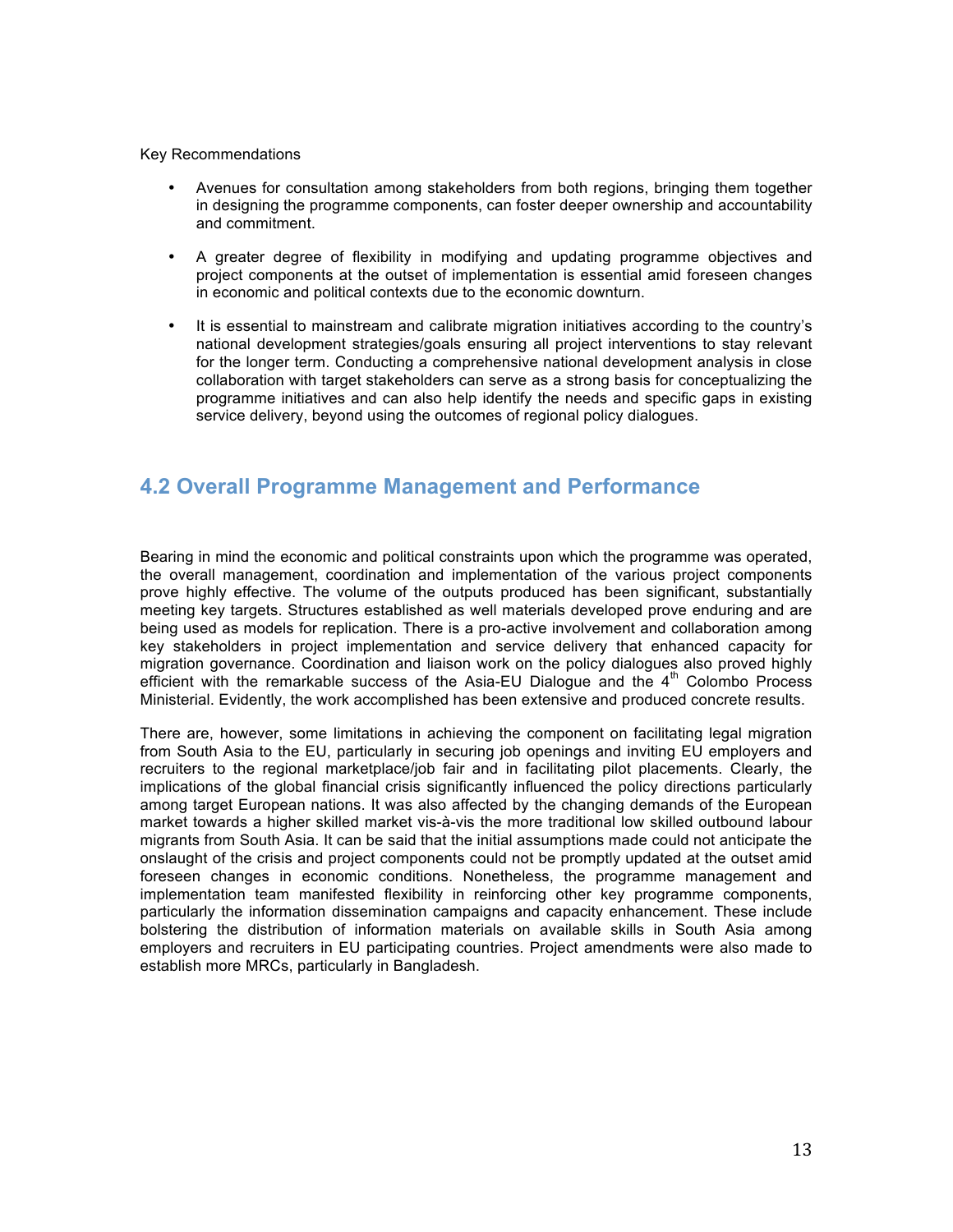Key Recommendations

- Avenues for consultation among stakeholders from both regions, bringing them together in designing the programme components, can foster deeper ownership and accountability and commitment.
- A greater degree of flexibility in modifying and updating programme objectives and project components at the outset of implementation is essential amid foreseen changes in economic and political contexts due to the economic downturn.
- It is essential to mainstream and calibrate migration initiatives according to the country's national development strategies/goals ensuring all project interventions to stay relevant for the longer term. Conducting a comprehensive national development analysis in close collaboration with target stakeholders can serve as a strong basis for conceptualizing the programme initiatives and can also help identify the needs and specific gaps in existing service delivery, beyond using the outcomes of regional policy dialogues.

## 4.2 Overall Programme Management and Performance

Bearing in mind the economic and political constraints upon which the programme was operated, the overall management, coordination and implementation of the various project components prove highly effective. The volume of the outputs produced has been significant, substantially meeting key targets. Structures established as well materials developed prove enduring and are being used as models for replication. There is a pro-active involvement and collaboration among key stakeholders in project implementation and service delivery that enhanced capacity for migration governance. Coordination and liaison work on the policy dialogues also proved highly efficient with the remarkable success of the Asia-EU Dialogue and the 4th Colombo Process Ministerial. Evidently, the work accomplished has been extensive and produced concrete results.

There are, however, some limitations in achieving the component on facilitating legal migration from South Asia to the EU, particularly in securing job openings and inviting EU employers and recruiters to the regional marketplace/job fair and in facilitating pilot placements. Clearly, the implications of the global financial crisis significantly influenced the policy directions particularly among target European nations. It was also affected by the changing demands of the European market towards a higher skilled market vis-à-vis the more traditional low skilled outbound labour migrants from South Asia. It can be said that the initial assumptions made could not anticipate the onslaught of the crisis and project components could not be promptly updated at the outset amid foreseen changes in economic conditions. Nonetheless, the programme management and implementation team manifested flexibility in reinforcing other key programme components, particularly the information dissemination campaigns and capacity enhancement. These include bolstering the distribution of information materials on available skills in South Asia among employers and recruiters in EU participating countries. Project amendments were also made to establish more MRCs, particularly in Bangladesh.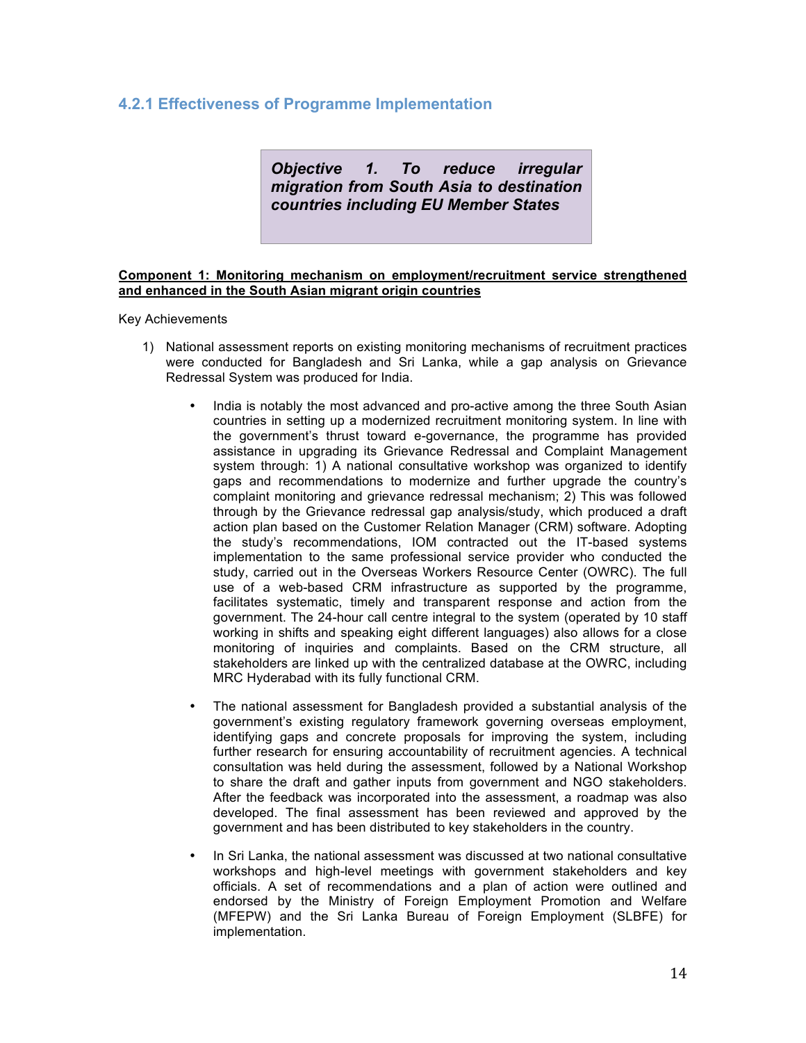### 4.2.1 Effectiveness of Programme Implementation

> ***Objective 1. To reduce irregular migration from South Asia to destination countries including EU Member States***

**<u>Component 1: Monitoring mechanism on employment/recruitment service strengthened and enhanced in the South Asian migrant origin countries</u>**

Key Achievements

1) National assessment reports on existing monitoring mechanisms of recruitment practices were conducted for Bangladesh and Sri Lanka, while a gap analysis on Grievance Redressal System was produced for India.

   - India is notably the most advanced and pro-active among the three South Asian countries in setting up a modernized recruitment monitoring system. In line with the government's thrust toward e-governance, the programme has provided assistance in upgrading its Grievance Redressal and Complaint Management system through: 1) A national consultative workshop was organized to identify gaps and recommendations to modernize and further upgrade the country's complaint monitoring and grievance redressal mechanism; 2) This was followed through by the Grievance redressal gap analysis/study, which produced a draft action plan based on the Customer Relation Manager (CRM) software. Adopting the study's recommendations, IOM contracted out the IT-based systems implementation to the same professional service provider who conducted the study, carried out in the Overseas Workers Resource Center (OWRC). The full use of a web-based CRM infrastructure as supported by the programme, facilitates systematic, timely and transparent response and action from the government. The 24-hour call centre integral to the system (operated by 10 staff working in shifts and speaking eight different languages) also allows for a close monitoring of inquiries and complaints. Based on the CRM structure, all stakeholders are linked up with the centralized database at the OWRC, including MRC Hyderabad with its fully functional CRM.

   - The national assessment for Bangladesh provided a substantial analysis of the government's existing regulatory framework governing overseas employment, identifying gaps and concrete proposals for improving the system, including further research for ensuring accountability of recruitment agencies. A technical consultation was held during the assessment, followed by a National Workshop to share the draft and gather inputs from government and NGO stakeholders. After the feedback was incorporated into the assessment, a roadmap was also developed. The final assessment has been reviewed and approved by the government and has been distributed to key stakeholders in the country.

   - In Sri Lanka, the national assessment was discussed at two national consultative workshops and high-level meetings with government stakeholders and key officials. A set of recommendations and a plan of action were outlined and endorsed by the Ministry of Foreign Employment Promotion and Welfare (MFEPW) and the Sri Lanka Bureau of Foreign Employment (SLBFE) for implementation.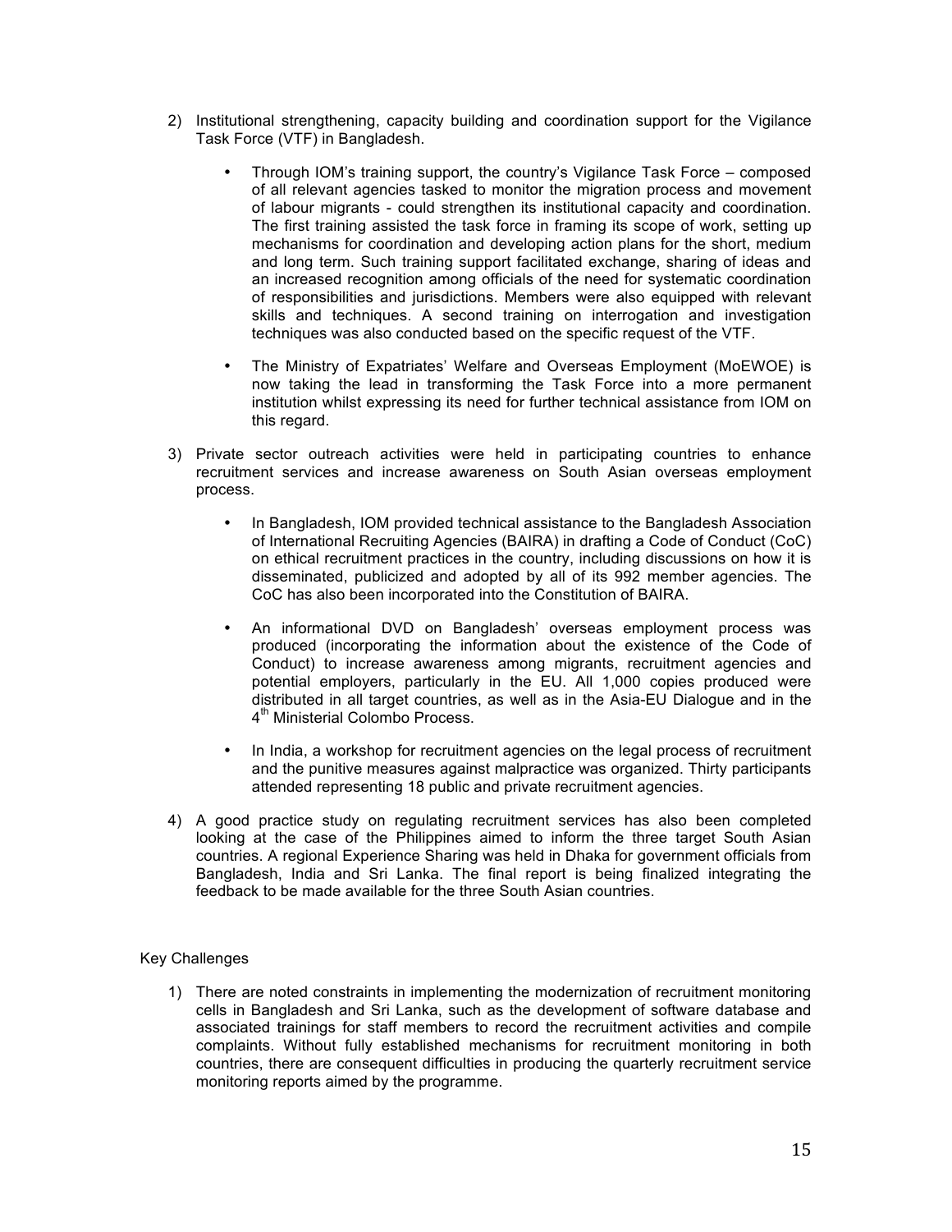2) Institutional strengthening, capacity building and coordination support for the Vigilance Task Force (VTF) in Bangladesh.

   - Through IOM's training support, the country's Vigilance Task Force – composed of all relevant agencies tasked to monitor the migration process and movement of labour migrants - could strengthen its institutional capacity and coordination. The first training assisted the task force in framing its scope of work, setting up mechanisms for coordination and developing action plans for the short, medium and long term. Such training support facilitated exchange, sharing of ideas and an increased recognition among officials of the need for systematic coordination of responsibilities and jurisdictions. Members were also equipped with relevant skills and techniques. A second training on interrogation and investigation techniques was also conducted based on the specific request of the VTF.

   - The Ministry of Expatriates' Welfare and Overseas Employment (MoEWOE) is now taking the lead in transforming the Task Force into a more permanent institution whilst expressing its need for further technical assistance from IOM on this regard.

3) Private sector outreach activities were held in participating countries to enhance recruitment services and increase awareness on South Asian overseas employment process.

   - In Bangladesh, IOM provided technical assistance to the Bangladesh Association of International Recruiting Agencies (BAIRA) in drafting a Code of Conduct (CoC) on ethical recruitment practices in the country, including discussions on how it is disseminated, publicized and adopted by all of its 992 member agencies. The CoC has also been incorporated into the Constitution of BAIRA.

   - An informational DVD on Bangladesh' overseas employment process was produced (incorporating the information about the existence of the Code of Conduct) to increase awareness among migrants, recruitment agencies and potential employers, particularly in the EU. All 1,000 copies produced were distributed in all target countries, as well as in the Asia-EU Dialogue and in the 4th Ministerial Colombo Process.

   - In India, a workshop for recruitment agencies on the legal process of recruitment and the punitive measures against malpractice was organized. Thirty participants attended representing 18 public and private recruitment agencies.

4) A good practice study on regulating recruitment services has also been completed looking at the case of the Philippines aimed to inform the three target South Asian countries. A regional Experience Sharing was held in Dhaka for government officials from Bangladesh, India and Sri Lanka. The final report is being finalized integrating the feedback to be made available for the three South Asian countries.

Key Challenges

1) There are noted constraints in implementing the modernization of recruitment monitoring cells in Bangladesh and Sri Lanka, such as the development of software database and associated trainings for staff members to record the recruitment activities and compile complaints. Without fully established mechanisms for recruitment monitoring in both countries, there are consequent difficulties in producing the quarterly recruitment service monitoring reports aimed by the programme.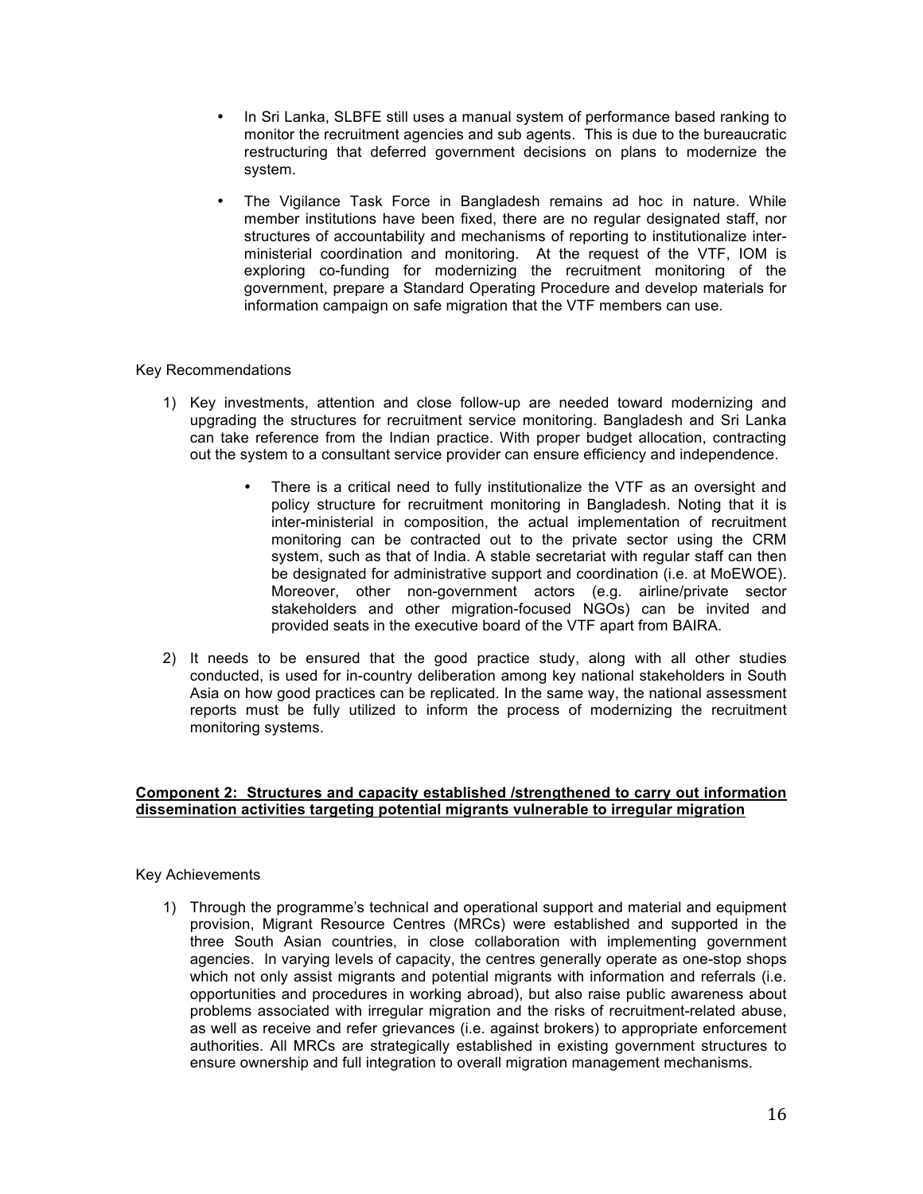- In Sri Lanka, SLBFE still uses a manual system of performance based ranking to monitor the recruitment agencies and sub agents. This is due to the bureaucratic restructuring that deferred government decisions on plans to modernize the system.
- The Vigilance Task Force in Bangladesh remains ad hoc in nature. While member institutions have been fixed, there are no regular designated staff, nor structures of accountability and mechanisms of reporting to institutionalize inter-ministerial coordination and monitoring. At the request of the VTF, IOM is exploring co-funding for modernizing the recruitment monitoring of the government, prepare a Standard Operating Procedure and develop materials for information campaign on safe migration that the VTF members can use.

Key Recommendations

1) Key investments, attention and close follow-up are needed toward modernizing and upgrading the structures for recruitment service monitoring. Bangladesh and Sri Lanka can take reference from the Indian practice. With proper budget allocation, contracting out the system to a consultant service provider can ensure efficiency and independence.

    - There is a critical need to fully institutionalize the VTF as an oversight and policy structure for recruitment monitoring in Bangladesh. Noting that it is inter-ministerial in composition, the actual implementation of recruitment monitoring can be contracted out to the private sector using the CRM system, such as that of India. A stable secretariat with regular staff can then be designated for administrative support and coordination (i.e. at MoEWOE). Moreover, other non-government actors (e.g. airline/private sector stakeholders and other migration-focused NGOs) can be invited and provided seats in the executive board of the VTF apart from BAIRA.

2) It needs to be ensured that the good practice study, along with all other studies conducted, is used for in-country deliberation among key national stakeholders in South Asia on how good practices can be replicated. In the same way, the national assessment reports must be fully utilized to inform the process of modernizing the recruitment monitoring systems.

**Component 2: Structures and capacity established /strengthened to carry out information dissemination activities targeting potential migrants vulnerable to irregular migration**

Key Achievements

1) Through the programme's technical and operational support and material and equipment provision, Migrant Resource Centres (MRCs) were established and supported in the three South Asian countries, in close collaboration with implementing government agencies. In varying levels of capacity, the centres generally operate as one-stop shops which not only assist migrants and potential migrants with information and referrals (i.e. opportunities and procedures in working abroad), but also raise public awareness about problems associated with irregular migration and the risks of recruitment-related abuse, as well as receive and refer grievances (i.e. against brokers) to appropriate enforcement authorities. All MRCs are strategically established in existing government structures to ensure ownership and full integration to overall migration management mechanisms.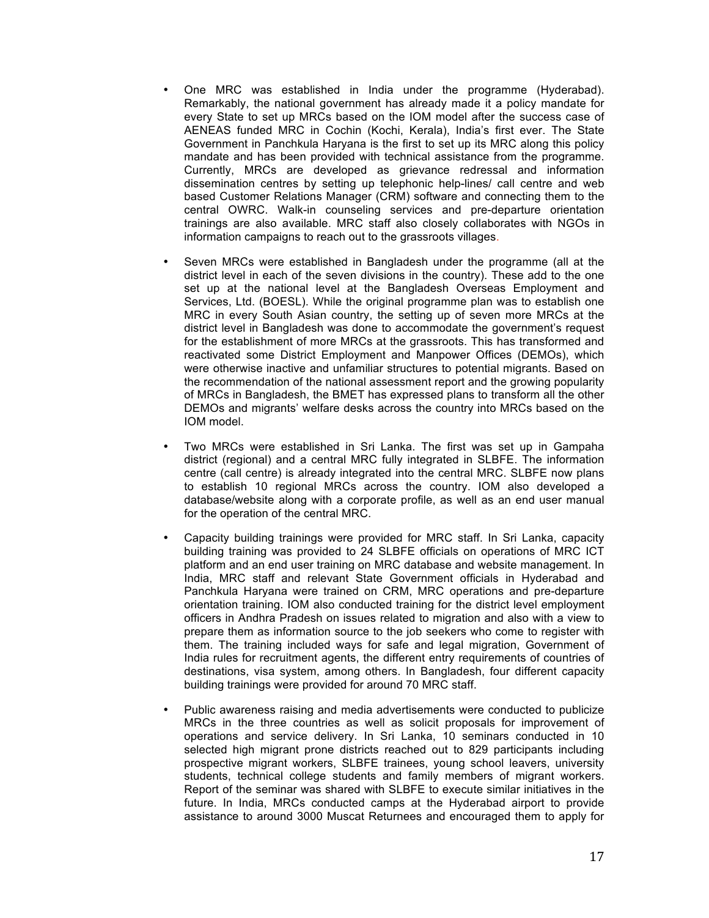- One MRC was established in India under the programme (Hyderabad). Remarkably, the national government has already made it a policy mandate for every State to set up MRCs based on the IOM model after the success case of AENEAS funded MRC in Cochin (Kochi, Kerala), India's first ever. The State Government in Panchkula Haryana is the first to set up its MRC along this policy mandate and has been provided with technical assistance from the programme. Currently, MRCs are developed as grievance redressal and information dissemination centres by setting up telephonic help-lines/ call centre and web based Customer Relations Manager (CRM) software and connecting them to the central OWRC. Walk-in counseling services and pre-departure orientation trainings are also available. MRC staff also closely collaborates with NGOs in information campaigns to reach out to the grassroots villages.

- Seven MRCs were established in Bangladesh under the programme (all at the district level in each of the seven divisions in the country). These add to the one set up at the national level at the Bangladesh Overseas Employment and Services, Ltd. (BOESL). While the original programme plan was to establish one MRC in every South Asian country, the setting up of seven more MRCs at the district level in Bangladesh was done to accommodate the government's request for the establishment of more MRCs at the grassroots. This has transformed and reactivated some District Employment and Manpower Offices (DEMOs), which were otherwise inactive and unfamiliar structures to potential migrants. Based on the recommendation of the national assessment report and the growing popularity of MRCs in Bangladesh, the BMET has expressed plans to transform all the other DEMOs and migrants' welfare desks across the country into MRCs based on the IOM model.

- Two MRCs were established in Sri Lanka. The first was set up in Gampaha district (regional) and a central MRC fully integrated in SLBFE. The information centre (call centre) is already integrated into the central MRC. SLBFE now plans to establish 10 regional MRCs across the country. IOM also developed a database/website along with a corporate profile, as well as an end user manual for the operation of the central MRC.

- Capacity building trainings were provided for MRC staff. In Sri Lanka, capacity building training was provided to 24 SLBFE officials on operations of MRC ICT platform and an end user training on MRC database and website management. In India, MRC staff and relevant State Government officials in Hyderabad and Panchkula Haryana were trained on CRM, MRC operations and pre-departure orientation training. IOM also conducted training for the district level employment officers in Andhra Pradesh on issues related to migration and also with a view to prepare them as information source to the job seekers who come to register with them. The training included ways for safe and legal migration, Government of India rules for recruitment agents, the different entry requirements of countries of destinations, visa system, among others. In Bangladesh, four different capacity building trainings were provided for around 70 MRC staff.

- Public awareness raising and media advertisements were conducted to publicize MRCs in the three countries as well as solicit proposals for improvement of operations and service delivery. In Sri Lanka, 10 seminars conducted in 10 selected high migrant prone districts reached out to 829 participants including prospective migrant workers, SLBFE trainees, young school leavers, university students, technical college students and family members of migrant workers. Report of the seminar was shared with SLBFE to execute similar initiatives in the future. In India, MRCs conducted camps at the Hyderabad airport to provide assistance to around 3000 Muscat Returnees and encouraged them to apply for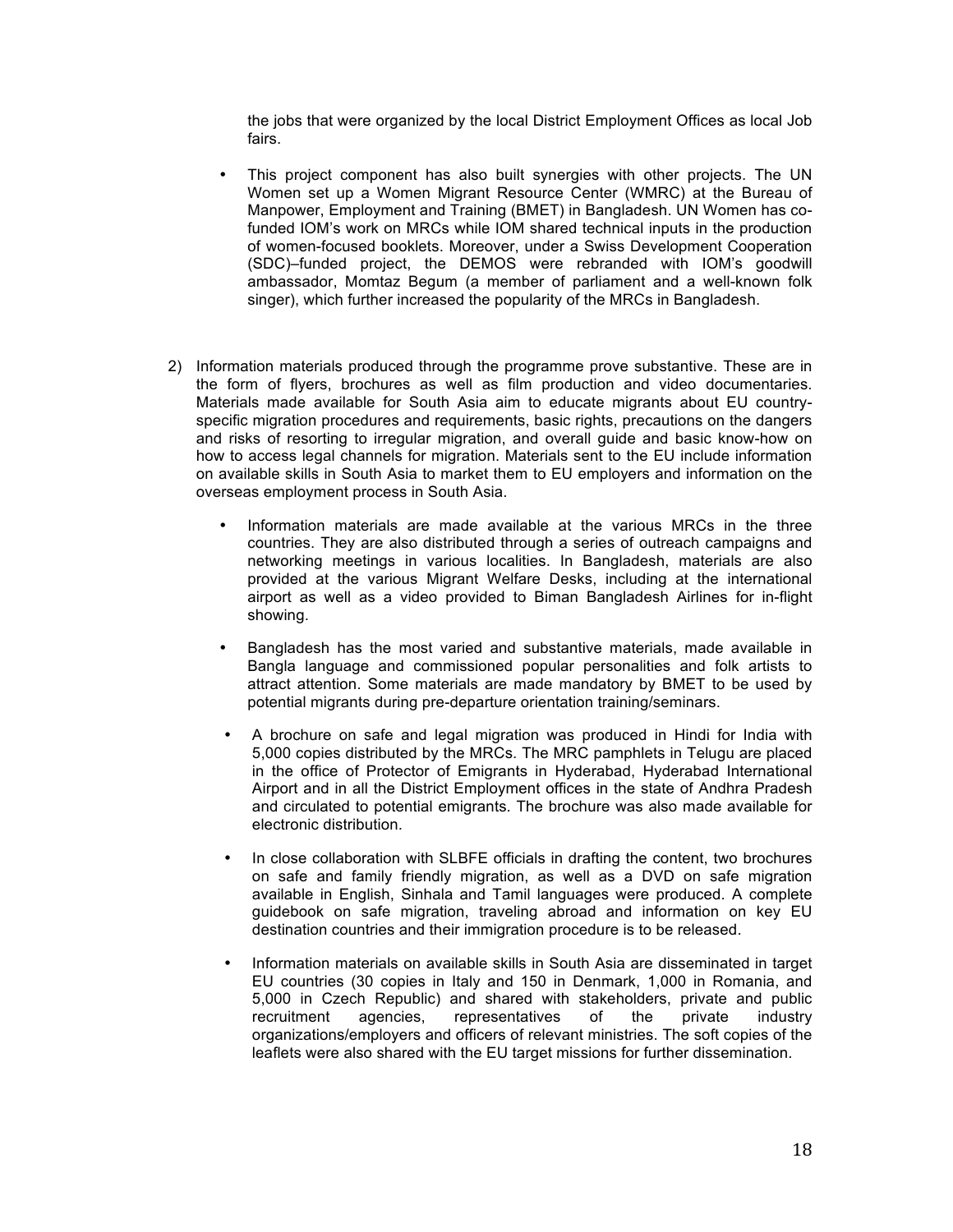the jobs that were organized by the local District Employment Offices as local Job fairs.

- This project component has also built synergies with other projects. The UN Women set up a Women Migrant Resource Center (WMRC) at the Bureau of Manpower, Employment and Training (BMET) in Bangladesh. UN Women has co-funded IOM's work on MRCs while IOM shared technical inputs in the production of women-focused booklets. Moreover, under a Swiss Development Cooperation (SDC)–funded project, the DEMOS were rebranded with IOM's goodwill ambassador, Momtaz Begum (a member of parliament and a well-known folk singer), which further increased the popularity of the MRCs in Bangladesh.

2) Information materials produced through the programme prove substantive. These are in the form of flyers, brochures as well as film production and video documentaries. Materials made available for South Asia aim to educate migrants about EU country-specific migration procedures and requirements, basic rights, precautions on the dangers and risks of resorting to irregular migration, and overall guide and basic know-how on how to access legal channels for migration. Materials sent to the EU include information on available skills in South Asia to market them to EU employers and information on the overseas employment process in South Asia.

   - Information materials are made available at the various MRCs in the three countries. They are also distributed through a series of outreach campaigns and networking meetings in various localities. In Bangladesh, materials are also provided at the various Migrant Welfare Desks, including at the international airport as well as a video provided to Biman Bangladesh Airlines for in-flight showing.

   - Bangladesh has the most varied and substantive materials, made available in Bangla language and commissioned popular personalities and folk artists to attract attention. Some materials are made mandatory by BMET to be used by potential migrants during pre-departure orientation training/seminars.

   - A brochure on safe and legal migration was produced in Hindi for India with 5,000 copies distributed by the MRCs. The MRC pamphlets in Telugu are placed in the office of Protector of Emigrants in Hyderabad, Hyderabad International Airport and in all the District Employment offices in the state of Andhra Pradesh and circulated to potential emigrants. The brochure was also made available for electronic distribution.

   - In close collaboration with SLBFE officials in drafting the content, two brochures on safe and family friendly migration, as well as a DVD on safe migration available in English, Sinhala and Tamil languages were produced. A complete guidebook on safe migration, traveling abroad and information on key EU destination countries and their immigration procedure is to be released.

   - Information materials on available skills in South Asia are disseminated in target EU countries (30 copies in Italy and 150 in Denmark, 1,000 in Romania, and 5,000 in Czech Republic) and shared with stakeholders, private and public recruitment agencies, representatives of the private industry organizations/employers and officers of relevant ministries. The soft copies of the leaflets were also shared with the EU target missions for further dissemination.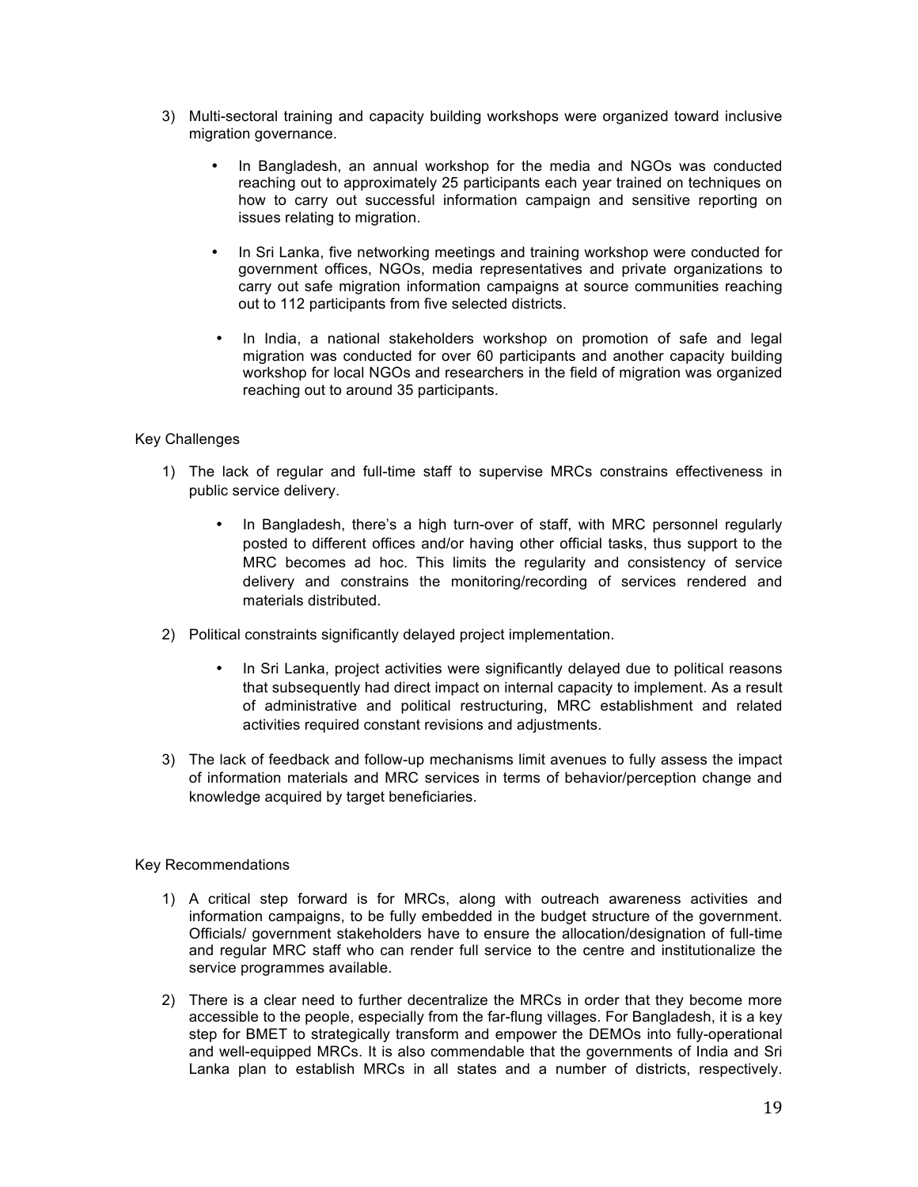3) Multi-sectoral training and capacity building workshops were organized toward inclusive migration governance.

   - In Bangladesh, an annual workshop for the media and NGOs was conducted reaching out to approximately 25 participants each year trained on techniques on how to carry out successful information campaign and sensitive reporting on issues relating to migration.

   - In Sri Lanka, five networking meetings and training workshop were conducted for government offices, NGOs, media representatives and private organizations to carry out safe migration information campaigns at source communities reaching out to 112 participants from five selected districts.

   - In India, a national stakeholders workshop on promotion of safe and legal migration was conducted for over 60 participants and another capacity building workshop for local NGOs and researchers in the field of migration was organized reaching out to around 35 participants.

Key Challenges

1) The lack of regular and full-time staff to supervise MRCs constrains effectiveness in public service delivery.

   - In Bangladesh, there's a high turn-over of staff, with MRC personnel regularly posted to different offices and/or having other official tasks, thus support to the MRC becomes ad hoc. This limits the regularity and consistency of service delivery and constrains the monitoring/recording of services rendered and materials distributed.

2) Political constraints significantly delayed project implementation.

   - In Sri Lanka, project activities were significantly delayed due to political reasons that subsequently had direct impact on internal capacity to implement. As a result of administrative and political restructuring, MRC establishment and related activities required constant revisions and adjustments.

3) The lack of feedback and follow-up mechanisms limit avenues to fully assess the impact of information materials and MRC services in terms of behavior/perception change and knowledge acquired by target beneficiaries.

Key Recommendations

1) A critical step forward is for MRCs, along with outreach awareness activities and information campaigns, to be fully embedded in the budget structure of the government. Officials/ government stakeholders have to ensure the allocation/designation of full-time and regular MRC staff who can render full service to the centre and institutionalize the service programmes available.

2) There is a clear need to further decentralize the MRCs in order that they become more accessible to the people, especially from the far-flung villages. For Bangladesh, it is a key step for BMET to strategically transform and empower the DEMOs into fully-operational and well-equipped MRCs. It is also commendable that the governments of India and Sri Lanka plan to establish MRCs in all states and a number of districts, respectively.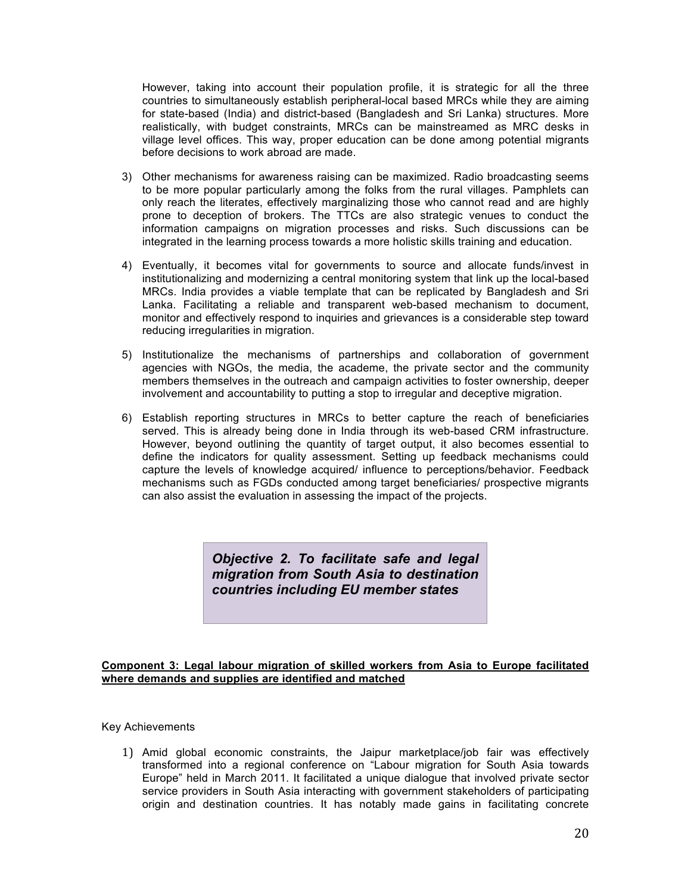However, taking into account their population profile, it is strategic for all the three countries to simultaneously establish peripheral-local based MRCs while they are aiming for state-based (India) and district-based (Bangladesh and Sri Lanka) structures. More realistically, with budget constraints, MRCs can be mainstreamed as MRC desks in village level offices. This way, proper education can be done among potential migrants before decisions to work abroad are made.

3) Other mechanisms for awareness raising can be maximized. Radio broadcasting seems to be more popular particularly among the folks from the rural villages. Pamphlets can only reach the literates, effectively marginalizing those who cannot read and are highly prone to deception of brokers. The TTCs are also strategic venues to conduct the information campaigns on migration processes and risks. Such discussions can be integrated in the learning process towards a more holistic skills training and education.

4) Eventually, it becomes vital for governments to source and allocate funds/invest in institutionalizing and modernizing a central monitoring system that link up the local-based MRCs. India provides a viable template that can be replicated by Bangladesh and Sri Lanka. Facilitating a reliable and transparent web-based mechanism to document, monitor and effectively respond to inquiries and grievances is a considerable step toward reducing irregularities in migration.

5) Institutionalize the mechanisms of partnerships and collaboration of government agencies with NGOs, the media, the academe, the private sector and the community members themselves in the outreach and campaign activities to foster ownership, deeper involvement and accountability to putting a stop to irregular and deceptive migration.

6) Establish reporting structures in MRCs to better capture the reach of beneficiaries served. This is already being done in India through its web-based CRM infrastructure. However, beyond outlining the quantity of target output, it also becomes essential to define the indicators for quality assessment. Setting up feedback mechanisms could capture the levels of knowledge acquired/ influence to perceptions/behavior. Feedback mechanisms such as FGDs conducted among target beneficiaries/ prospective migrants can also assist the evaluation in assessing the impact of the projects.

***Objective 2. To facilitate safe and legal migration from South Asia to destination countries including EU member states***

**Component 3: Legal labour migration of skilled workers from Asia to Europe facilitated where demands and supplies are identified and matched**

Key Achievements

1) Amid global economic constraints, the Jaipur marketplace/job fair was effectively transformed into a regional conference on "Labour migration for South Asia towards Europe" held in March 2011. It facilitated a unique dialogue that involved private sector service providers in South Asia interacting with government stakeholders of participating origin and destination countries. It has notably made gains in facilitating concrete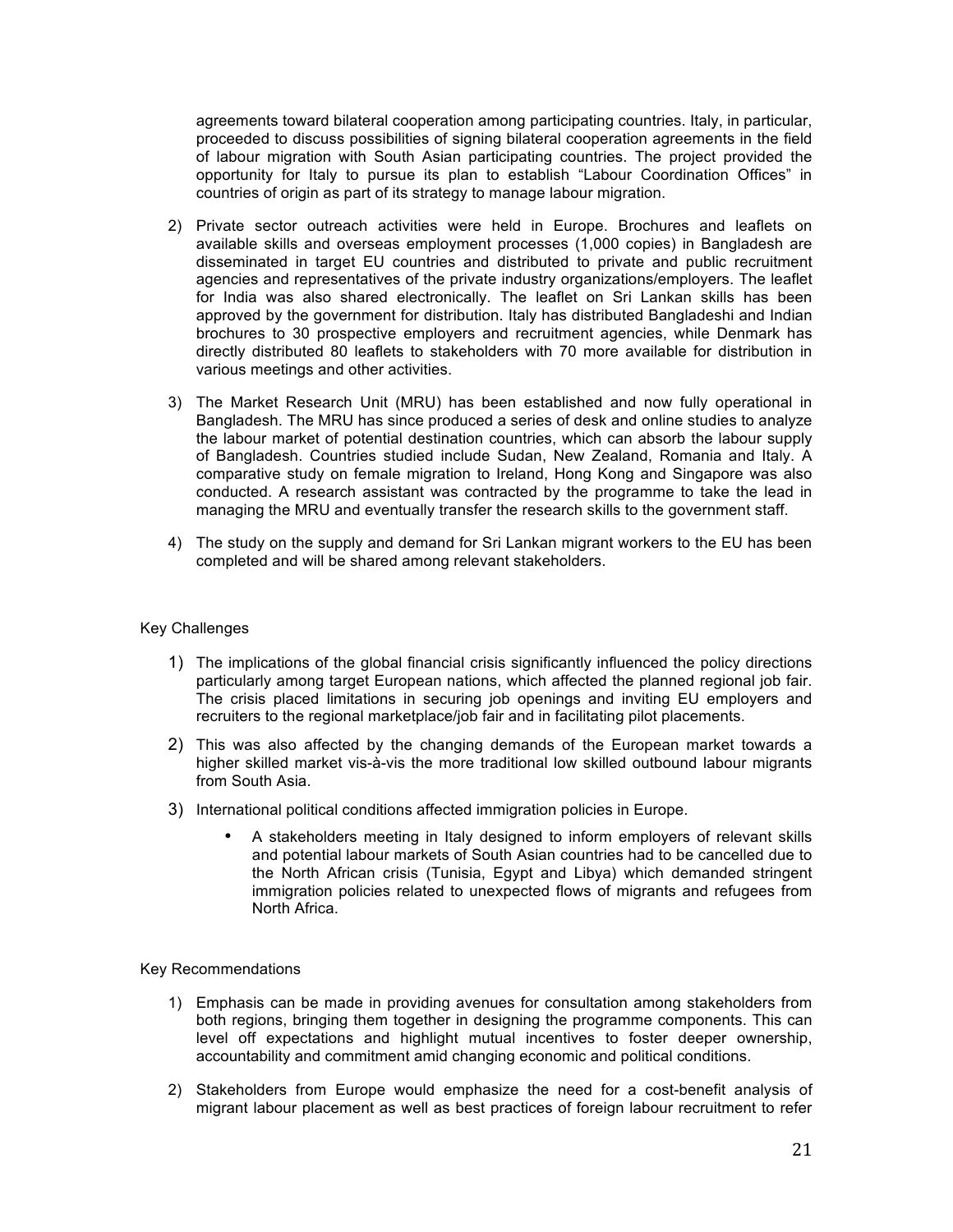agreements toward bilateral cooperation among participating countries. Italy, in particular, proceeded to discuss possibilities of signing bilateral cooperation agreements in the field of labour migration with South Asian participating countries. The project provided the opportunity for Italy to pursue its plan to establish "Labour Coordination Offices" in countries of origin as part of its strategy to manage labour migration.

2) Private sector outreach activities were held in Europe. Brochures and leaflets on available skills and overseas employment processes (1,000 copies) in Bangladesh are disseminated in target EU countries and distributed to private and public recruitment agencies and representatives of the private industry organizations/employers. The leaflet for India was also shared electronically. The leaflet on Sri Lankan skills has been approved by the government for distribution. Italy has distributed Bangladeshi and Indian brochures to 30 prospective employers and recruitment agencies, while Denmark has directly distributed 80 leaflets to stakeholders with 70 more available for distribution in various meetings and other activities.

3) The Market Research Unit (MRU) has been established and now fully operational in Bangladesh. The MRU has since produced a series of desk and online studies to analyze the labour market of potential destination countries, which can absorb the labour supply of Bangladesh. Countries studied include Sudan, New Zealand, Romania and Italy. A comparative study on female migration to Ireland, Hong Kong and Singapore was also conducted. A research assistant was contracted by the programme to take the lead in managing the MRU and eventually transfer the research skills to the government staff.

4) The study on the supply and demand for Sri Lankan migrant workers to the EU has been completed and will be shared among relevant stakeholders.

Key Challenges

1) The implications of the global financial crisis significantly influenced the policy directions particularly among target European nations, which affected the planned regional job fair. The crisis placed limitations in securing job openings and inviting EU employers and recruiters to the regional marketplace/job fair and in facilitating pilot placements.

2) This was also affected by the changing demands of the European market towards a higher skilled market vis-à-vis the more traditional low skilled outbound labour migrants from South Asia.

3) International political conditions affected immigration policies in Europe.

    - A stakeholders meeting in Italy designed to inform employers of relevant skills and potential labour markets of South Asian countries had to be cancelled due to the North African crisis (Tunisia, Egypt and Libya) which demanded stringent immigration policies related to unexpected flows of migrants and refugees from North Africa.

Key Recommendations

1) Emphasis can be made in providing avenues for consultation among stakeholders from both regions, bringing them together in designing the programme components. This can level off expectations and highlight mutual incentives to foster deeper ownership, accountability and commitment amid changing economic and political conditions.

2) Stakeholders from Europe would emphasize the need for a cost-benefit analysis of migrant labour placement as well as best practices of foreign labour recruitment to refer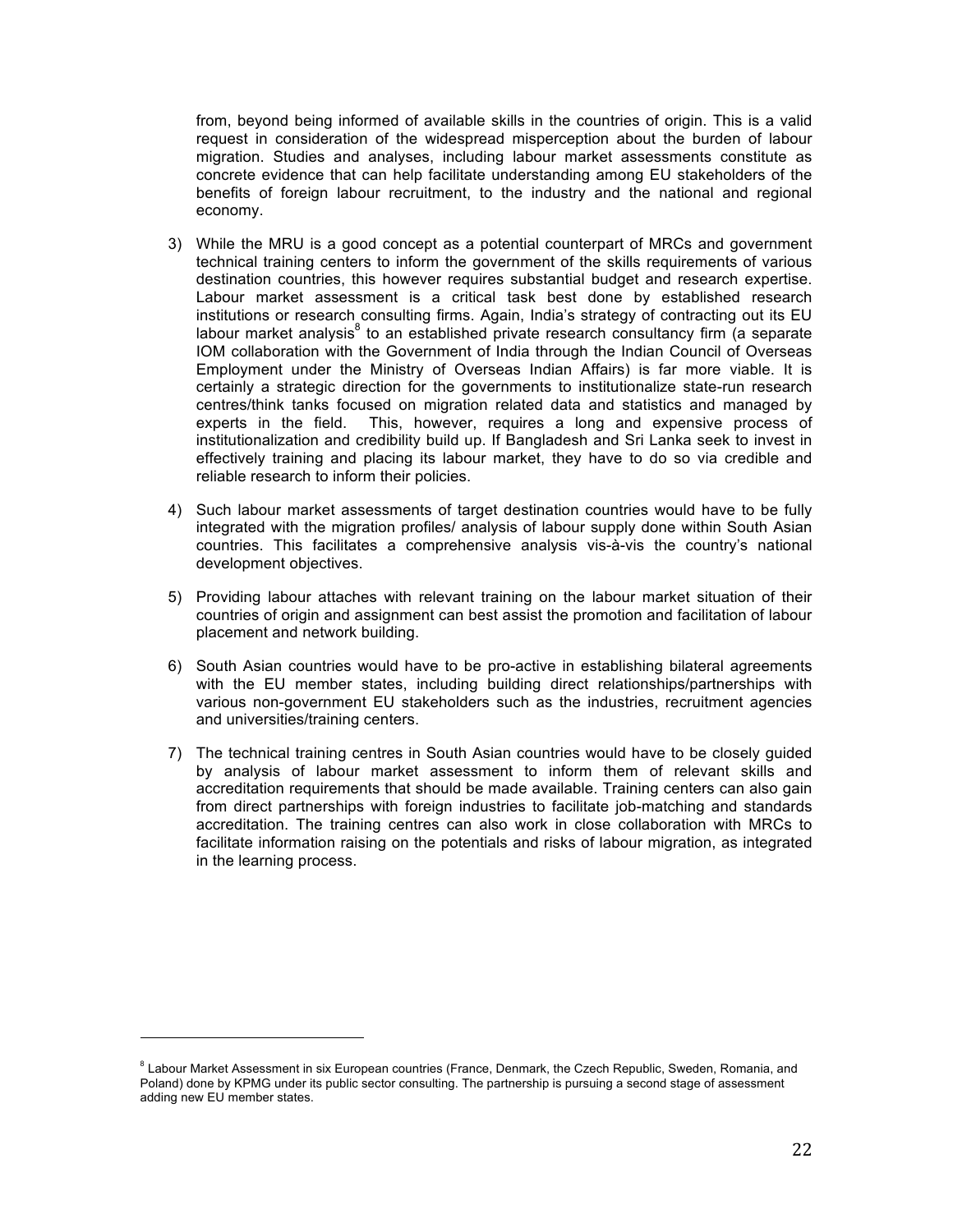from, beyond being informed of available skills in the countries of origin. This is a valid request in consideration of the widespread misperception about the burden of labour migration. Studies and analyses, including labour market assessments constitute as concrete evidence that can help facilitate understanding among EU stakeholders of the benefits of foreign labour recruitment, to the industry and the national and regional economy.

3) While the MRU is a good concept as a potential counterpart of MRCs and government technical training centers to inform the government of the skills requirements of various destination countries, this however requires substantial budget and research expertise. Labour market assessment is a critical task best done by established research institutions or research consulting firms. Again, India's strategy of contracting out its EU labour market analysis[8] to an established private research consultancy firm (a separate IOM collaboration with the Government of India through the Indian Council of Overseas Employment under the Ministry of Overseas Indian Affairs) is far more viable. It is certainly a strategic direction for the governments to institutionalize state-run research centres/think tanks focused on migration related data and statistics and managed by experts in the field. This, however, requires a long and expensive process of institutionalization and credibility build up. If Bangladesh and Sri Lanka seek to invest in effectively training and placing its labour market, they have to do so via credible and reliable research to inform their policies.

4) Such labour market assessments of target destination countries would have to be fully integrated with the migration profiles/ analysis of labour supply done within South Asian countries. This facilitates a comprehensive analysis vis-à-vis the country's national development objectives.

5) Providing labour attaches with relevant training on the labour market situation of their countries of origin and assignment can best assist the promotion and facilitation of labour placement and network building.

6) South Asian countries would have to be pro-active in establishing bilateral agreements with the EU member states, including building direct relationships/partnerships with various non-government EU stakeholders such as the industries, recruitment agencies and universities/training centers.

7) The technical training centres in South Asian countries would have to be closely guided by analysis of labour market assessment to inform them of relevant skills and accreditation requirements that should be made available. Training centers can also gain from direct partnerships with foreign industries to facilitate job-matching and standards accreditation. The training centres can also work in close collaboration with MRCs to facilitate information raising on the potentials and risks of labour migration, as integrated in the learning process.

[8] Labour Market Assessment in six European countries (France, Denmark, the Czech Republic, Sweden, Romania, and Poland) done by KPMG under its public sector consulting. The partnership is pursuing a second stage of assessment adding new EU member states.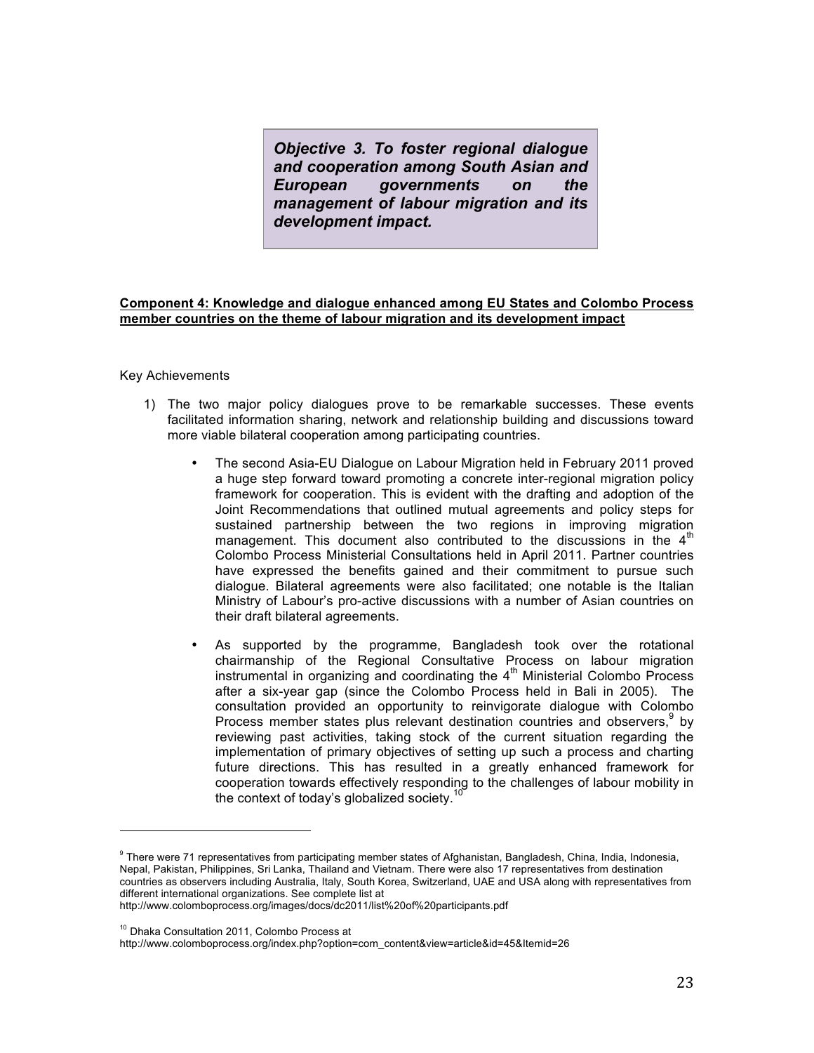***Objective 3. To foster regional dialogue and cooperation among South Asian and European governments on the management of labour migration and its development impact.***

**Component 4: Knowledge and dialogue enhanced among EU States and Colombo Process member countries on the theme of labour migration and its development impact**

Key Achievements

1) The two major policy dialogues prove to be remarkable successes. These events facilitated information sharing, network and relationship building and discussions toward more viable bilateral cooperation among participating countries.

   - The second Asia-EU Dialogue on Labour Migration held in February 2011 proved a huge step forward toward promoting a concrete inter-regional migration policy framework for cooperation. This is evident with the drafting and adoption of the Joint Recommendations that outlined mutual agreements and policy steps for sustained partnership between the two regions in improving migration management. This document also contributed to the discussions in the 4th Colombo Process Ministerial Consultations held in April 2011. Partner countries have expressed the benefits gained and their commitment to pursue such dialogue. Bilateral agreements were also facilitated; one notable is the Italian Ministry of Labour's pro-active discussions with a number of Asian countries on their draft bilateral agreements.

   - As supported by the programme, Bangladesh took over the rotational chairmanship of the Regional Consultative Process on labour migration instrumental in organizing and coordinating the 4th Ministerial Colombo Process after a six-year gap (since the Colombo Process held in Bali in 2005). The consultation provided an opportunity to reinvigorate dialogue with Colombo Process member states plus relevant destination countries and observers,[9] by reviewing past activities, taking stock of the current situation regarding the implementation of primary objectives of setting up such a process and charting future directions. This has resulted in a greatly enhanced framework for cooperation towards effectively responding to the challenges of labour mobility in the context of today's globalized society.[10]

---

[9] There were 71 representatives from participating member states of Afghanistan, Bangladesh, China, India, Indonesia, Nepal, Pakistan, Philippines, Sri Lanka, Thailand and Vietnam. There were also 17 representatives from destination countries as observers including Australia, Italy, South Korea, Switzerland, UAE and USA along with representatives from different international organizations. See complete list at http://www.colomboprocess.org/images/docs/dc2011/list%20of%20participants.pdf

[10] Dhaka Consultation 2011, Colombo Process at http://www.colomboprocess.org/index.php?option=com_content&view=article&id=45&Itemid=26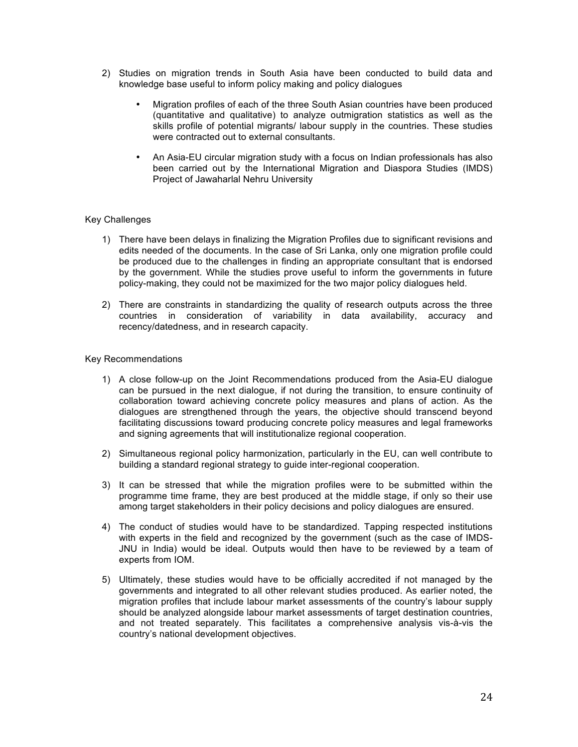2) Studies on migration trends in South Asia have been conducted to build data and knowledge base useful to inform policy making and policy dialogues

    - Migration profiles of each of the three South Asian countries have been produced (quantitative and qualitative) to analyze outmigration statistics as well as the skills profile of potential migrants/ labour supply in the countries. These studies were contracted out to external consultants.

    - An Asia-EU circular migration study with a focus on Indian professionals has also been carried out by the International Migration and Diaspora Studies (IMDS) Project of Jawaharlal Nehru University

Key Challenges

1) There have been delays in finalizing the Migration Profiles due to significant revisions and edits needed of the documents. In the case of Sri Lanka, only one migration profile could be produced due to the challenges in finding an appropriate consultant that is endorsed by the government. While the studies prove useful to inform the governments in future policy-making, they could not be maximized for the two major policy dialogues held.

2) There are constraints in standardizing the quality of research outputs across the three countries in consideration of variability in data availability, accuracy and recency/datedness, and in research capacity.

Key Recommendations

1) A close follow-up on the Joint Recommendations produced from the Asia-EU dialogue can be pursued in the next dialogue, if not during the transition, to ensure continuity of collaboration toward achieving concrete policy measures and plans of action. As the dialogues are strengthened through the years, the objective should transcend beyond facilitating discussions toward producing concrete policy measures and legal frameworks and signing agreements that will institutionalize regional cooperation.

2) Simultaneous regional policy harmonization, particularly in the EU, can well contribute to building a standard regional strategy to guide inter-regional cooperation.

3) It can be stressed that while the migration profiles were to be submitted within the programme time frame, they are best produced at the middle stage, if only so their use among target stakeholders in their policy decisions and policy dialogues are ensured.

4) The conduct of studies would have to be standardized. Tapping respected institutions with experts in the field and recognized by the government (such as the case of IMDS-JNU in India) would be ideal. Outputs would then have to be reviewed by a team of experts from IOM.

5) Ultimately, these studies would have to be officially accredited if not managed by the governments and integrated to all other relevant studies produced. As earlier noted, the migration profiles that include labour market assessments of the country's labour supply should be analyzed alongside labour market assessments of target destination countries, and not treated separately. This facilitates a comprehensive analysis vis-à-vis the country's national development objectives.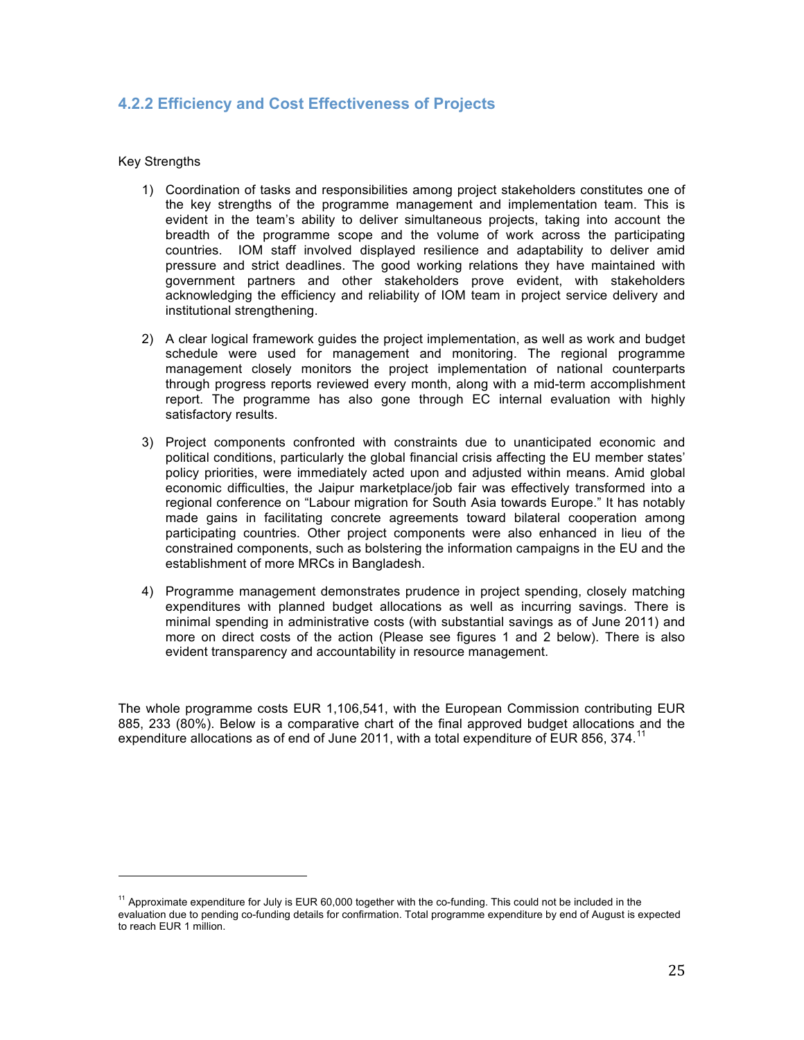### 4.2.2 Efficiency and Cost Effectiveness of Projects

Key Strengths

1) Coordination of tasks and responsibilities among project stakeholders constitutes one of the key strengths of the programme management and implementation team. This is evident in the team's ability to deliver simultaneous projects, taking into account the breadth of the programme scope and the volume of work across the participating countries. IOM staff involved displayed resilience and adaptability to deliver amid pressure and strict deadlines. The good working relations they have maintained with government partners and other stakeholders prove evident, with stakeholders acknowledging the efficiency and reliability of IOM team in project service delivery and institutional strengthening.

2) A clear logical framework guides the project implementation, as well as work and budget schedule were used for management and monitoring. The regional programme management closely monitors the project implementation of national counterparts through progress reports reviewed every month, along with a mid-term accomplishment report. The programme has also gone through EC internal evaluation with highly satisfactory results.

3) Project components confronted with constraints due to unanticipated economic and political conditions, particularly the global financial crisis affecting the EU member states' policy priorities, were immediately acted upon and adjusted within means. Amid global economic difficulties, the Jaipur marketplace/job fair was effectively transformed into a regional conference on "Labour migration for South Asia towards Europe." It has notably made gains in facilitating concrete agreements toward bilateral cooperation among participating countries. Other project components were also enhanced in lieu of the constrained components, such as bolstering the information campaigns in the EU and the establishment of more MRCs in Bangladesh.

4) Programme management demonstrates prudence in project spending, closely matching expenditures with planned budget allocations as well as incurring savings. There is minimal spending in administrative costs (with substantial savings as of June 2011) and more on direct costs of the action (Please see figures 1 and 2 below). There is also evident transparency and accountability in resource management.

The whole programme costs EUR 1,106,541, with the European Commission contributing EUR 885, 233 (80%). Below is a comparative chart of the final approved budget allocations and the expenditure allocations as of end of June 2011, with a total expenditure of EUR 856, 374.[11]

[11] Approximate expenditure for July is EUR 60,000 together with the co-funding. This could not be included in the evaluation due to pending co-funding details for confirmation. Total programme expenditure by end of August is expected to reach EUR 1 million.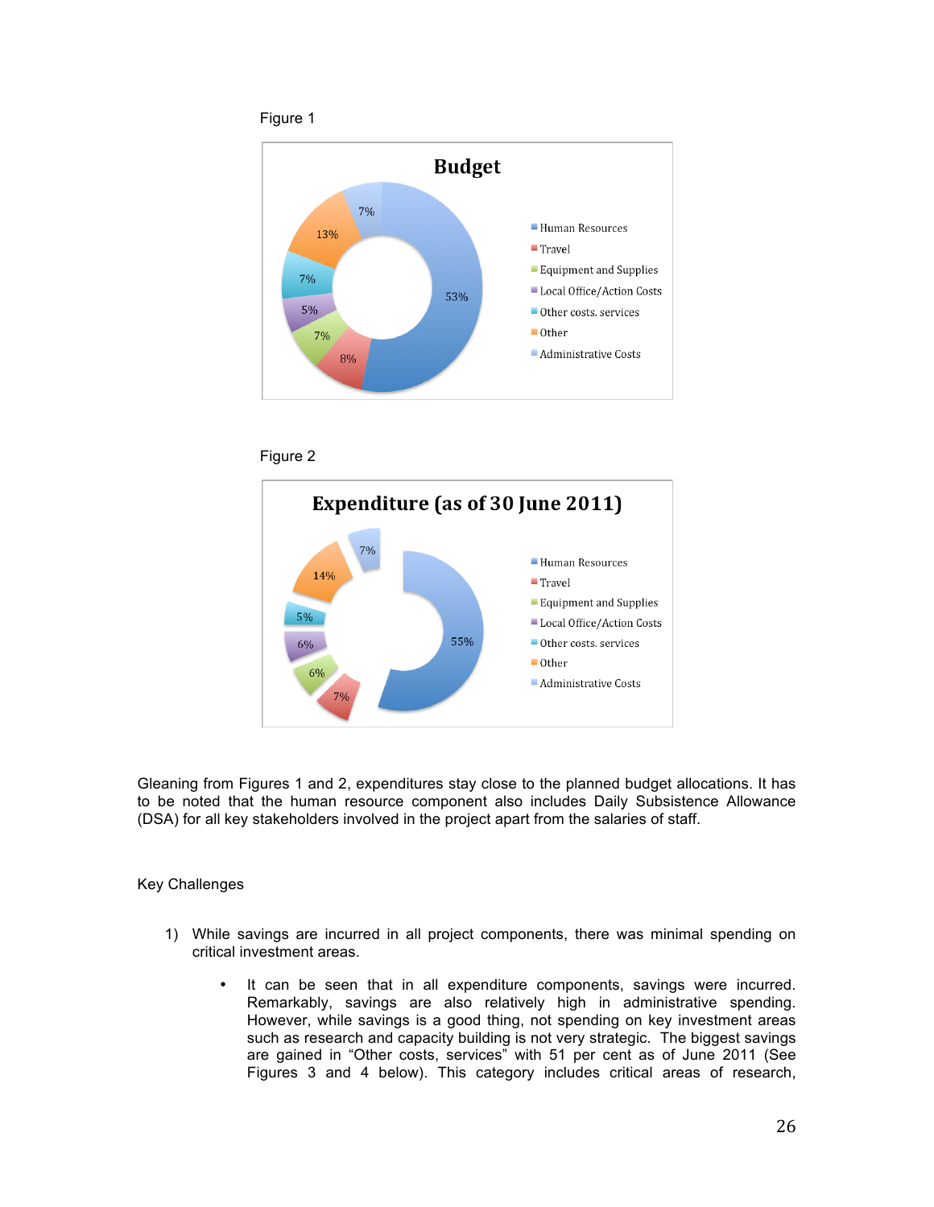Figure 1

Figure 2

Gleaning from Figures 1 and 2, expenditures stay close to the planned budget allocations. It has to be noted that the human resource component also includes Daily Subsistence Allowance (DSA) for all key stakeholders involved in the project apart from the salaries of staff.

Key Challenges

1) While savings are incurred in all project components, there was minimal spending on critical investment areas.

   - It can be seen that in all expenditure components, savings were incurred. Remarkably, savings are also relatively high in administrative spending. However, while savings is a good thing, not spending on key investment areas such as research and capacity building is not very strategic. The biggest savings are gained in "Other costs, services" with 51 per cent as of June 2011 (See Figures 3 and 4 below). This category includes critical areas of research,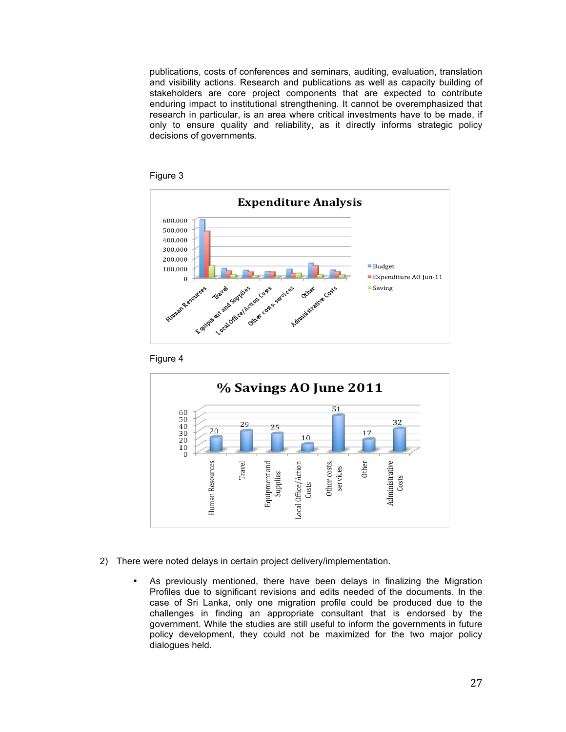publications, costs of conferences and seminars, auditing, evaluation, translation and visibility actions. Research and publications as well as capacity building of stakeholders are core project components that are expected to contribute enduring impact to institutional strengthening. It cannot be overemphasized that research in particular, is an area where critical investments have to be made, if only to ensure quality and reliability, as it directly informs strategic policy decisions of governments.

Figure 3

Figure 4

2) There were noted delays in certain project delivery/implementation.

- As previously mentioned, there have been delays in finalizing the Migration Profiles due to significant revisions and edits needed of the documents. In the case of Sri Lanka, only one migration profile could be produced due to the challenges in finding an appropriate consultant that is endorsed by the government. While the studies are still useful to inform the governments in future policy development, they could not be maximized for the two major policy dialogues held.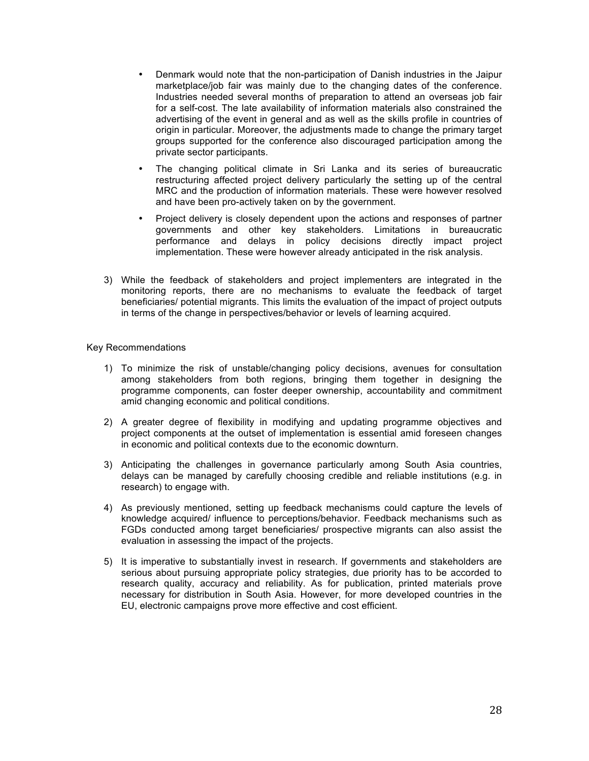- Denmark would note that the non-participation of Danish industries in the Jaipur marketplace/job fair was mainly due to the changing dates of the conference. Industries needed several months of preparation to attend an overseas job fair for a self-cost. The late availability of information materials also constrained the advertising of the event in general and as well as the skills profile in countries of origin in particular. Moreover, the adjustments made to change the primary target groups supported for the conference also discouraged participation among the private sector participants.
- The changing political climate in Sri Lanka and its series of bureaucratic restructuring affected project delivery particularly the setting up of the central MRC and the production of information materials. These were however resolved and have been pro-actively taken on by the government.
- Project delivery is closely dependent upon the actions and responses of partner governments and other key stakeholders. Limitations in bureaucratic performance and delays in policy decisions directly impact project implementation. These were however already anticipated in the risk analysis.

3) While the feedback of stakeholders and project implementers are integrated in the monitoring reports, there are no mechanisms to evaluate the feedback of target beneficiaries/ potential migrants. This limits the evaluation of the impact of project outputs in terms of the change in perspectives/behavior or levels of learning acquired.

Key Recommendations

1) To minimize the risk of unstable/changing policy decisions, avenues for consultation among stakeholders from both regions, bringing them together in designing the programme components, can foster deeper ownership, accountability and commitment amid changing economic and political conditions.
2) A greater degree of flexibility in modifying and updating programme objectives and project components at the outset of implementation is essential amid foreseen changes in economic and political contexts due to the economic downturn.
3) Anticipating the challenges in governance particularly among South Asia countries, delays can be managed by carefully choosing credible and reliable institutions (e.g. in research) to engage with.
4) As previously mentioned, setting up feedback mechanisms could capture the levels of knowledge acquired/ influence to perceptions/behavior. Feedback mechanisms such as FGDs conducted among target beneficiaries/ prospective migrants can also assist the evaluation in assessing the impact of the projects.
5) It is imperative to substantially invest in research. If governments and stakeholders are serious about pursuing appropriate policy strategies, due priority has to be accorded to research quality, accuracy and reliability. As for publication, printed materials prove necessary for distribution in South Asia. However, for more developed countries in the EU, electronic campaigns prove more effective and cost efficient.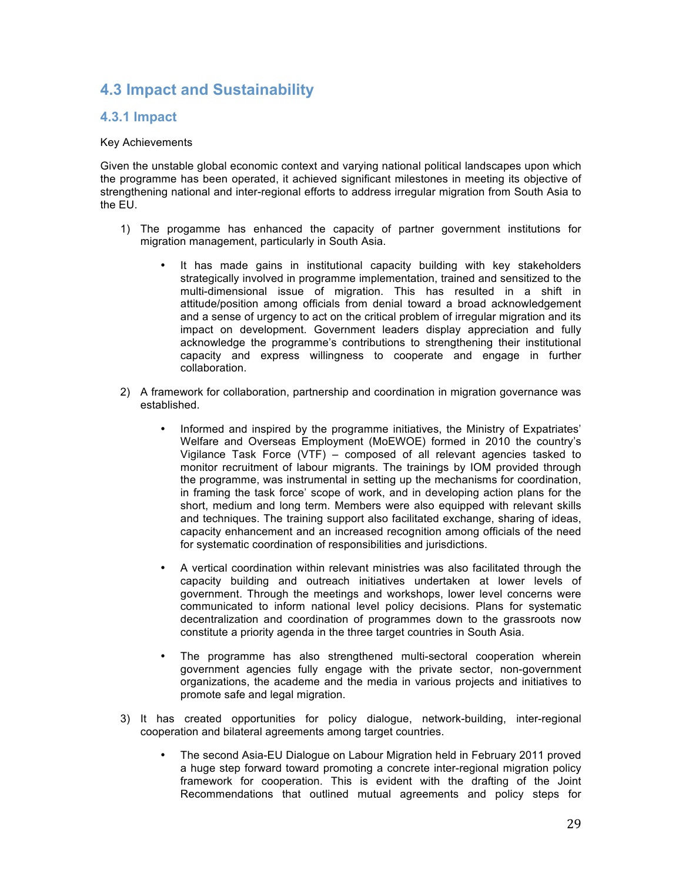## 4.3 Impact and Sustainability

### 4.3.1 Impact

Key Achievements

Given the unstable global economic context and varying national political landscapes upon which the programme has been operated, it achieved significant milestones in meeting its objective of strengthening national and inter-regional efforts to address irregular migration from South Asia to the EU.

1) The progamme has enhanced the capacity of partner government institutions for migration management, particularly in South Asia.

    - It has made gains in institutional capacity building with key stakeholders strategically involved in programme implementation, trained and sensitized to the multi-dimensional issue of migration. This has resulted in a shift in attitude/position among officials from denial toward a broad acknowledgement and a sense of urgency to act on the critical problem of irregular migration and its impact on development. Government leaders display appreciation and fully acknowledge the programme's contributions to strengthening their institutional capacity and express willingness to cooperate and engage in further collaboration.

2) A framework for collaboration, partnership and coordination in migration governance was established.

    - Informed and inspired by the programme initiatives, the Ministry of Expatriates' Welfare and Overseas Employment (MoEWOE) formed in 2010 the country's Vigilance Task Force (VTF) – composed of all relevant agencies tasked to monitor recruitment of labour migrants. The trainings by IOM provided through the programme, was instrumental in setting up the mechanisms for coordination, in framing the task force' scope of work, and in developing action plans for the short, medium and long term. Members were also equipped with relevant skills and techniques. The training support also facilitated exchange, sharing of ideas, capacity enhancement and an increased recognition among officials of the need for systematic coordination of responsibilities and jurisdictions.

    - A vertical coordination within relevant ministries was also facilitated through the capacity building and outreach initiatives undertaken at lower levels of government. Through the meetings and workshops, lower level concerns were communicated to inform national level policy decisions. Plans for systematic decentralization and coordination of programmes down to the grassroots now constitute a priority agenda in the three target countries in South Asia.

    - The programme has also strengthened multi-sectoral cooperation wherein government agencies fully engage with the private sector, non-government organizations, the academe and the media in various projects and initiatives to promote safe and legal migration.

3) It has created opportunities for policy dialogue, network-building, inter-regional cooperation and bilateral agreements among target countries.

    - The second Asia-EU Dialogue on Labour Migration held in February 2011 proved a huge step forward toward promoting a concrete inter-regional migration policy framework for cooperation. This is evident with the drafting of the Joint Recommendations that outlined mutual agreements and policy steps for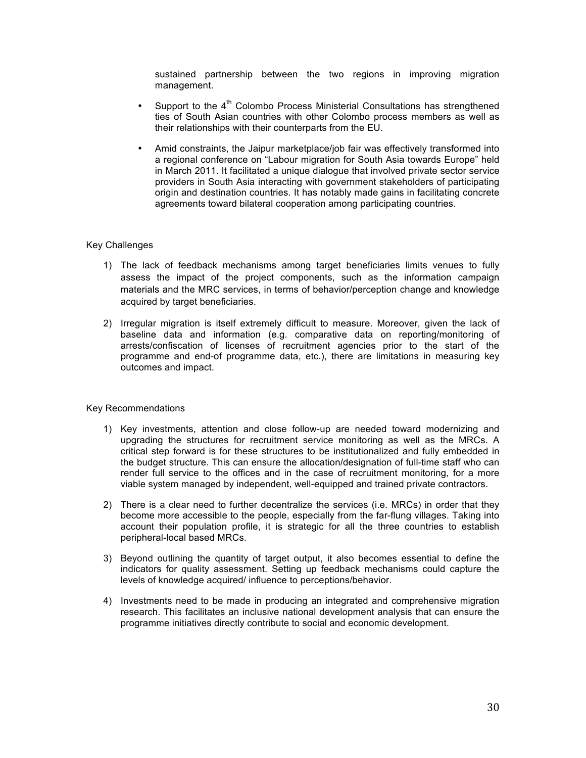sustained partnership between the two regions in improving migration management.

- Support to the 4th Colombo Process Ministerial Consultations has strengthened ties of South Asian countries with other Colombo process members as well as their relationships with their counterparts from the EU.
- Amid constraints, the Jaipur marketplace/job fair was effectively transformed into a regional conference on "Labour migration for South Asia towards Europe" held in March 2011. It facilitated a unique dialogue that involved private sector service providers in South Asia interacting with government stakeholders of participating origin and destination countries. It has notably made gains in facilitating concrete agreements toward bilateral cooperation among participating countries.

Key Challenges

1) The lack of feedback mechanisms among target beneficiaries limits venues to fully assess the impact of the project components, such as the information campaign materials and the MRC services, in terms of behavior/perception change and knowledge acquired by target beneficiaries.

2) Irregular migration is itself extremely difficult to measure. Moreover, given the lack of baseline data and information (e.g. comparative data on reporting/monitoring of arrests/confiscation of licenses of recruitment agencies prior to the start of the programme and end-of programme data, etc.), there are limitations in measuring key outcomes and impact.

Key Recommendations

1) Key investments, attention and close follow-up are needed toward modernizing and upgrading the structures for recruitment service monitoring as well as the MRCs. A critical step forward is for these structures to be institutionalized and fully embedded in the budget structure. This can ensure the allocation/designation of full-time staff who can render full service to the offices and in the case of recruitment monitoring, for a more viable system managed by independent, well-equipped and trained private contractors.

2) There is a clear need to further decentralize the services (i.e. MRCs) in order that they become more accessible to the people, especially from the far-flung villages. Taking into account their population profile, it is strategic for all the three countries to establish peripheral-local based MRCs.

3) Beyond outlining the quantity of target output, it also becomes essential to define the indicators for quality assessment. Setting up feedback mechanisms could capture the levels of knowledge acquired/ influence to perceptions/behavior.

4) Investments need to be made in producing an integrated and comprehensive migration research. This facilitates an inclusive national development analysis that can ensure the programme initiatives directly contribute to social and economic development.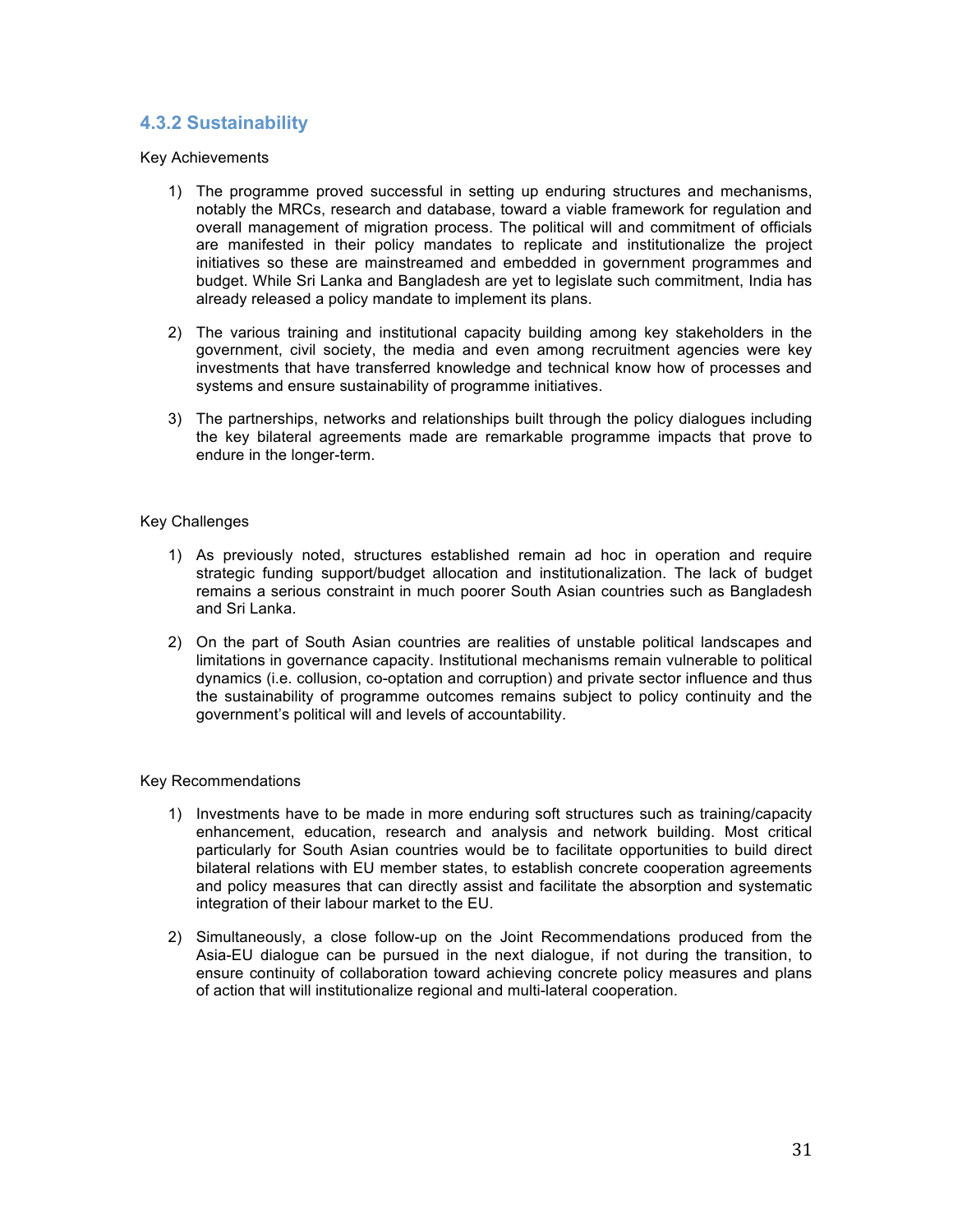### 4.3.2 Sustainability

Key Achievements

1) The programme proved successful in setting up enduring structures and mechanisms, notably the MRCs, research and database, toward a viable framework for regulation and overall management of migration process. The political will and commitment of officials are manifested in their policy mandates to replicate and institutionalize the project initiatives so these are mainstreamed and embedded in government programmes and budget. While Sri Lanka and Bangladesh are yet to legislate such commitment, India has already released a policy mandate to implement its plans.

2) The various training and institutional capacity building among key stakeholders in the government, civil society, the media and even among recruitment agencies were key investments that have transferred knowledge and technical know how of processes and systems and ensure sustainability of programme initiatives.

3) The partnerships, networks and relationships built through the policy dialogues including the key bilateral agreements made are remarkable programme impacts that prove to endure in the longer-term.

Key Challenges

1) As previously noted, structures established remain ad hoc in operation and require strategic funding support/budget allocation and institutionalization. The lack of budget remains a serious constraint in much poorer South Asian countries such as Bangladesh and Sri Lanka.

2) On the part of South Asian countries are realities of unstable political landscapes and limitations in governance capacity. Institutional mechanisms remain vulnerable to political dynamics (i.e. collusion, co-optation and corruption) and private sector influence and thus the sustainability of programme outcomes remains subject to policy continuity and the government's political will and levels of accountability.

Key Recommendations

1) Investments have to be made in more enduring soft structures such as training/capacity enhancement, education, research and analysis and network building. Most critical particularly for South Asian countries would be to facilitate opportunities to build direct bilateral relations with EU member states, to establish concrete cooperation agreements and policy measures that can directly assist and facilitate the absorption and systematic integration of their labour market to the EU.

2) Simultaneously, a close follow-up on the Joint Recommendations produced from the Asia-EU dialogue can be pursued in the next dialogue, if not during the transition, to ensure continuity of collaboration toward achieving concrete policy measures and plans of action that will institutionalize regional and multi-lateral cooperation.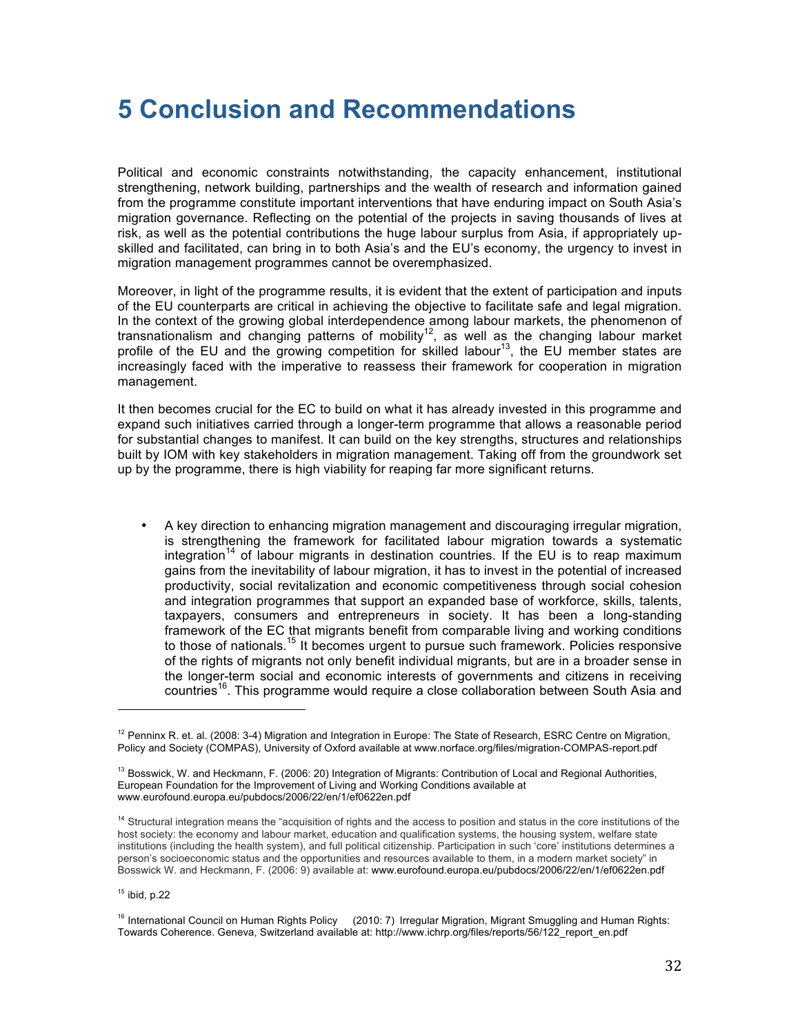# 5 Conclusion and Recommendations

Political and economic constraints notwithstanding, the capacity enhancement, institutional strengthening, network building, partnerships and the wealth of research and information gained from the programme constitute important interventions that have enduring impact on South Asia's migration governance. Reflecting on the potential of the projects in saving thousands of lives at risk, as well as the potential contributions the huge labour surplus from Asia, if appropriately up-skilled and facilitated, can bring in to both Asia's and the EU's economy, the urgency to invest in migration management programmes cannot be overemphasized.

Moreover, in light of the programme results, it is evident that the extent of participation and inputs of the EU counterparts are critical in achieving the objective to facilitate safe and legal migration. In the context of the growing global interdependence among labour markets, the phenomenon of transnationalism and changing patterns of mobility[12], as well as the changing labour market profile of the EU and the growing competition for skilled labour[13], the EU member states are increasingly faced with the imperative to reassess their framework for cooperation in migration management.

It then becomes crucial for the EC to build on what it has already invested in this programme and expand such initiatives carried through a longer-term programme that allows a reasonable period for substantial changes to manifest. It can build on the key strengths, structures and relationships built by IOM with key stakeholders in migration management. Taking off from the groundwork set up by the programme, there is high viability for reaping far more significant returns.

- A key direction to enhancing migration management and discouraging irregular migration, is strengthening the framework for facilitated labour migration towards a systematic integration[14] of labour migrants in destination countries. If the EU is to reap maximum gains from the inevitability of labour migration, it has to invest in the potential of increased productivity, social revitalization and economic competitiveness through social cohesion and integration programmes that support an expanded base of workforce, skills, talents, taxpayers, consumers and entrepreneurs in society. It has been a long-standing framework of the EC that migrants benefit from comparable living and working conditions to those of nationals.[15] It becomes urgent to pursue such framework. Policies responsive of the rights of migrants not only benefit individual migrants, but are in a broader sense in the longer-term social and economic interests of governments and citizens in receiving countries[16]. This programme would require a close collaboration between South Asia and

---

[12] Penninx R. et. al. (2008: 3-4) Migration and Integration in Europe: The State of Research, ESRC Centre on Migration, Policy and Society (COMPAS), University of Oxford available at www.norface.org/files/migration-COMPAS-report.pdf

[13] Bosswick, W. and Heckmann, F. (2006: 20) Integration of Migrants: Contribution of Local and Regional Authorities, European Foundation for the Improvement of Living and Working Conditions available at www.eurofound.europa.eu/pubdocs/2006/22/en/1/ef0622en.pdf

[14] Structural integration means the "acquisition of rights and the access to position and status in the core institutions of the host society: the economy and labour market, education and qualification systems, the housing system, welfare state institutions (including the health system), and full political citizenship. Participation in such 'core' institutions determines a person's socioeconomic status and the opportunities and resources available to them, in a modern market society" in Bosswick W. and Heckmann, F. (2006: 9) available at: www.eurofound.europa.eu/pubdocs/2006/22/en/1/ef0622en.pdf

[15] ibid, p.22

[16] International Council on Human Rights Policy (2010: 7) Irregular Migration, Migrant Smuggling and Human Rights: Towards Coherence. Geneva, Switzerland available at: http://www.ichrp.org/files/reports/56/122_report_en.pdf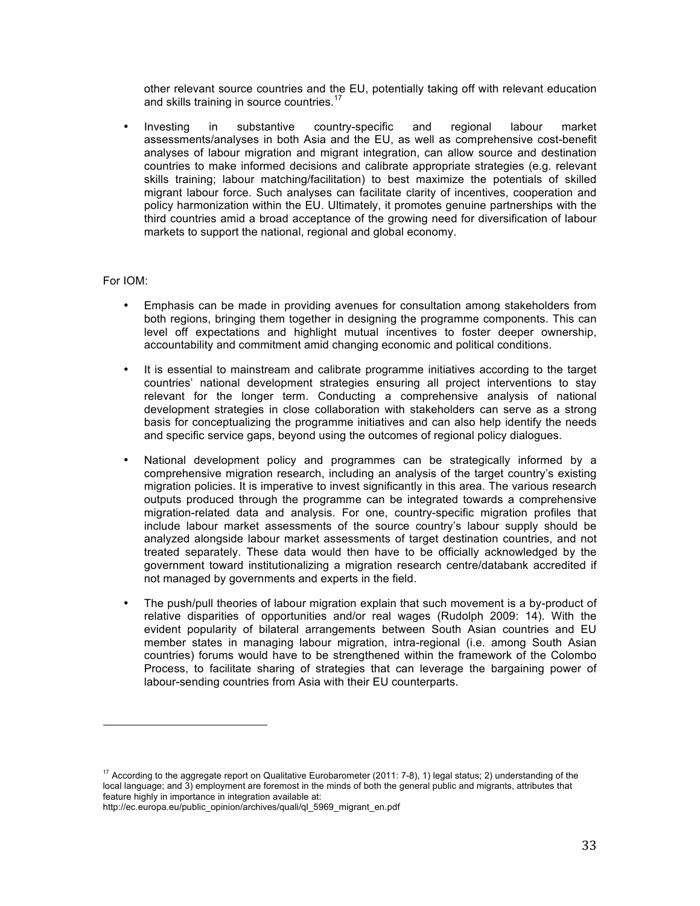other relevant source countries and the EU, potentially taking off with relevant education and skills training in source countries.[17]

- Investing in substantive country-specific and regional labour market assessments/analyses in both Asia and the EU, as well as comprehensive cost-benefit analyses of labour migration and migrant integration, can allow source and destination countries to make informed decisions and calibrate appropriate strategies (e.g. relevant skills training; labour matching/facilitation) to best maximize the potentials of skilled migrant labour force. Such analyses can facilitate clarity of incentives, cooperation and policy harmonization within the EU. Ultimately, it promotes genuine partnerships with the third countries amid a broad acceptance of the growing need for diversification of labour markets to support the national, regional and global economy.

For IOM:

- Emphasis can be made in providing avenues for consultation among stakeholders from both regions, bringing them together in designing the programme components. This can level off expectations and highlight mutual incentives to foster deeper ownership, accountability and commitment amid changing economic and political conditions.
- It is essential to mainstream and calibrate programme initiatives according to the target countries' national development strategies ensuring all project interventions to stay relevant for the longer term. Conducting a comprehensive analysis of national development strategies in close collaboration with stakeholders can serve as a strong basis for conceptualizing the programme initiatives and can also help identify the needs and specific service gaps, beyond using the outcomes of regional policy dialogues.
- National development policy and programmes can be strategically informed by a comprehensive migration research, including an analysis of the target country's existing migration policies. It is imperative to invest significantly in this area. The various research outputs produced through the programme can be integrated towards a comprehensive migration-related data and analysis. For one, country-specific migration profiles that include labour market assessments of the source country's labour supply should be analyzed alongside labour market assessments of target destination countries, and not treated separately. These data would then have to be officially acknowledged by the government toward institutionalizing a migration research centre/databank accredited if not managed by governments and experts in the field.
- The push/pull theories of labour migration explain that such movement is a by-product of relative disparities of opportunities and/or real wages (Rudolph 2009: 14). With the evident popularity of bilateral arrangements between South Asian countries and EU member states in managing labour migration, intra-regional (i.e. among South Asian countries) forums would have to be strengthened within the framework of the Colombo Process, to facilitate sharing of strategies that can leverage the bargaining power of labour-sending countries from Asia with their EU counterparts.

---

[17] According to the aggregate report on Qualitative Eurobarometer (2011: 7-8), 1) legal status; 2) understanding of the local language; and 3) employment are foremost in the minds of both the general public and migrants, attributes that feature highly in importance in integration available at: http://ec.europa.eu/public_opinion/archives/quali/ql_5969_migrant_en.pdf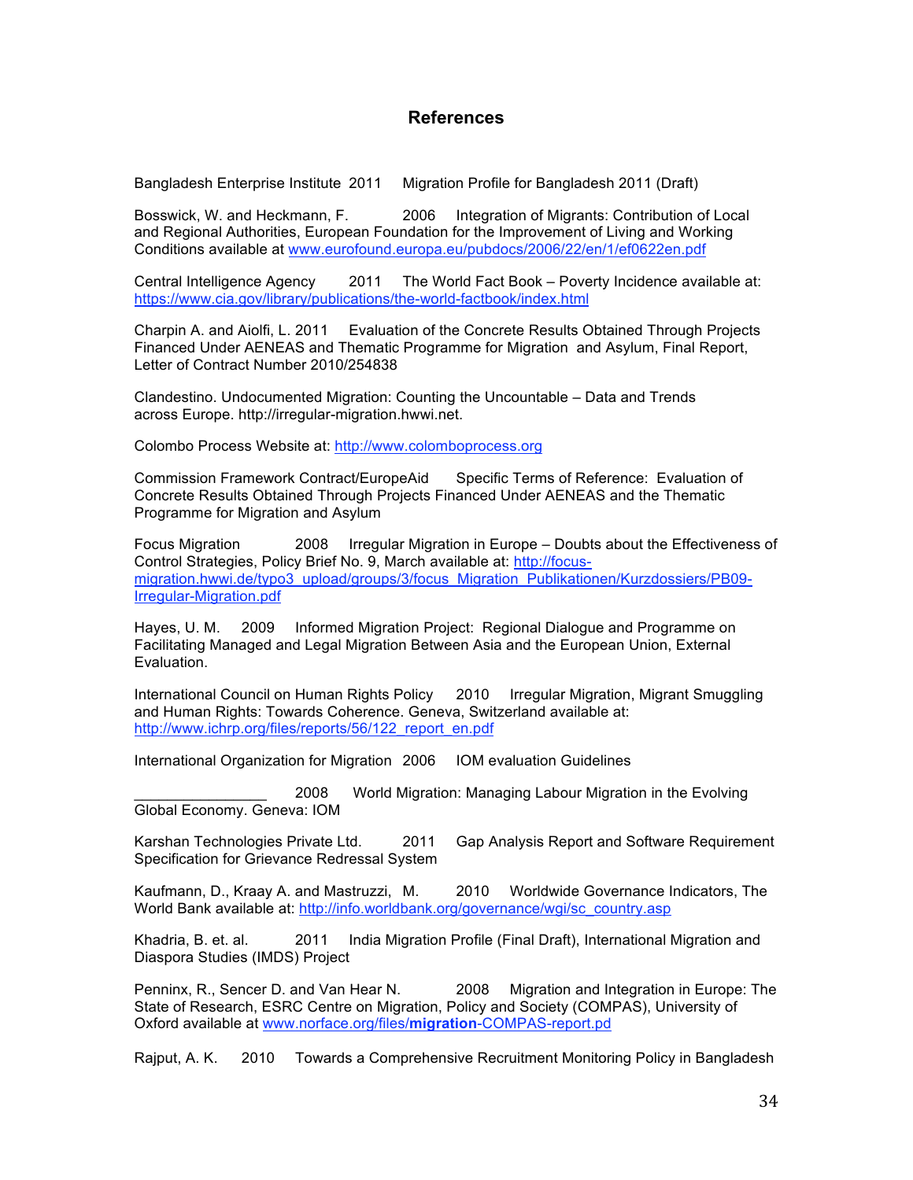## References

Bangladesh Enterprise Institute 2011 Migration Profile for Bangladesh 2011 (Draft)

Bosswick, W. and Heckmann, F. 2006 Integration of Migrants: Contribution of Local and Regional Authorities, European Foundation for the Improvement of Living and Working Conditions available at www.eurofound.europa.eu/pubdocs/2006/22/en/1/ef0622en.pdf

Central Intelligence Agency 2011 The World Fact Book – Poverty Incidence available at: https://www.cia.gov/library/publications/the-world-factbook/index.html

Charpin A. and Aiolfi, L. 2011 Evaluation of the Concrete Results Obtained Through Projects Financed Under AENEAS and Thematic Programme for Migration and Asylum, Final Report, Letter of Contract Number 2010/254838

Clandestino. Undocumented Migration: Counting the Uncountable – Data and Trends across Europe. http://irregular-migration.hwwi.net.

Colombo Process Website at: http://www.colomboprocess.org

Commission Framework Contract/EuropeAid Specific Terms of Reference: Evaluation of Concrete Results Obtained Through Projects Financed Under AENEAS and the Thematic Programme for Migration and Asylum

Focus Migration 2008 Irregular Migration in Europe – Doubts about the Effectiveness of Control Strategies, Policy Brief No. 9, March available at: http://focus-migration.hwwi.de/typo3_upload/groups/3/focus_Migration_Publikationen/Kurzdossiers/PB09-Irregular-Migration.pdf

Hayes, U. M. 2009 Informed Migration Project: Regional Dialogue and Programme on Facilitating Managed and Legal Migration Between Asia and the European Union, External Evaluation.

International Council on Human Rights Policy 2010 Irregular Migration, Migrant Smuggling and Human Rights: Towards Coherence. Geneva, Switzerland available at: http://www.ichrp.org/files/reports/56/122_report_en.pdf

International Organization for Migration 2006 IOM evaluation Guidelines

________________ 2008 World Migration: Managing Labour Migration in the Evolving Global Economy. Geneva: IOM

Karshan Technologies Private Ltd. 2011 Gap Analysis Report and Software Requirement Specification for Grievance Redressal System

Kaufmann, D., Kraay A. and Mastruzzi, M. 2010 Worldwide Governance Indicators, The World Bank available at: http://info.worldbank.org/governance/wgi/sc_country.asp

Khadria, B. et. al. 2011 India Migration Profile (Final Draft), International Migration and Diaspora Studies (IMDS) Project

Penninx, R., Sencer D. and Van Hear N. 2008 Migration and Integration in Europe: The State of Research, ESRC Centre on Migration, Policy and Society (COMPAS), University of Oxford available at www.norface.org/files/**migration**-COMPAS-report.pd

Rajput, A. K. 2010 Towards a Comprehensive Recruitment Monitoring Policy in Bangladesh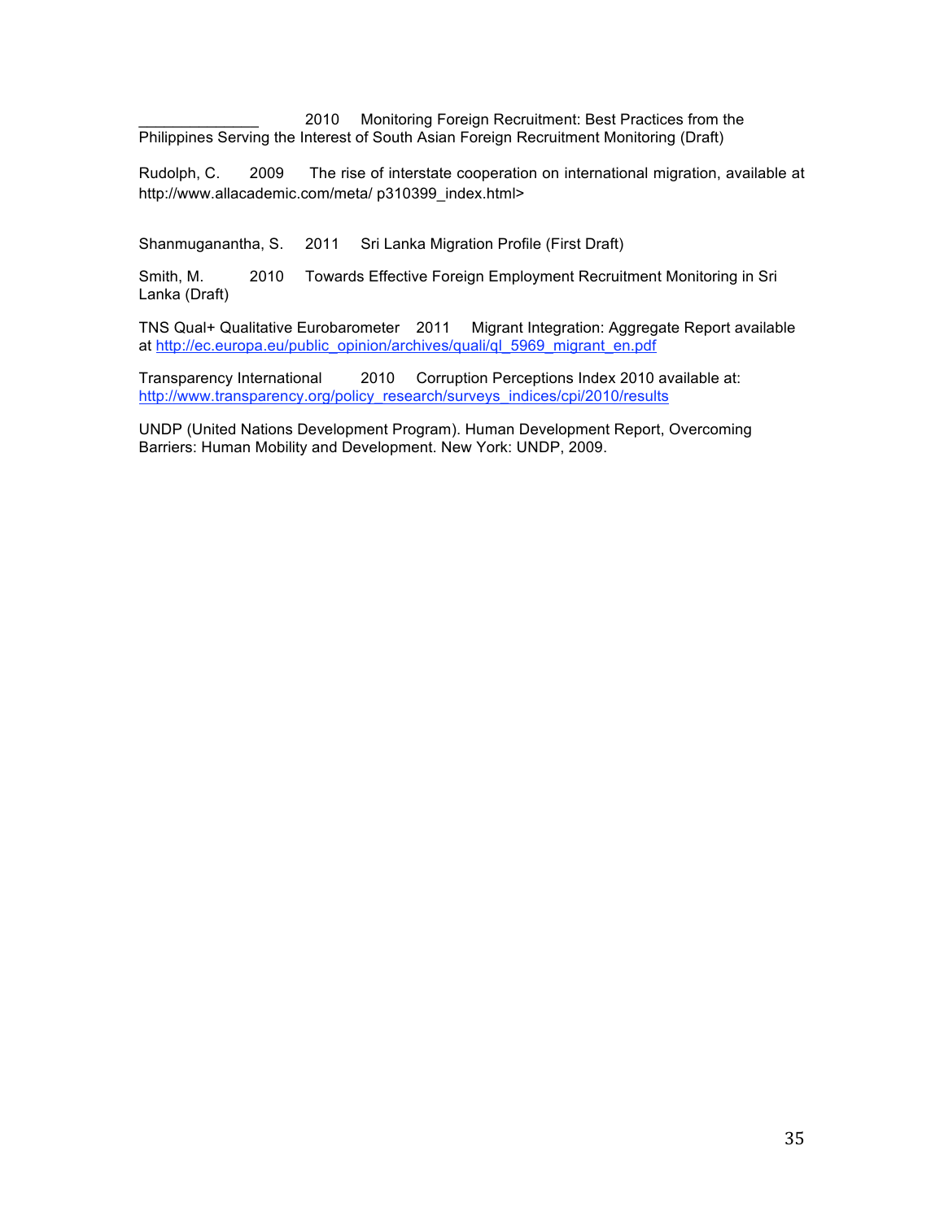\_\_\_\_\_\_\_\_\_\_\_\_\_\_ 2010 Monitoring Foreign Recruitment: Best Practices from the Philippines Serving the Interest of South Asian Foreign Recruitment Monitoring (Draft)

Rudolph, C. 2009 The rise of interstate cooperation on international migration, available at http://www.allacademic.com/meta/ p310399_index.html>

Shanmuganantha, S. 2011 Sri Lanka Migration Profile (First Draft)

Smith, M. 2010 Towards Effective Foreign Employment Recruitment Monitoring in Sri Lanka (Draft)

TNS Qual+ Qualitative Eurobarometer 2011 Migrant Integration: Aggregate Report available at http://ec.europa.eu/public_opinion/archives/quali/ql_5969_migrant_en.pdf

Transparency International 2010 Corruption Perceptions Index 2010 available at: http://www.transparency.org/policy_research/surveys_indices/cpi/2010/results

UNDP (United Nations Development Program). Human Development Report, Overcoming Barriers: Human Mobility and Development. New York: UNDP, 2009.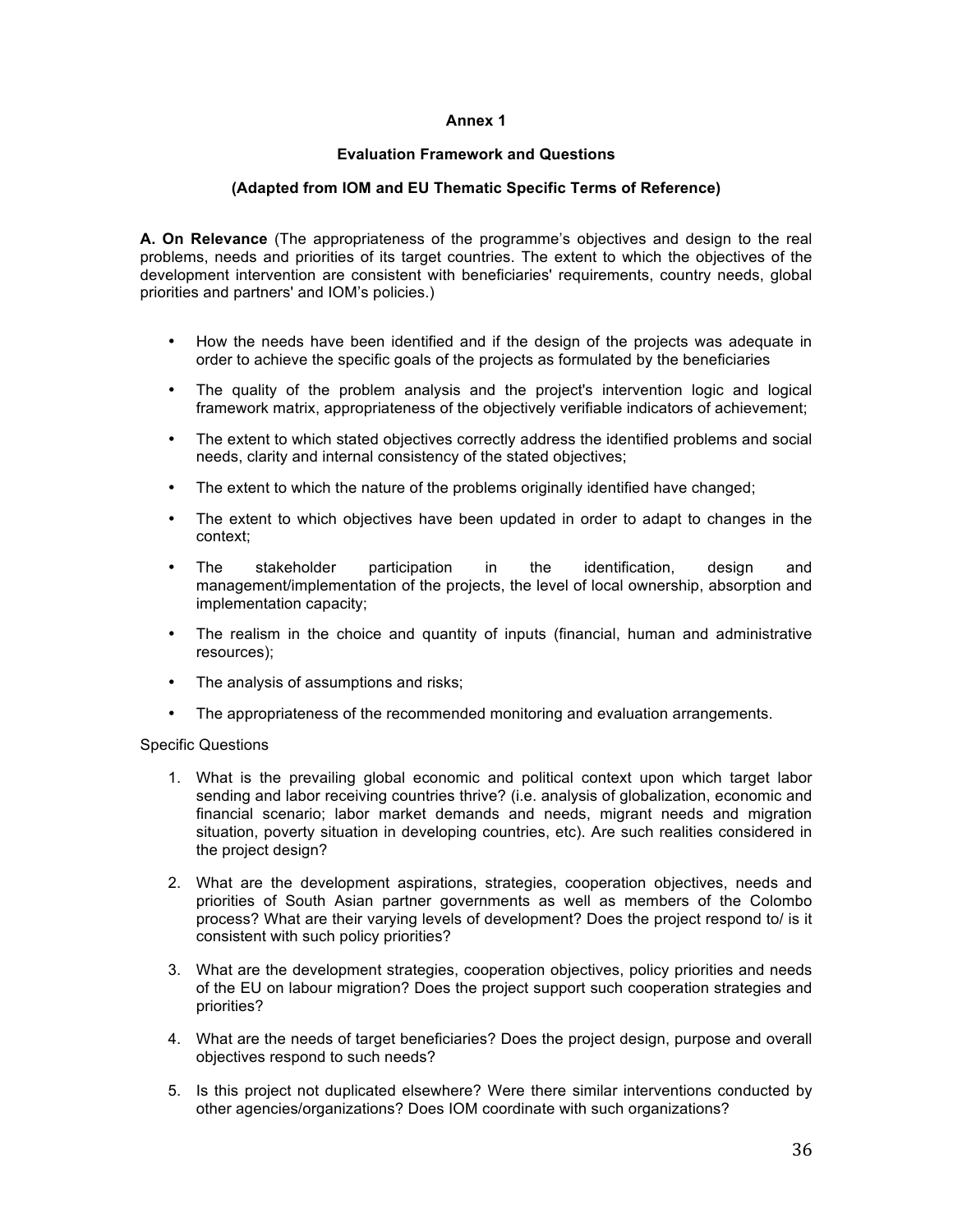**Annex 1**

**Evaluation Framework and Questions**

**(Adapted from IOM and EU Thematic Specific Terms of Reference)**

**A. On Relevance** (The appropriateness of the programme's objectives and design to the real problems, needs and priorities of its target countries. The extent to which the objectives of the development intervention are consistent with beneficiaries' requirements, country needs, global priorities and partners' and IOM's policies.)

- How the needs have been identified and if the design of the projects was adequate in order to achieve the specific goals of the projects as formulated by the beneficiaries
- The quality of the problem analysis and the project's intervention logic and logical framework matrix, appropriateness of the objectively verifiable indicators of achievement;
- The extent to which stated objectives correctly address the identified problems and social needs, clarity and internal consistency of the stated objectives;
- The extent to which the nature of the problems originally identified have changed;
- The extent to which objectives have been updated in order to adapt to changes in the context;
- The stakeholder participation in the identification, design and management/implementation of the projects, the level of local ownership, absorption and implementation capacity;
- The realism in the choice and quantity of inputs (financial, human and administrative resources);
- The analysis of assumptions and risks;
- The appropriateness of the recommended monitoring and evaluation arrangements.

Specific Questions

1. What is the prevailing global economic and political context upon which target labor sending and labor receiving countries thrive? (i.e. analysis of globalization, economic and financial scenario; labor market demands and needs, migrant needs and migration situation, poverty situation in developing countries, etc). Are such realities considered in the project design?
2. What are the development aspirations, strategies, cooperation objectives, needs and priorities of South Asian partner governments as well as members of the Colombo process? What are their varying levels of development? Does the project respond to/ is it consistent with such policy priorities?
3. What are the development strategies, cooperation objectives, policy priorities and needs of the EU on labour migration? Does the project support such cooperation strategies and priorities?
4. What are the needs of target beneficiaries? Does the project design, purpose and overall objectives respond to such needs?
5. Is this project not duplicated elsewhere? Were there similar interventions conducted by other agencies/organizations? Does IOM coordinate with such organizations?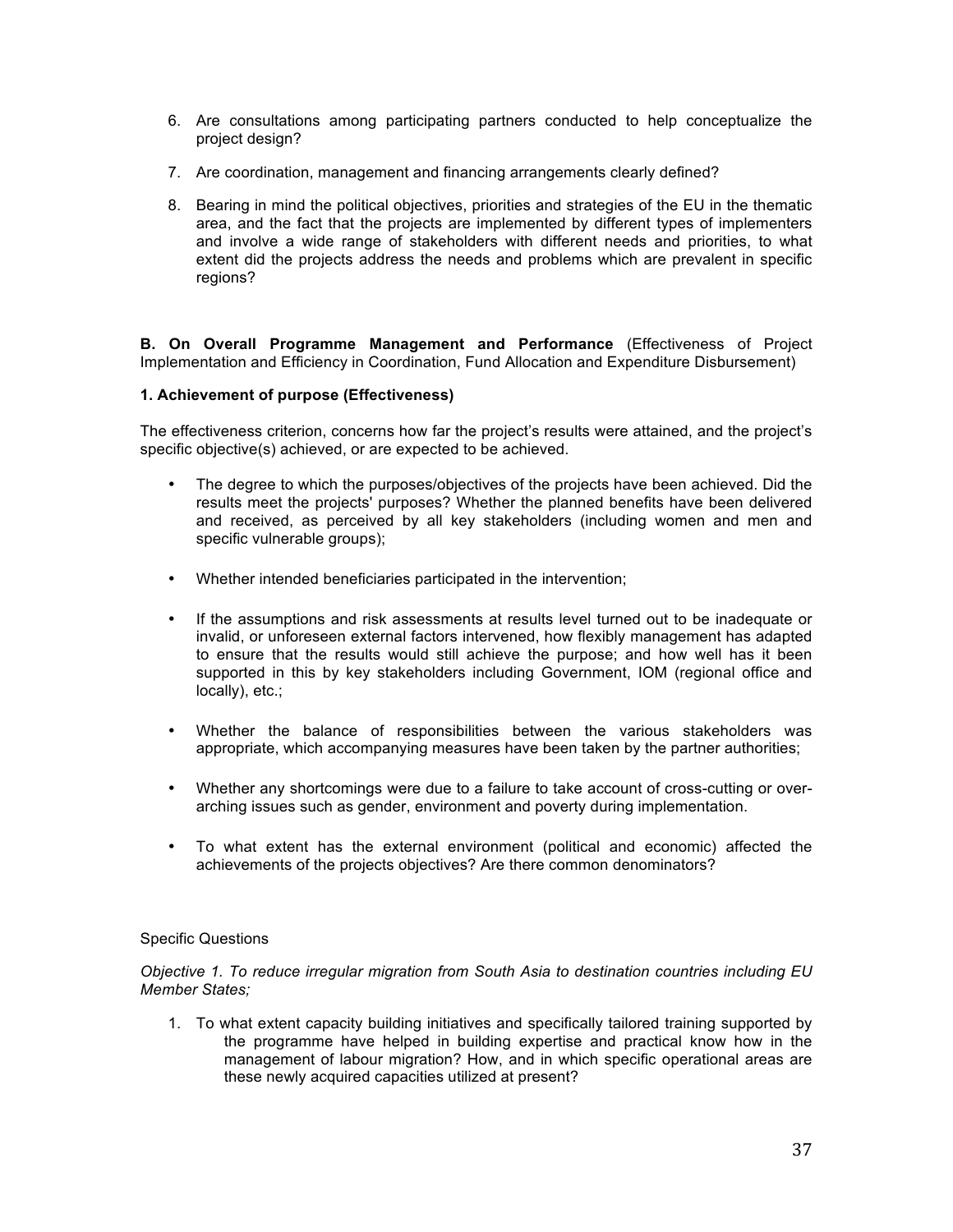6. Are consultations among participating partners conducted to help conceptualize the project design?

7. Are coordination, management and financing arrangements clearly defined?

8. Bearing in mind the political objectives, priorities and strategies of the EU in the thematic area, and the fact that the projects are implemented by different types of implementers and involve a wide range of stakeholders with different needs and priorities, to what extent did the projects address the needs and problems which are prevalent in specific regions?

**B. On Overall Programme Management and Performance** (Effectiveness of Project Implementation and Efficiency in Coordination, Fund Allocation and Expenditure Disbursement)

**1. Achievement of purpose (Effectiveness)**

The effectiveness criterion, concerns how far the project's results were attained, and the project's specific objective(s) achieved, or are expected to be achieved.

- The degree to which the purposes/objectives of the projects have been achieved. Did the results meet the projects' purposes? Whether the planned benefits have been delivered and received, as perceived by all key stakeholders (including women and men and specific vulnerable groups);

- Whether intended beneficiaries participated in the intervention;

- If the assumptions and risk assessments at results level turned out to be inadequate or invalid, or unforeseen external factors intervened, how flexibly management has adapted to ensure that the results would still achieve the purpose; and how well has it been supported in this by key stakeholders including Government, IOM (regional office and locally), etc.;

- Whether the balance of responsibilities between the various stakeholders was appropriate, which accompanying measures have been taken by the partner authorities;

- Whether any shortcomings were due to a failure to take account of cross-cutting or over-arching issues such as gender, environment and poverty during implementation.

- To what extent has the external environment (political and economic) affected the achievements of the projects objectives? Are there common denominators?

Specific Questions

*Objective 1. To reduce irregular migration from South Asia to destination countries including EU Member States;*

1. To what extent capacity building initiatives and specifically tailored training supported by the programme have helped in building expertise and practical know how in the management of labour migration? How, and in which specific operational areas are these newly acquired capacities utilized at present?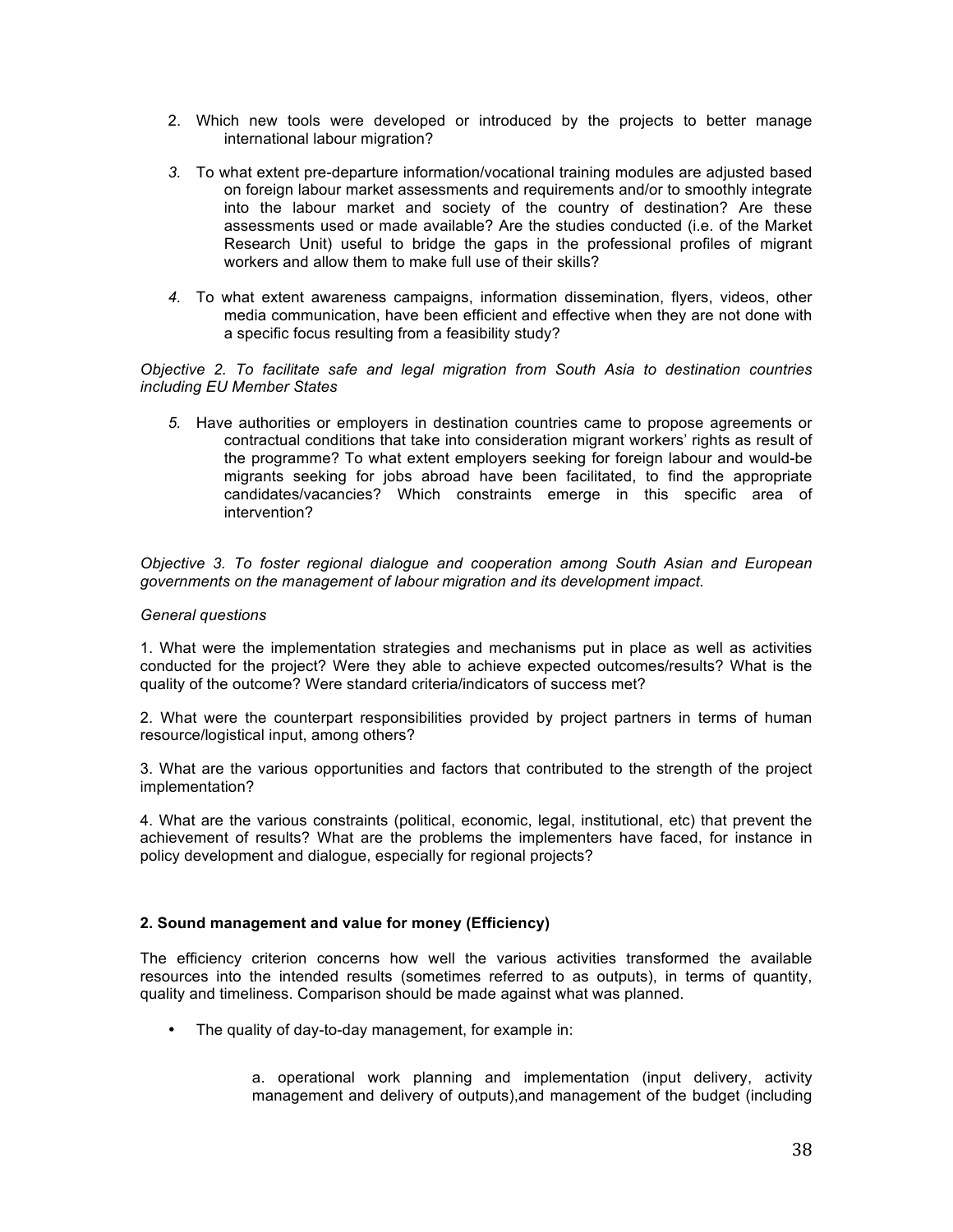2. Which new tools were developed or introduced by the projects to better manage international labour migration?

*3.* To what extent pre-departure information/vocational training modules are adjusted based on foreign labour market assessments and requirements and/or to smoothly integrate into the labour market and society of the country of destination? Are these assessments used or made available? Are the studies conducted (i.e. of the Market Research Unit) useful to bridge the gaps in the professional profiles of migrant workers and allow them to make full use of their skills?

*4.* To what extent awareness campaigns, information dissemination, flyers, videos, other media communication, have been efficient and effective when they are not done with a specific focus resulting from a feasibility study?

*Objective 2. To facilitate safe and legal migration from South Asia to destination countries including EU Member States*

*5.* Have authorities or employers in destination countries came to propose agreements or contractual conditions that take into consideration migrant workers' rights as result of the programme? To what extent employers seeking for foreign labour and would-be migrants seeking for jobs abroad have been facilitated, to find the appropriate candidates/vacancies? Which constraints emerge in this specific area of intervention?

*Objective 3. To foster regional dialogue and cooperation among South Asian and European governments on the management of labour migration and its development impact.*

*General questions*

1. What were the implementation strategies and mechanisms put in place as well as activities conducted for the project? Were they able to achieve expected outcomes/results? What is the quality of the outcome? Were standard criteria/indicators of success met?

2. What were the counterpart responsibilities provided by project partners in terms of human resource/logistical input, among others?

3. What are the various opportunities and factors that contributed to the strength of the project implementation?

4. What are the various constraints (political, economic, legal, institutional, etc) that prevent the achievement of results? What are the problems the implementers have faced, for instance in policy development and dialogue, especially for regional projects?

**2. Sound management and value for money (Efficiency)**

The efficiency criterion concerns how well the various activities transformed the available resources into the intended results (sometimes referred to as outputs), in terms of quantity, quality and timeliness. Comparison should be made against what was planned.

- The quality of day-to-day management, for example in:

  a. operational work planning and implementation (input delivery, activity management and delivery of outputs),and management of the budget (including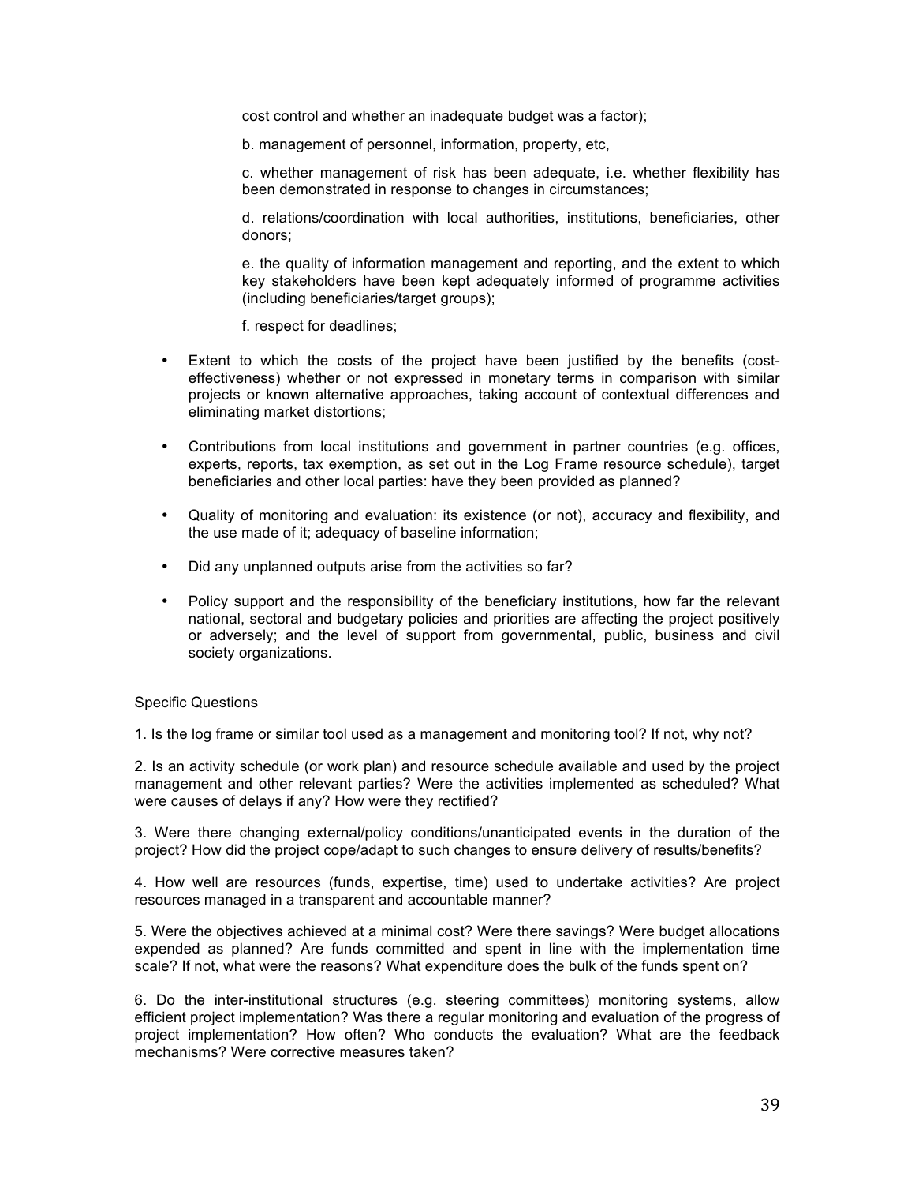cost control and whether an inadequate budget was a factor);

b. management of personnel, information, property, etc,

c. whether management of risk has been adequate, i.e. whether flexibility has been demonstrated in response to changes in circumstances;

d. relations/coordination with local authorities, institutions, beneficiaries, other donors;

e. the quality of information management and reporting, and the extent to which key stakeholders have been kept adequately informed of programme activities (including beneficiaries/target groups);

f. respect for deadlines;

- Extent to which the costs of the project have been justified by the benefits (cost-effectiveness) whether or not expressed in monetary terms in comparison with similar projects or known alternative approaches, taking account of contextual differences and eliminating market distortions;
- Contributions from local institutions and government in partner countries (e.g. offices, experts, reports, tax exemption, as set out in the Log Frame resource schedule), target beneficiaries and other local parties: have they been provided as planned?
- Quality of monitoring and evaluation: its existence (or not), accuracy and flexibility, and the use made of it; adequacy of baseline information;
- Did any unplanned outputs arise from the activities so far?
- Policy support and the responsibility of the beneficiary institutions, how far the relevant national, sectoral and budgetary policies and priorities are affecting the project positively or adversely; and the level of support from governmental, public, business and civil society organizations.

Specific Questions

1. Is the log frame or similar tool used as a management and monitoring tool? If not, why not?

2. Is an activity schedule (or work plan) and resource schedule available and used by the project management and other relevant parties? Were the activities implemented as scheduled? What were causes of delays if any? How were they rectified?

3. Were there changing external/policy conditions/unanticipated events in the duration of the project? How did the project cope/adapt to such changes to ensure delivery of results/benefits?

4. How well are resources (funds, expertise, time) used to undertake activities? Are project resources managed in a transparent and accountable manner?

5. Were the objectives achieved at a minimal cost? Were there savings? Were budget allocations expended as planned? Are funds committed and spent in line with the implementation time scale? If not, what were the reasons? What expenditure does the bulk of the funds spent on?

6. Do the inter-institutional structures (e.g. steering committees) monitoring systems, allow efficient project implementation? Was there a regular monitoring and evaluation of the progress of project implementation? How often? Who conducts the evaluation? What are the feedback mechanisms? Were corrective measures taken?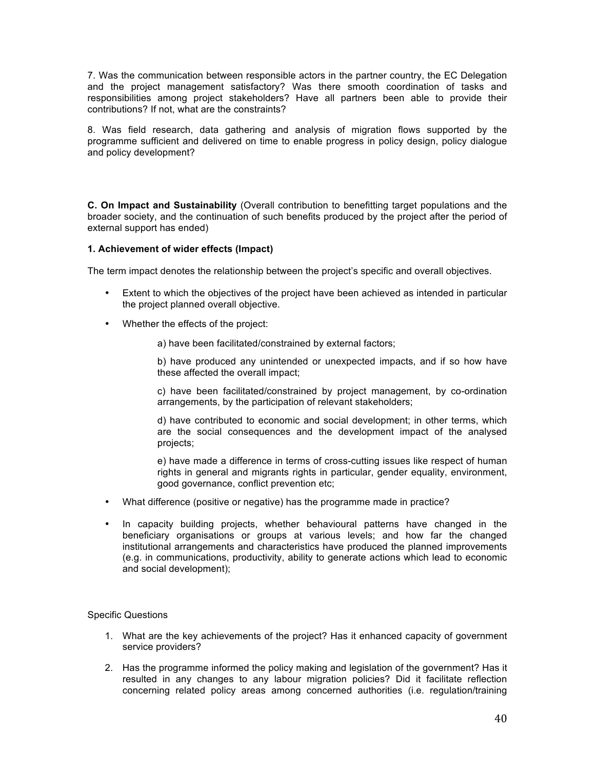7. Was the communication between responsible actors in the partner country, the EC Delegation and the project management satisfactory? Was there smooth coordination of tasks and responsibilities among project stakeholders? Have all partners been able to provide their contributions? If not, what are the constraints?

8. Was field research, data gathering and analysis of migration flows supported by the programme sufficient and delivered on time to enable progress in policy design, policy dialogue and policy development?

**C. On Impact and Sustainability** (Overall contribution to benefitting target populations and the broader society, and the continuation of such benefits produced by the project after the period of external support has ended)

**1. Achievement of wider effects (Impact)**

The term impact denotes the relationship between the project's specific and overall objectives.

- Extent to which the objectives of the project have been achieved as intended in particular the project planned overall objective.
- Whether the effects of the project:

  a) have been facilitated/constrained by external factors;

  b) have produced any unintended or unexpected impacts, and if so how have these affected the overall impact;

  c) have been facilitated/constrained by project management, by co-ordination arrangements, by the participation of relevant stakeholders;

  d) have contributed to economic and social development; in other terms, which are the social consequences and the development impact of the analysed projects;

  e) have made a difference in terms of cross-cutting issues like respect of human rights in general and migrants rights in particular, gender equality, environment, good governance, conflict prevention etc;

- What difference (positive or negative) has the programme made in practice?
- In capacity building projects, whether behavioural patterns have changed in the beneficiary organisations or groups at various levels; and how far the changed institutional arrangements and characteristics have produced the planned improvements (e.g. in communications, productivity, ability to generate actions which lead to economic and social development);

Specific Questions

1. What are the key achievements of the project? Has it enhanced capacity of government service providers?
2. Has the programme informed the policy making and legislation of the government? Has it resulted in any changes to any labour migration policies? Did it facilitate reflection concerning related policy areas among concerned authorities (i.e. regulation/training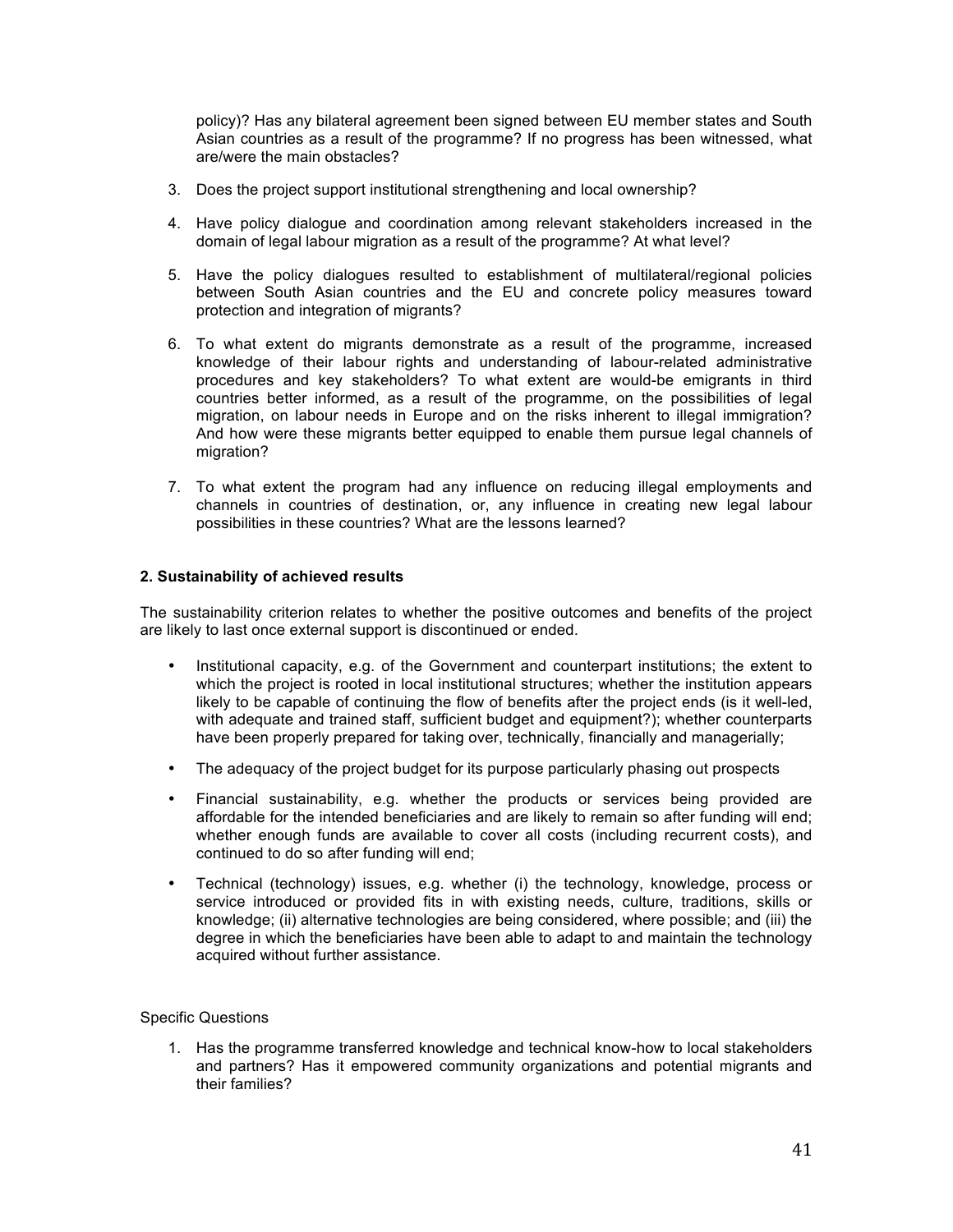policy)? Has any bilateral agreement been signed between EU member states and South Asian countries as a result of the programme? If no progress has been witnessed, what are/were the main obstacles?

3. Does the project support institutional strengthening and local ownership?

4. Have policy dialogue and coordination among relevant stakeholders increased in the domain of legal labour migration as a result of the programme? At what level?

5. Have the policy dialogues resulted to establishment of multilateral/regional policies between South Asian countries and the EU and concrete policy measures toward protection and integration of migrants?

6. To what extent do migrants demonstrate as a result of the programme, increased knowledge of their labour rights and understanding of labour-related administrative procedures and key stakeholders? To what extent are would-be emigrants in third countries better informed, as a result of the programme, on the possibilities of legal migration, on labour needs in Europe and on the risks inherent to illegal immigration? And how were these migrants better equipped to enable them pursue legal channels of migration?

7. To what extent the program had any influence on reducing illegal employments and channels in countries of destination, or, any influence in creating new legal labour possibilities in these countries? What are the lessons learned?

**2. Sustainability of achieved results**

The sustainability criterion relates to whether the positive outcomes and benefits of the project are likely to last once external support is discontinued or ended.

- Institutional capacity, e.g. of the Government and counterpart institutions; the extent to which the project is rooted in local institutional structures; whether the institution appears likely to be capable of continuing the flow of benefits after the project ends (is it well-led, with adequate and trained staff, sufficient budget and equipment?); whether counterparts have been properly prepared for taking over, technically, financially and managerially;

- The adequacy of the project budget for its purpose particularly phasing out prospects

- Financial sustainability, e.g. whether the products or services being provided are affordable for the intended beneficiaries and are likely to remain so after funding will end; whether enough funds are available to cover all costs (including recurrent costs), and continued to do so after funding will end;

- Technical (technology) issues, e.g. whether (i) the technology, knowledge, process or service introduced or provided fits in with existing needs, culture, traditions, skills or knowledge; (ii) alternative technologies are being considered, where possible; and (iii) the degree in which the beneficiaries have been able to adapt to and maintain the technology acquired without further assistance.

Specific Questions

1. Has the programme transferred knowledge and technical know-how to local stakeholders and partners? Has it empowered community organizations and potential migrants and their families?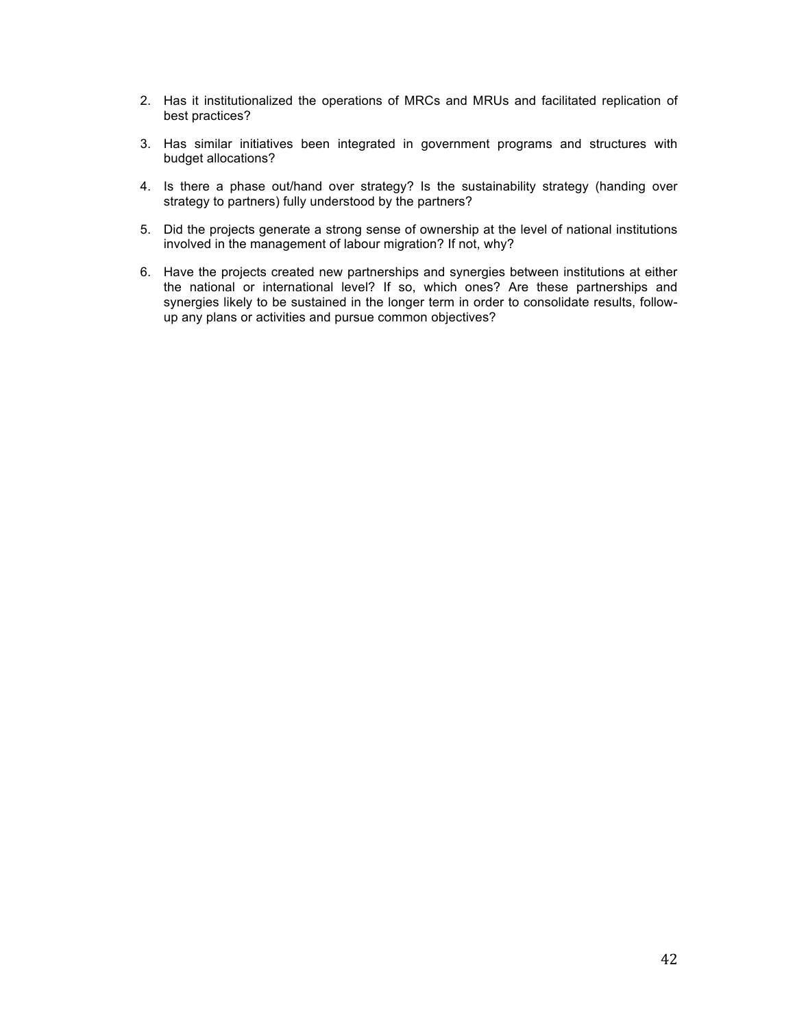2. Has it institutionalized the operations of MRCs and MRUs and facilitated replication of best practices?

3. Has similar initiatives been integrated in government programs and structures with budget allocations?

4. Is there a phase out/hand over strategy? Is the sustainability strategy (handing over strategy to partners) fully understood by the partners?

5. Did the projects generate a strong sense of ownership at the level of national institutions involved in the management of labour migration? If not, why?

6. Have the projects created new partnerships and synergies between institutions at either the national or international level? If so, which ones? Are these partnerships and synergies likely to be sustained in the longer term in order to consolidate results, follow-up any plans or activities and pursue common objectives?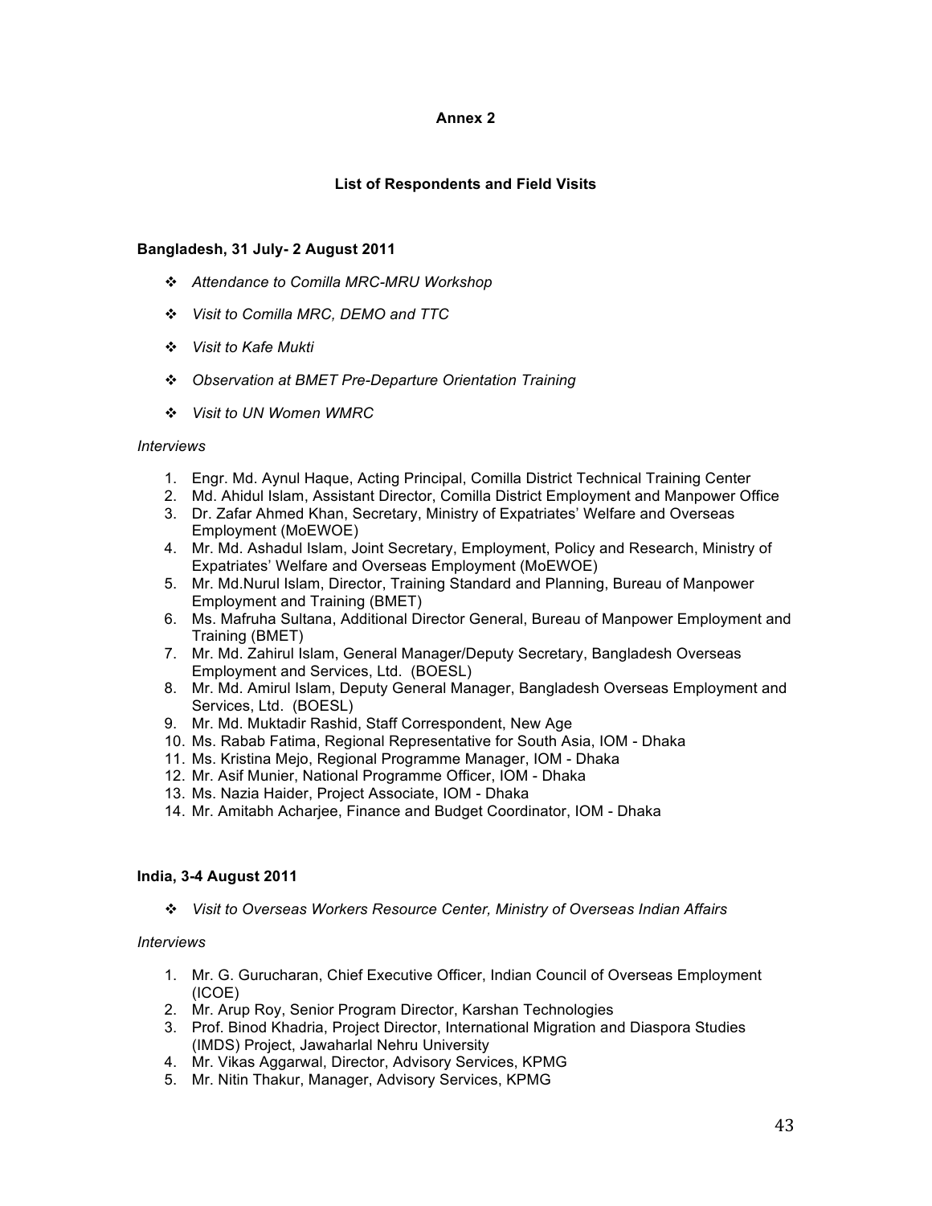# Annex 2

## List of Respondents and Field Visits

**Bangladesh, 31 July- 2 August 2011**

- *Attendance to Comilla MRC-MRU Workshop*
- *Visit to Comilla MRC, DEMO and TTC*
- *Visit to Kafe Mukti*
- *Observation at BMET Pre-Departure Orientation Training*
- *Visit to UN Women WMRC*

*Interviews*

1. Engr. Md. Aynul Haque, Acting Principal, Comilla District Technical Training Center
2. Md. Ahidul Islam, Assistant Director, Comilla District Employment and Manpower Office
3. Dr. Zafar Ahmed Khan, Secretary, Ministry of Expatriates' Welfare and Overseas Employment (MoEWOE)
4. Mr. Md. Ashadul Islam, Joint Secretary, Employment, Policy and Research, Ministry of Expatriates' Welfare and Overseas Employment (MoEWOE)
5. Mr. Md.Nurul Islam, Director, Training Standard and Planning, Bureau of Manpower Employment and Training (BMET)
6. Ms. Mafruha Sultana, Additional Director General, Bureau of Manpower Employment and Training (BMET)
7. Mr. Md. Zahirul Islam, General Manager/Deputy Secretary, Bangladesh Overseas Employment and Services, Ltd. (BOESL)
8. Mr. Md. Amirul Islam, Deputy General Manager, Bangladesh Overseas Employment and Services, Ltd. (BOESL)
9. Mr. Md. Muktadir Rashid, Staff Correspondent, New Age
10. Ms. Rabab Fatima, Regional Representative for South Asia, IOM - Dhaka
11. Ms. Kristina Mejo, Regional Programme Manager, IOM - Dhaka
12. Mr. Asif Munier, National Programme Officer, IOM - Dhaka
13. Ms. Nazia Haider, Project Associate, IOM - Dhaka
14. Mr. Amitabh Acharjee, Finance and Budget Coordinator, IOM - Dhaka

**India, 3-4 August 2011**

- *Visit to Overseas Workers Resource Center, Ministry of Overseas Indian Affairs*

*Interviews*

1. Mr. G. Gurucharan, Chief Executive Officer, Indian Council of Overseas Employment (ICOE)
2. Mr. Arup Roy, Senior Program Director, Karshan Technologies
3. Prof. Binod Khadria, Project Director, International Migration and Diaspora Studies (IMDS) Project, Jawaharlal Nehru University
4. Mr. Vikas Aggarwal, Director, Advisory Services, KPMG
5. Mr. Nitin Thakur, Manager, Advisory Services, KPMG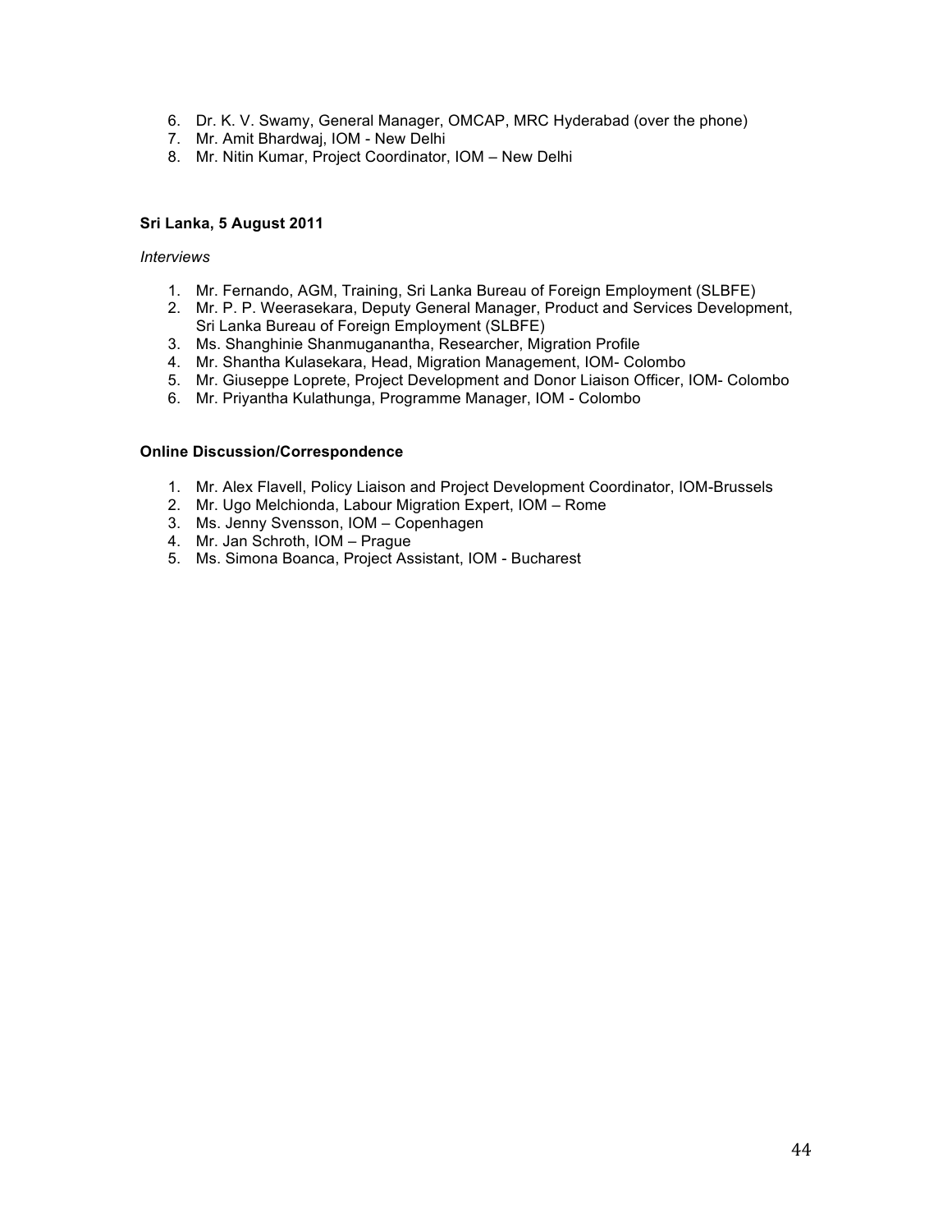6. Dr. K. V. Swamy, General Manager, OMCAP, MRC Hyderabad (over the phone)
7. Mr. Amit Bhardwaj, IOM - New Delhi
8. Mr. Nitin Kumar, Project Coordinator, IOM – New Delhi

**Sri Lanka, 5 August 2011**

*Interviews*

1. Mr. Fernando, AGM, Training, Sri Lanka Bureau of Foreign Employment (SLBFE)
2. Mr. P. P. Weerasekara, Deputy General Manager, Product and Services Development, Sri Lanka Bureau of Foreign Employment (SLBFE)
3. Ms. Shanghinie Shanmuganantha, Researcher, Migration Profile
4. Mr. Shantha Kulasekara, Head, Migration Management, IOM- Colombo
5. Mr. Giuseppe Loprete, Project Development and Donor Liaison Officer, IOM- Colombo
6. Mr. Priyantha Kulathunga, Programme Manager, IOM - Colombo

**Online Discussion/Correspondence**

1. Mr. Alex Flavell, Policy Liaison and Project Development Coordinator, IOM-Brussels
2. Mr. Ugo Melchionda, Labour Migration Expert, IOM – Rome
3. Ms. Jenny Svensson, IOM – Copenhagen
4. Mr. Jan Schroth, IOM – Prague
5. Ms. Simona Boanca, Project Assistant, IOM - Bucharest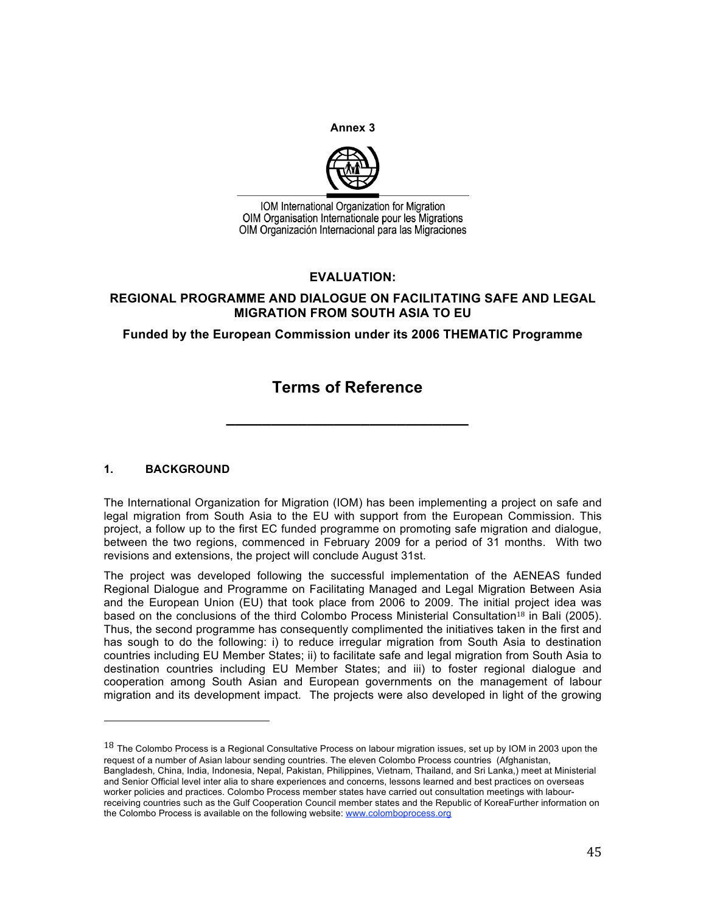Annex 3

IOM International Organization for Migration
OIM Organisation Internationale pour les Migrations
OIM Organización Internacional para las Migraciones

# EVALUATION:

## REGIONAL PROGRAMME AND DIALOGUE ON FACILITATING SAFE AND LEGAL MIGRATION FROM SOUTH ASIA TO EU

**Funded by the European Commission under its 2006 THEMATIC Programme**

# Terms of Reference

---

## 1. BACKGROUND

The International Organization for Migration (IOM) has been implementing a project on safe and legal migration from South Asia to the EU with support from the European Commission. This project, a follow up to the first EC funded programme on promoting safe migration and dialogue, between the two regions, commenced in February 2009 for a period of 31 months. With two revisions and extensions, the project will conclude August 31st.

The project was developed following the successful implementation of the AENEAS funded Regional Dialogue and Programme on Facilitating Managed and Legal Migration Between Asia and the European Union (EU) that took place from 2006 to 2009. The initial project idea was based on the conclusions of the third Colombo Process Ministerial Consultation[18] in Bali (2005). Thus, the second programme has consequently complimented the initiatives taken in the first and has sough to do the following: i) to reduce irregular migration from South Asia to destination countries including EU Member States; ii) to facilitate safe and legal migration from South Asia to destination countries including EU Member States; and iii) to foster regional dialogue and cooperation among South Asian and European governments on the management of labour migration and its development impact. The projects were also developed in light of the growing

---

[18] The Colombo Process is a Regional Consultative Process on labour migration issues, set up by IOM in 2003 upon the request of a number of Asian labour sending countries. The eleven Colombo Process countries (Afghanistan, Bangladesh, China, India, Indonesia, Nepal, Pakistan, Philippines, Vietnam, Thailand, and Sri Lanka,) meet at Ministerial and Senior Official level inter alia to share experiences and concerns, lessons learned and best practices on overseas worker policies and practices. Colombo Process member states have carried out consultation meetings with labour-receiving countries such as the Gulf Cooperation Council member states and the Republic of KoreaFurther information on the Colombo Process is available on the following website: www.colomboprocess.org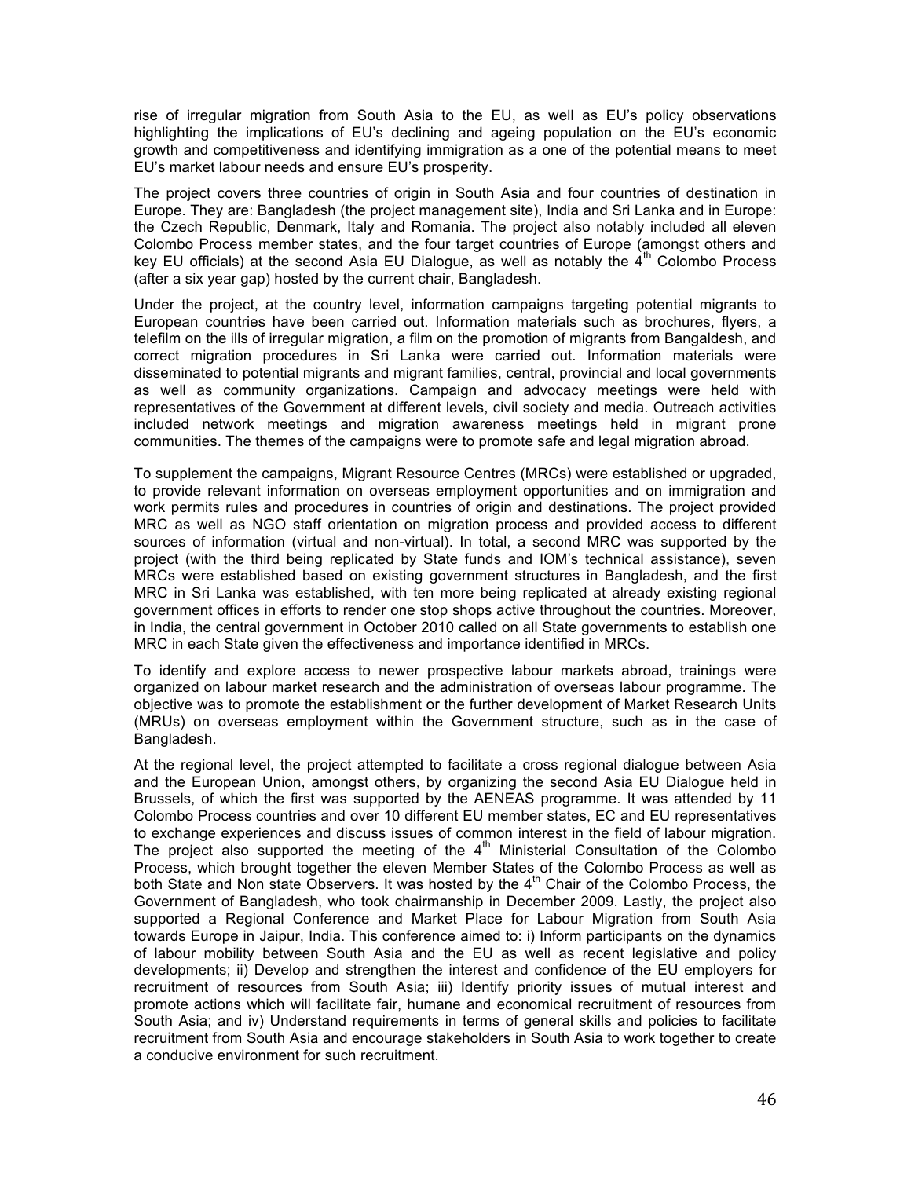rise of irregular migration from South Asia to the EU, as well as EU's policy observations highlighting the implications of EU's declining and ageing population on the EU's economic growth and competitiveness and identifying immigration as a one of the potential means to meet EU's market labour needs and ensure EU's prosperity.

The project covers three countries of origin in South Asia and four countries of destination in Europe. They are: Bangladesh (the project management site), India and Sri Lanka and in Europe: the Czech Republic, Denmark, Italy and Romania. The project also notably included all eleven Colombo Process member states, and the four target countries of Europe (amongst others and key EU officials) at the second Asia EU Dialogue, as well as notably the 4th Colombo Process (after a six year gap) hosted by the current chair, Bangladesh.

Under the project, at the country level, information campaigns targeting potential migrants to European countries have been carried out. Information materials such as brochures, flyers, a telefilm on the ills of irregular migration, a film on the promotion of migrants from Bangaldesh, and correct migration procedures in Sri Lanka were carried out. Information materials were disseminated to potential migrants and migrant families, central, provincial and local governments as well as community organizations. Campaign and advocacy meetings were held with representatives of the Government at different levels, civil society and media. Outreach activities included network meetings and migration awareness meetings held in migrant prone communities. The themes of the campaigns were to promote safe and legal migration abroad.

To supplement the campaigns, Migrant Resource Centres (MRCs) were established or upgraded, to provide relevant information on overseas employment opportunities and on immigration and work permits rules and procedures in countries of origin and destinations. The project provided MRC as well as NGO staff orientation on migration process and provided access to different sources of information (virtual and non-virtual). In total, a second MRC was supported by the project (with the third being replicated by State funds and IOM's technical assistance), seven MRCs were established based on existing government structures in Bangladesh, and the first MRC in Sri Lanka was established, with ten more being replicated at already existing regional government offices in efforts to render one stop shops active throughout the countries. Moreover, in India, the central government in October 2010 called on all State governments to establish one MRC in each State given the effectiveness and importance identified in MRCs.

To identify and explore access to newer prospective labour markets abroad, trainings were organized on labour market research and the administration of overseas labour programme. The objective was to promote the establishment or the further development of Market Research Units (MRUs) on overseas employment within the Government structure, such as in the case of Bangladesh.

At the regional level, the project attempted to facilitate a cross regional dialogue between Asia and the European Union, amongst others, by organizing the second Asia EU Dialogue held in Brussels, of which the first was supported by the AENEAS programme. It was attended by 11 Colombo Process countries and over 10 different EU member states, EC and EU representatives to exchange experiences and discuss issues of common interest in the field of labour migration. The project also supported the meeting of the 4th Ministerial Consultation of the Colombo Process, which brought together the eleven Member States of the Colombo Process as well as both State and Non state Observers. It was hosted by the 4th Chair of the Colombo Process, the Government of Bangladesh, who took chairmanship in December 2009. Lastly, the project also supported a Regional Conference and Market Place for Labour Migration from South Asia towards Europe in Jaipur, India. This conference aimed to: i) Inform participants on the dynamics of labour mobility between South Asia and the EU as well as recent legislative and policy developments; ii) Develop and strengthen the interest and confidence of the EU employers for recruitment of resources from South Asia; iii) Identify priority issues of mutual interest and promote actions which will facilitate fair, humane and economical recruitment of resources from South Asia; and iv) Understand requirements in terms of general skills and policies to facilitate recruitment from South Asia and encourage stakeholders in South Asia to work together to create a conducive environment for such recruitment.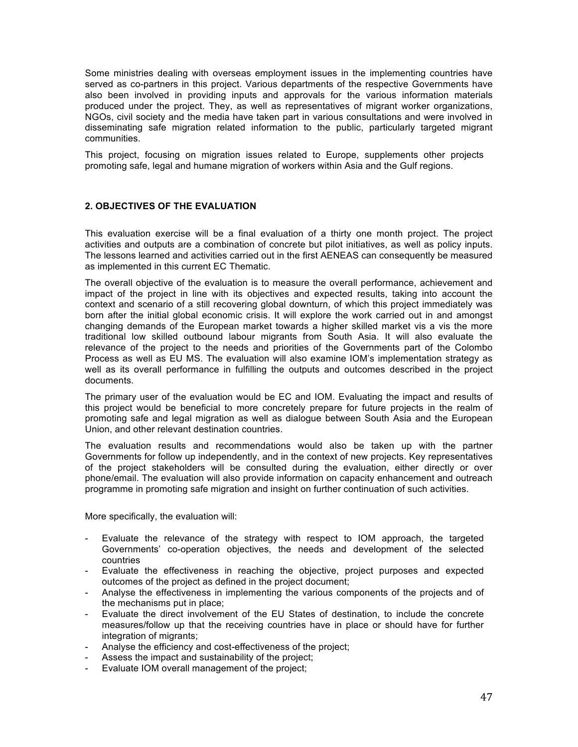Some ministries dealing with overseas employment issues in the implementing countries have served as co-partners in this project. Various departments of the respective Governments have also been involved in providing inputs and approvals for the various information materials produced under the project. They, as well as representatives of migrant worker organizations, NGOs, civil society and the media have taken part in various consultations and were involved in disseminating safe migration related information to the public, particularly targeted migrant communities.

This project, focusing on migration issues related to Europe, supplements other projects promoting safe, legal and humane migration of workers within Asia and the Gulf regions.

## 2. OBJECTIVES OF THE EVALUATION

This evaluation exercise will be a final evaluation of a thirty one month project. The project activities and outputs are a combination of concrete but pilot initiatives, as well as policy inputs. The lessons learned and activities carried out in the first AENEAS can consequently be measured as implemented in this current EC Thematic.

The overall objective of the evaluation is to measure the overall performance, achievement and impact of the project in line with its objectives and expected results, taking into account the context and scenario of a still recovering global downturn, of which this project immediately was born after the initial global economic crisis. It will explore the work carried out in and amongst changing demands of the European market towards a higher skilled market vis a vis the more traditional low skilled outbound labour migrants from South Asia. It will also evaluate the relevance of the project to the needs and priorities of the Governments part of the Colombo Process as well as EU MS. The evaluation will also examine IOM's implementation strategy as well as its overall performance in fulfilling the outputs and outcomes described in the project documents.

The primary user of the evaluation would be EC and IOM. Evaluating the impact and results of this project would be beneficial to more concretely prepare for future projects in the realm of promoting safe and legal migration as well as dialogue between South Asia and the European Union, and other relevant destination countries.

The evaluation results and recommendations would also be taken up with the partner Governments for follow up independently, and in the context of new projects. Key representatives of the project stakeholders will be consulted during the evaluation, either directly or over phone/email. The evaluation will also provide information on capacity enhancement and outreach programme in promoting safe migration and insight on further continuation of such activities.

More specifically, the evaluation will:

- Evaluate the relevance of the strategy with respect to IOM approach, the targeted Governments' co-operation objectives, the needs and development of the selected countries
- Evaluate the effectiveness in reaching the objective, project purposes and expected outcomes of the project as defined in the project document;
- Analyse the effectiveness in implementing the various components of the projects and of the mechanisms put in place;
- Evaluate the direct involvement of the EU States of destination, to include the concrete measures/follow up that the receiving countries have in place or should have for further integration of migrants;
- Analyse the efficiency and cost-effectiveness of the project;
- Assess the impact and sustainability of the project;
- Evaluate IOM overall management of the project;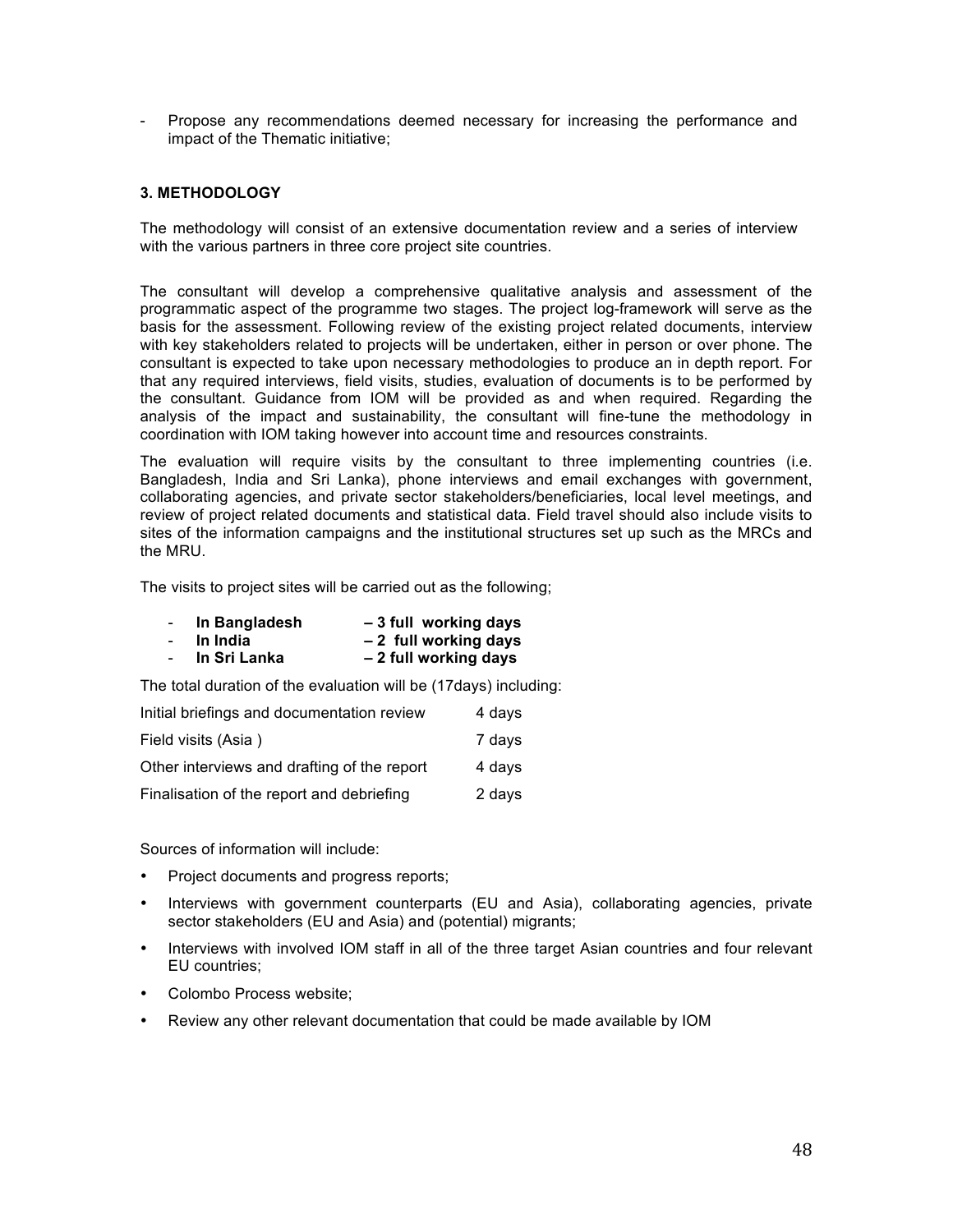- Propose any recommendations deemed necessary for increasing the performance and impact of the Thematic initiative;

### 3. METHODOLOGY

The methodology will consist of an extensive documentation review and a series of interview with the various partners in three core project site countries.

The consultant will develop a comprehensive qualitative analysis and assessment of the programmatic aspect of the programme two stages. The project log-framework will serve as the basis for the assessment. Following review of the existing project related documents, interview with key stakeholders related to projects will be undertaken, either in person or over phone. The consultant is expected to take upon necessary methodologies to produce an in depth report. For that any required interviews, field visits, studies, evaluation of documents is to be performed by the consultant. Guidance from IOM will be provided as and when required. Regarding the analysis of the impact and sustainability, the consultant will fine-tune the methodology in coordination with IOM taking however into account time and resources constraints.

The evaluation will require visits by the consultant to three implementing countries (i.e. Bangladesh, India and Sri Lanka), phone interviews and email exchanges with government, collaborating agencies, and private sector stakeholders/beneficiaries, local level meetings, and review of project related documents and statistical data. Field travel should also include visits to sites of the information campaigns and the institutional structures set up such as the MRCs and the MRU.

The visits to project sites will be carried out as the following;

- **In Bangladesh – 3 full working days**
- **In India – 2 full working days**
- **In Sri Lanka – 2 full working days**

The total duration of the evaluation will be (17days) including:

| | |
|---|---|
| Initial briefings and documentation review | 4 days |
| Field visits (Asia ) | 7 days |
| Other interviews and drafting of the report | 4 days |
| Finalisation of the report and debriefing | 2 days |

Sources of information will include:

- Project documents and progress reports;
- Interviews with government counterparts (EU and Asia), collaborating agencies, private sector stakeholders (EU and Asia) and (potential) migrants;
- Interviews with involved IOM staff in all of the three target Asian countries and four relevant EU countries;
- Colombo Process website;
- Review any other relevant documentation that could be made available by IOM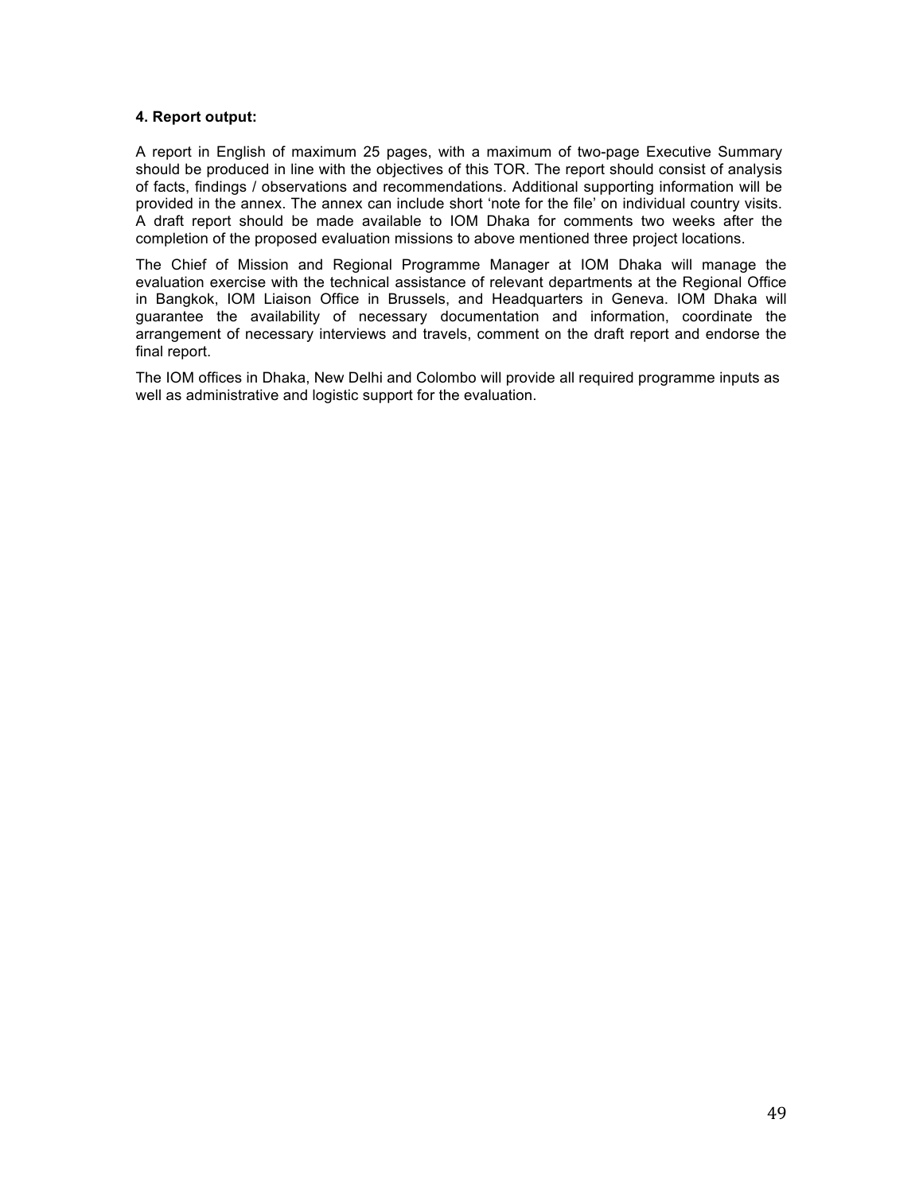**4. Report output:**

A report in English of maximum 25 pages, with a maximum of two-page Executive Summary should be produced in line with the objectives of this TOR. The report should consist of analysis of facts, findings / observations and recommendations. Additional supporting information will be provided in the annex. The annex can include short 'note for the file' on individual country visits. A draft report should be made available to IOM Dhaka for comments two weeks after the completion of the proposed evaluation missions to above mentioned three project locations.

The Chief of Mission and Regional Programme Manager at IOM Dhaka will manage the evaluation exercise with the technical assistance of relevant departments at the Regional Office in Bangkok, IOM Liaison Office in Brussels, and Headquarters in Geneva. IOM Dhaka will guarantee the availability of necessary documentation and information, coordinate the arrangement of necessary interviews and travels, comment on the draft report and endorse the final report.

The IOM offices in Dhaka, New Delhi and Colombo will provide all required programme inputs as well as administrative and logistic support for the evaluation.